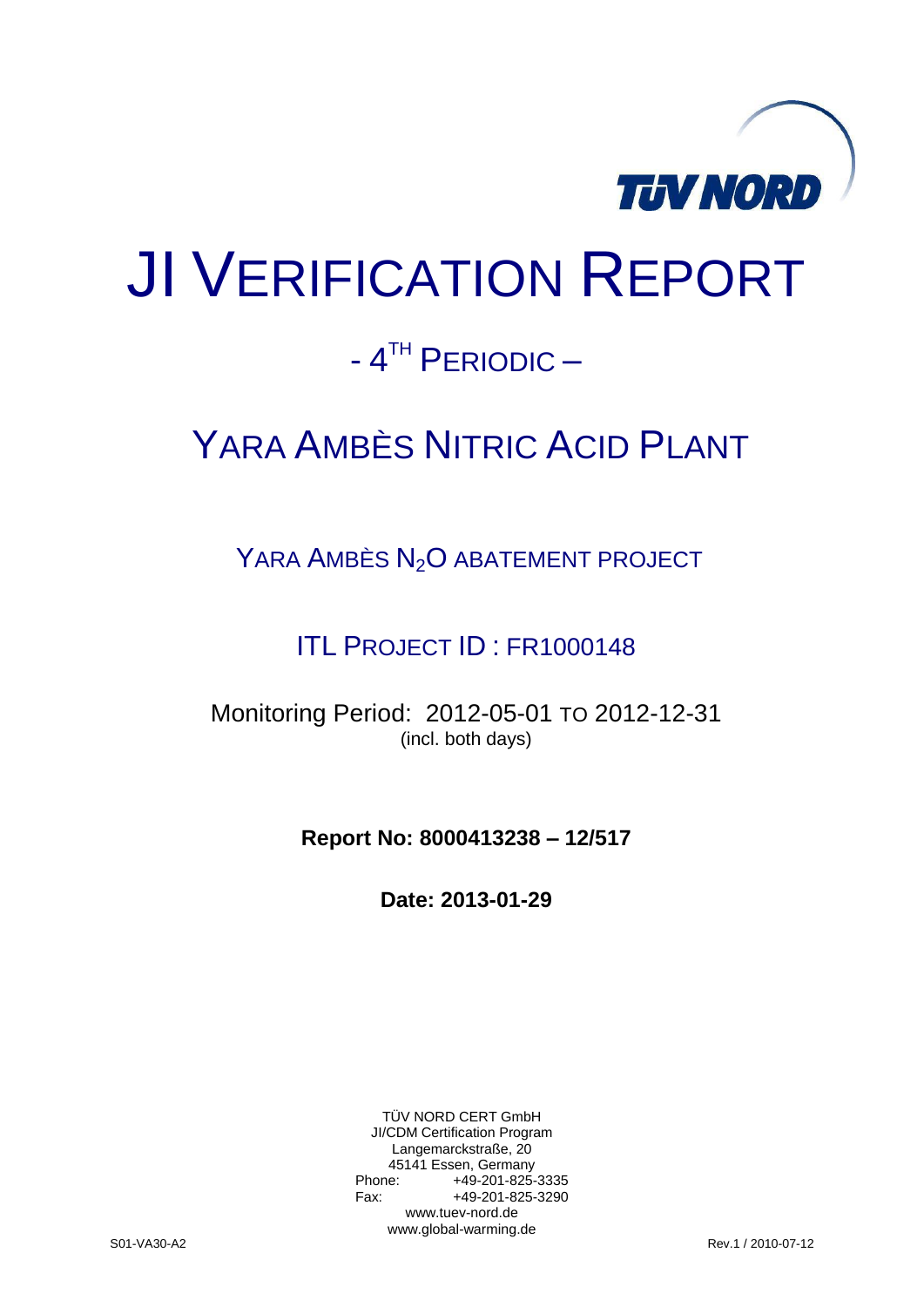TÜV NORD

# JI VERIFICATION REPORT

## - 4[TH] PERIODIC –

## YARA AMBÈS NITRIC ACID PLANT

### YARA AMBÈS $N_2O$ ABATEMENT PROJECT

### ITL PROJECT ID : FR1000148

Monitoring Period: 2012-05-01 TO 2012-12-31
(incl. both days)

**Report No: 8000413238 – 12/517**

**Date: 2013-01-29**

TÜV NORD CERT GmbH
JI/CDM Certification Program
Langemarckstraße, 20
45141 Essen, Germany
Phone: +49-201-825-3335
Fax: +49-201-825-3290
www.tuev-nord.de
www.global-warming.de

S01-VA30-A2 Rev.1 / 2010-07-12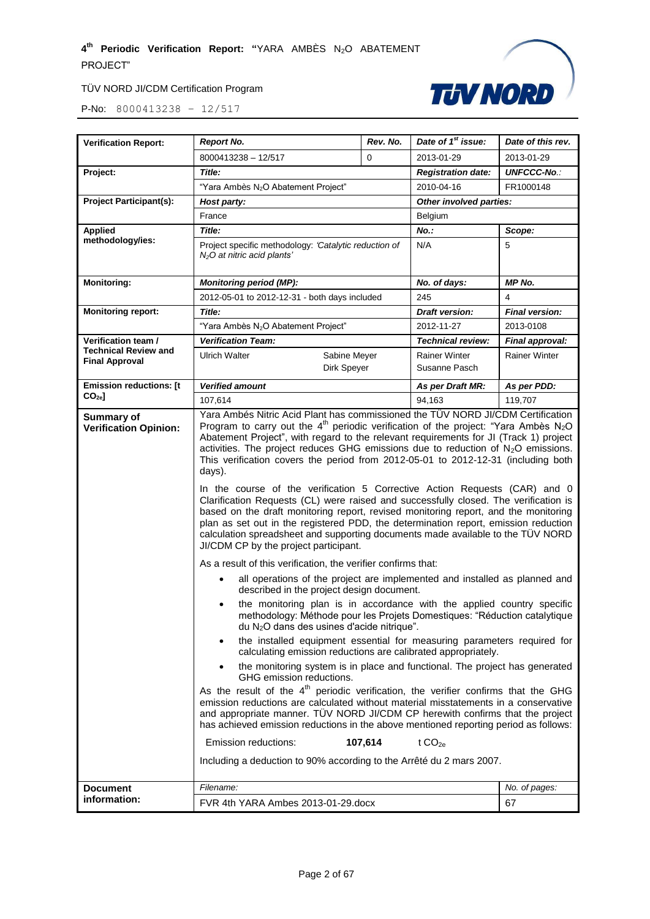| | | | | |
|---|---|---|---|---|
| **Verification Report:** | ***Report No.*** | ***Rev. No.*** | ***Date of 1[st] issue:*** | ***Date of this rev.*** |
| | 8000413238 – 12/517 | 0 | 2013-01-29 | 2013-01-29 |
| **Project:** | ***Title:*** | | ***Registration date:*** | ***UNFCCC-No.:*** |
| | "Yara Ambès $N_2O$ Abatement Project" | | 2010-04-16 | FR1000148 |
| **Project Participant(s):** | ***Host party:*** | | ***Other involved parties:*** | |
| | France | | Belgium | |
| **Applied methodology/ies:** | ***Title:*** | | ***No.:*** | ***Scope:*** |
| | Project specific methodology: *'Catalytic reduction of $N_2O$ at nitric acid plants'* | | N/A | 5 |
| **Monitoring:** | ***Monitoring period (MP):*** | | ***No. of days:*** | ***MP No.*** |
| | 2012-05-01 to 2012-12-31 - both days included | | 245 | 4 |
| **Monitoring report:** | ***Title:*** | | ***Draft version:*** | ***Final version:*** |
| | "Yara Ambès $N_2O$ Abatement Project" | | 2012-11-27 | 2013-0108 |
| **Verification team / Technical Review and Final Approval** | ***Verification Team:*** | | ***Technical review:*** | ***Final approval:*** |
| | Ulrich Walter | Sabine Meyer<br>Dirk Speyer | Rainer Winter<br>Susanne Pasch | Rainer Winter |
| **Emission reductions: [t $CO_{2e}$]** | ***Verified amount*** | | ***As per Draft MR:*** | ***As per PDD:*** |
| | 107,614 | | 94,163 | 119,707 |
| **Summary of Verification Opinion:** | Yara Ambés Nitric Acid Plant has commissioned the TÜV NORD JI/CDM Certification Program to carry out the 4[th] periodic verification of the project: "Yara Ambès $N_2O$ Abatement Project", with regard to the relevant requirements for JI (Track 1) project activities. The project reduces GHG emissions due to reduction of $N_2O$ emissions. This verification covers the period from 2012-05-01 to 2012-12-31 (including both days).<br><br>In the course of the verification 5 Corrective Action Requests (CAR) and 0 Clarification Requests (CL) were raised and successfully closed. The verification is based on the draft monitoring report, revised monitoring report, and the monitoring plan as set out in the registered PDD, the determination report, emission reduction calculation spreadsheet and supporting documents made available to the TÜV NORD JI/CDM CP by the project participant.<br><br>As a result of this verification, the verifier confirms that:<br>• all operations of the project are implemented and installed as planned and described in the project design document.<br>• the monitoring plan is in accordance with the applied country specific methodology: Méthode pour les Projets Domestiques: "Réduction catalytique du $N_2O$ dans des usines d'acide nitrique".<br>• the installed equipment essential for measuring parameters required for calculating emission reductions are calibrated appropriately.<br>• the monitoring system is in place and functional. The project has generated GHG emission reductions.<br><br>As the result of the 4[th] periodic verification, the verifier confirms that the GHG emission reductions are calculated without material misstatements in a conservative and appropriate manner. TÜV NORD JI/CDM CP herewith confirms that the project has achieved emission reductions in the above mentioned reporting period as follows:<br><br>Emission reductions: **107,614** t $CO_{2e}$<br><br>Including a deduction to 90% according to the Arrêté du 2 mars 2007. | | | |
| **Document information:** | *Filename:* | | | *No. of pages:* |
| | FVR 4th YARA Ambes 2013-01-29.docx | | | 67 |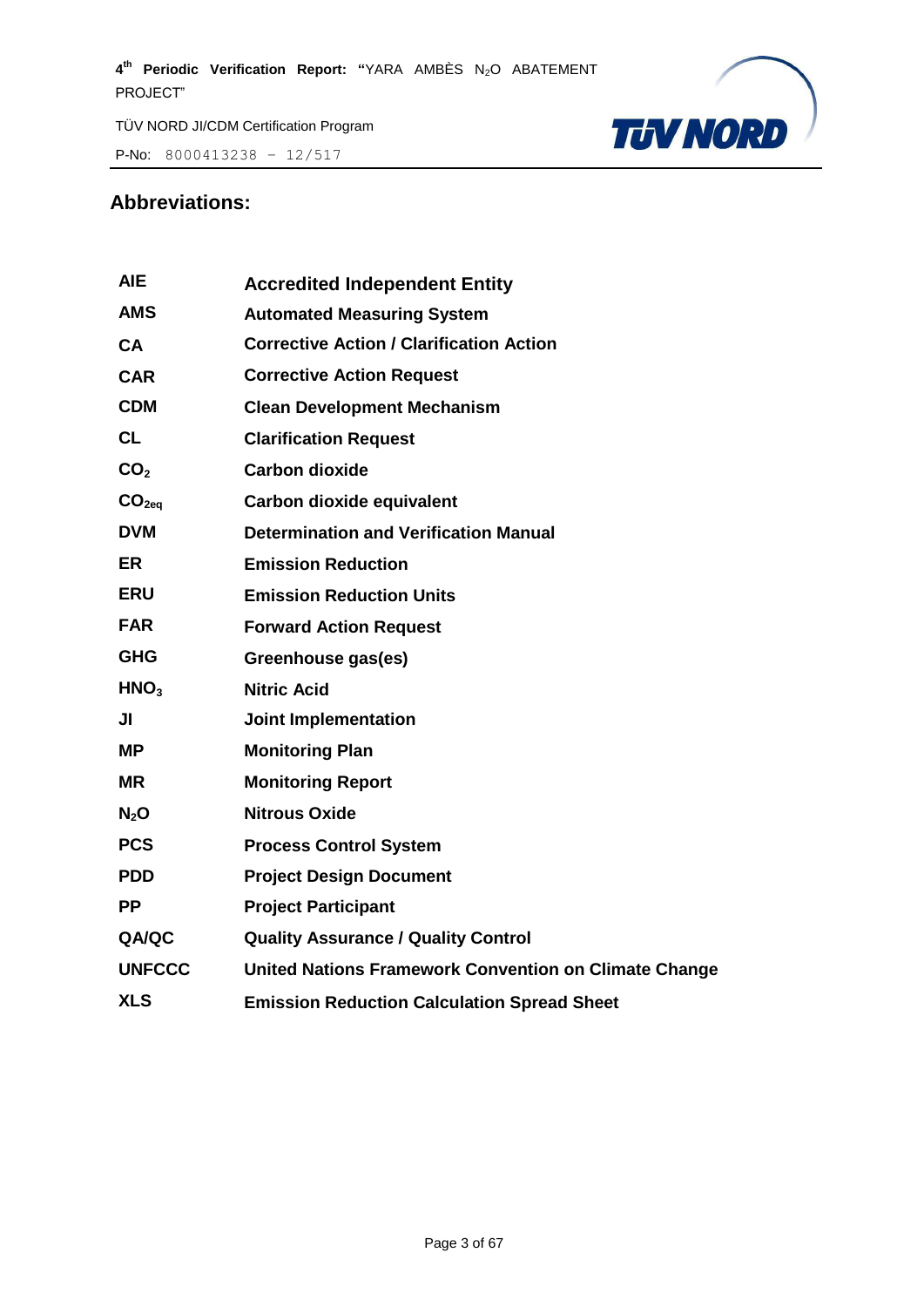## Abbreviations:

| | |
|---|---|
| **AIE** | **Accredited Independent Entity** |
| **AMS** | **Automated Measuring System** |
| **CA** | **Corrective Action / Clarification Action** |
| **CAR** | **Corrective Action Request** |
| **CDM** | **Clean Development Mechanism** |
| **CL** | **Clarification Request** |
| **$CO_2$** | **Carbon dioxide** |
| **$CO_{2eq}$** | **Carbon dioxide equivalent** |
| **DVM** | **Determination and Verification Manual** |
| **ER** | **Emission Reduction** |
| **ERU** | **Emission Reduction Units** |
| **FAR** | **Forward Action Request** |
| **GHG** | **Greenhouse gas(es)** |
| **$HNO_3$** | **Nitric Acid** |
| **JI** | **Joint Implementation** |
| **MP** | **Monitoring Plan** |
| **MR** | **Monitoring Report** |
| **$N_2O$** | **Nitrous Oxide** |
| **PCS** | **Process Control System** |
| **PDD** | **Project Design Document** |
| **PP** | **Project Participant** |
| **QA/QC** | **Quality Assurance / Quality Control** |
| **UNFCCC** | **United Nations Framework Convention on Climate Change** |
| **XLS** | **Emission Reduction Calculation Spread Sheet** |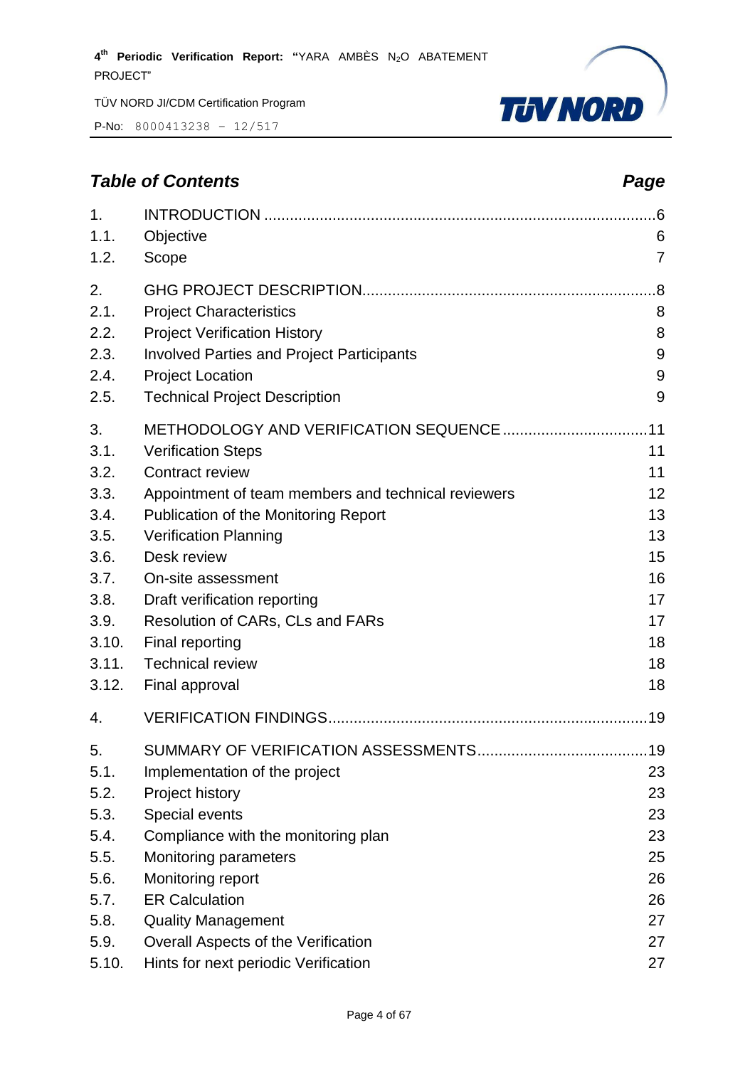## *Table of Contents* *Page*

| | | |
|---|---|---|
| 1. | INTRODUCTION | 6 |
| 1.1. | Objective | 6 |
| 1.2. | Scope | 7 |
| 2. | GHG PROJECT DESCRIPTION | 8 |
| 2.1. | Project Characteristics | 8 |
| 2.2. | Project Verification History | 8 |
| 2.3. | Involved Parties and Project Participants | 9 |
| 2.4. | Project Location | 9 |
| 2.5. | Technical Project Description | 9 |
| 3. | METHODOLOGY AND VERIFICATION SEQUENCE | 11 |
| 3.1. | Verification Steps | 11 |
| 3.2. | Contract review | 11 |
| 3.3. | Appointment of team members and technical reviewers | 12 |
| 3.4. | Publication of the Monitoring Report | 13 |
| 3.5. | Verification Planning | 13 |
| 3.6. | Desk review | 15 |
| 3.7. | On-site assessment | 16 |
| 3.8. | Draft verification reporting | 17 |
| 3.9. | Resolution of CARs, CLs and FARs | 17 |
| 3.10. | Final reporting | 18 |
| 3.11. | Technical review | 18 |
| 3.12. | Final approval | 18 |
| 4. | VERIFICATION FINDINGS | 19 |
| 5. | SUMMARY OF VERIFICATION ASSESSMENTS | 19 |
| 5.1. | Implementation of the project | 23 |
| 5.2. | Project history | 23 |
| 5.3. | Special events | 23 |
| 5.4. | Compliance with the monitoring plan | 23 |
| 5.5. | Monitoring parameters | 25 |
| 5.6. | Monitoring report | 26 |
| 5.7. | ER Calculation | 26 |
| 5.8. | Quality Management | 27 |
| 5.9. | Overall Aspects of the Verification | 27 |
| 5.10. | Hints for next periodic Verification | 27 |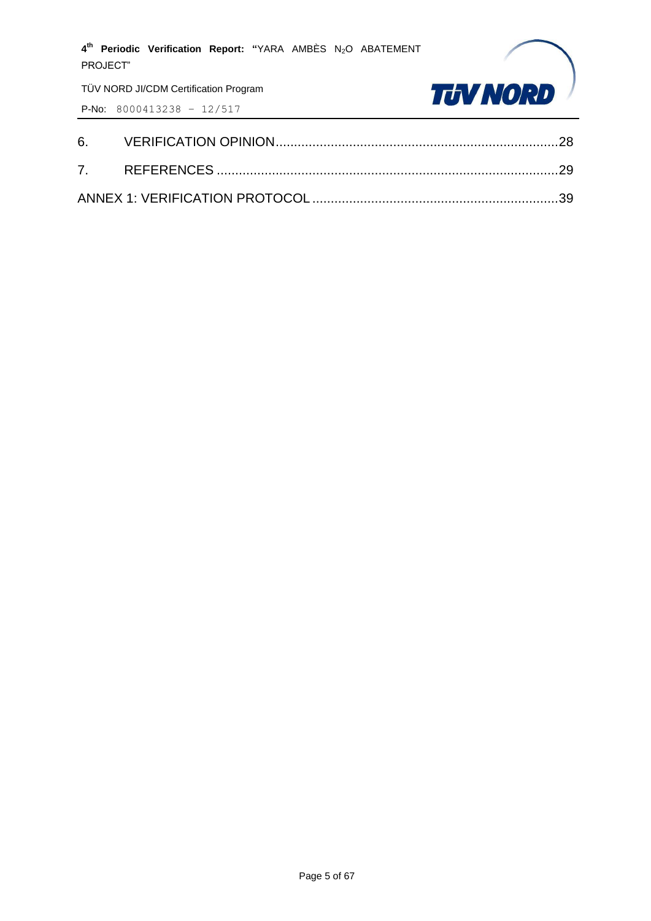6. VERIFICATION OPINION............................................................................28

7. REFERENCES ............................................................................................29

ANNEX 1: VERIFICATION PROTOCOL..................................................................39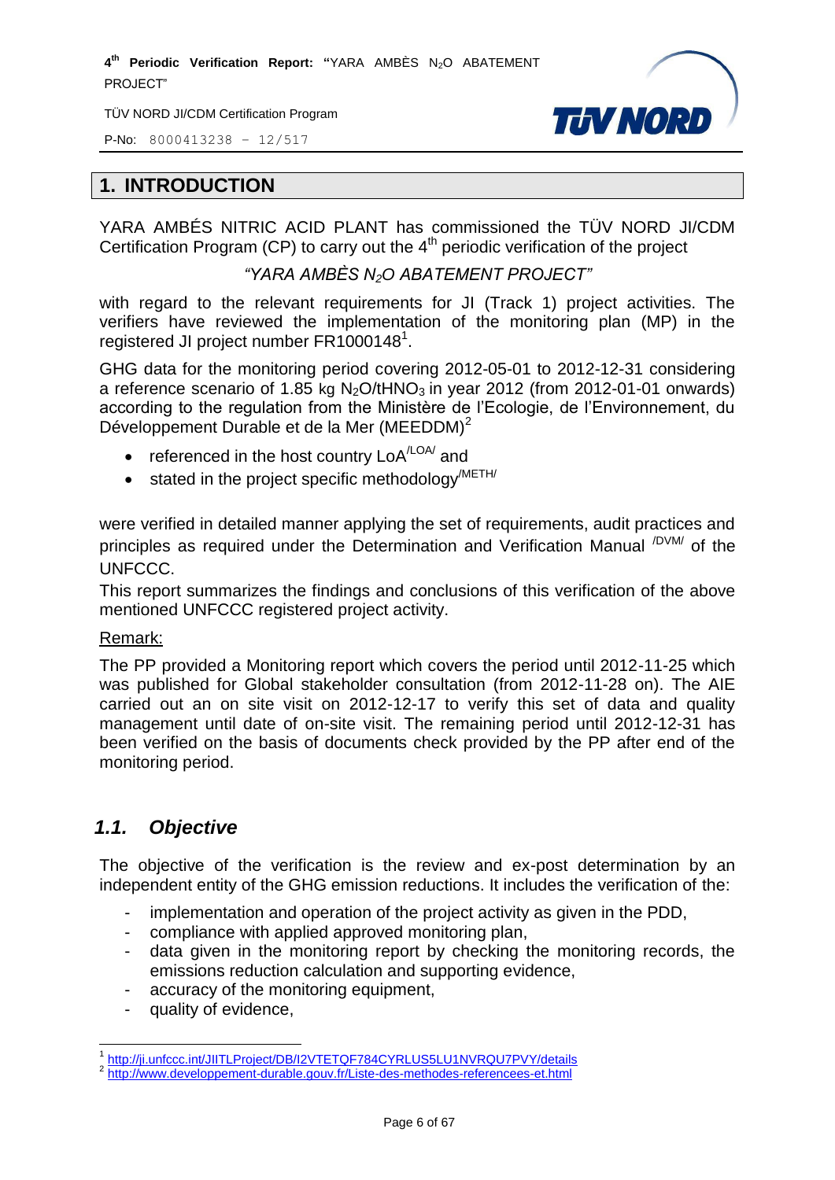# 1. INTRODUCTION

YARA AMBÉS NITRIC ACID PLANT has commissioned the TÜV NORD JI/CDM Certification Program (CP) to carry out the 4th periodic verification of the project

*"YARA AMBÈS $N_2O$ ABATEMENT PROJECT"*

with regard to the relevant requirements for JI (Track 1) project activities. The verifiers have reviewed the implementation of the monitoring plan (MP) in the registered JI project number FR1000148[1].

GHG data for the monitoring period covering 2012-05-01 to 2012-12-31 considering a reference scenario of 1.85 kg $N_2O$/t$HNO_3$ in year 2012 (from 2012-01-01 onwards) according to the regulation from the Ministère de l'Ecologie, de l'Environnement, du Développement Durable et de la Mer (MEEDDM)[2]

- referenced in the host country LoA/LOA/ and
- stated in the project specific methodology/METH/

were verified in detailed manner applying the set of requirements, audit practices and principles as required under the Determination and Verification Manual /DVM/ of the UNFCCC.

This report summarizes the findings and conclusions of this verification of the above mentioned UNFCCC registered project activity.

Remark:

The PP provided a Monitoring report which covers the period until 2012-11-25 which was published for Global stakeholder consultation (from 2012-11-28 on). The AIE carried out an on site visit on 2012-12-17 to verify this set of data and quality management until date of on-site visit. The remaining period until 2012-12-31 has been verified on the basis of documents check provided by the PP after end of the monitoring period.

## 1.1. Objective

The objective of the verification is the review and ex-post determination by an independent entity of the GHG emission reductions. It includes the verification of the:

- implementation and operation of the project activity as given in the PDD,
- compliance with applied approved monitoring plan,
- data given in the monitoring report by checking the monitoring records, the emissions reduction calculation and supporting evidence,
- accuracy of the monitoring equipment,
- quality of evidence,

[1] http://ji.unfccc.int/JIITLProject/DB/I2VTETQF784CYRLUS5LU1NVRQU7PVY/details
[2] http://www.developpement-durable.gouv.fr/Liste-des-methodes-referencees-et.html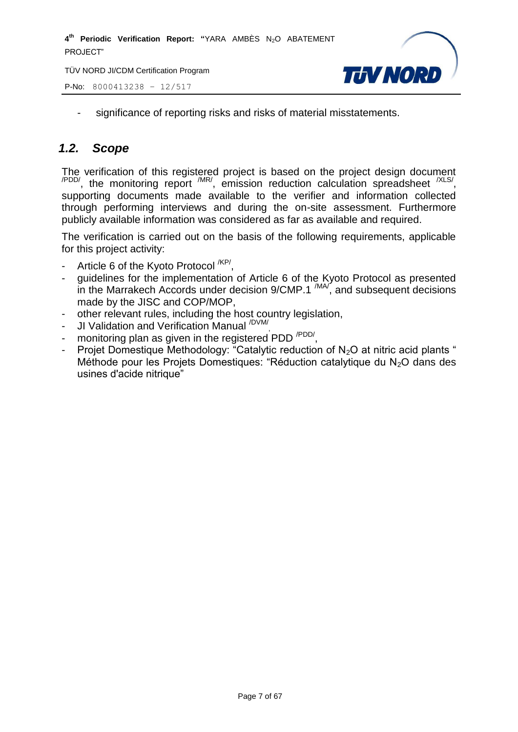- significance of reporting risks and risks of material misstatements.

## 1.2. Scope

The verification of this registered project is based on the project design document /PDD/, the monitoring report /MR/, emission reduction calculation spreadsheet /XLS/, supporting documents made available to the verifier and information collected through performing interviews and during the on-site assessment. Furthermore publicly available information was considered as far as available and required.

The verification is carried out on the basis of the following requirements, applicable for this project activity:

- Article 6 of the Kyoto Protocol /KP/,
- guidelines for the implementation of Article 6 of the Kyoto Protocol as presented in the Marrakech Accords under decision 9/CMP.1 /MA/, and subsequent decisions made by the JISC and COP/MOP,
- other relevant rules, including the host country legislation,
- JI Validation and Verification Manual /DVM/,
- monitoring plan as given in the registered PDD /PDD/,
- Projet Domestique Methodology: "Catalytic reduction of $N_2O$ at nitric acid plants " Méthode pour les Projets Domestiques: "Réduction catalytique du $N_2O$ dans des usines d'acide nitrique"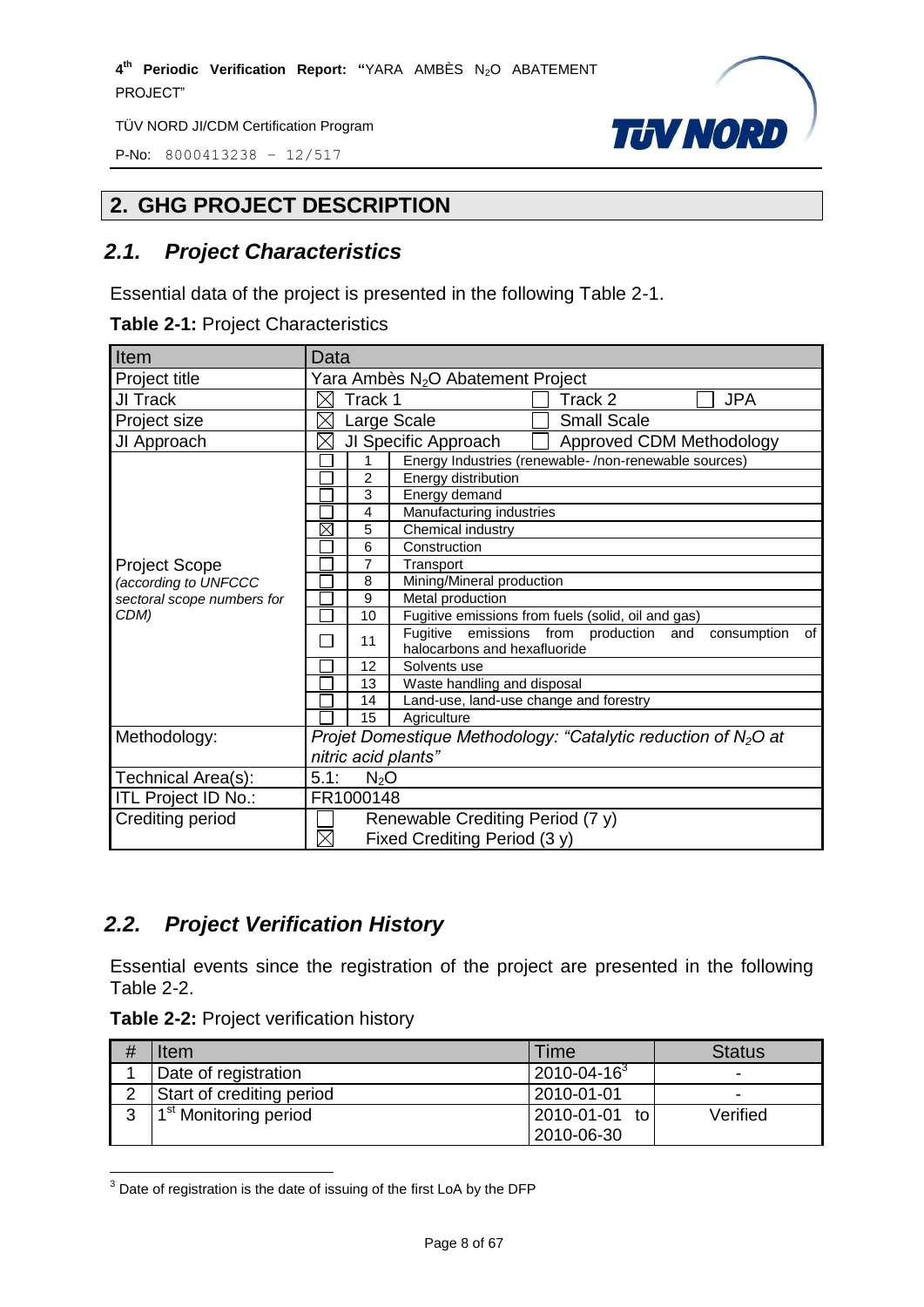## 2. GHG PROJECT DESCRIPTION

### 2.1. Project Characteristics

Essential data of the project is presented in the following Table 2-1.

**Table 2-1:** Project Characteristics

| Item | Data |
|---|---|
| Project title | Yara Ambès $N_2O$ Abatement Project |
| JI Track | ☒ Track 1 ☐ Track 2 ☐ JPA |
| Project size | ☒ Large Scale ☐ Small Scale |
| JI Approach | ☒ JI Specific Approach ☐ Approved CDM Methodology |
| Project Scope *(according to UNFCCC sectoral scope numbers for CDM)* | ☐ 1 Energy Industries (renewable- /non-renewable sources)<br>☐ 2 Energy distribution<br>☐ 3 Energy demand<br>☐ 4 Manufacturing industries<br>☒ 5 Chemical industry<br>☐ 6 Construction<br>☐ 7 Transport<br>☐ 8 Mining/Mineral production<br>☐ 9 Metal production<br>☐ 10 Fugitive emissions from fuels (solid, oil and gas)<br>☐ 11 Fugitive emissions from production and consumption of halocarbons and hexafluoride<br>☐ 12 Solvents use<br>☐ 13 Waste handling and disposal<br>☐ 14 Land-use, land-use change and forestry<br>☐ 15 Agriculture |
| Methodology: | *Projet Domestique Methodology: "Catalytic reduction of $N_2O$ at nitric acid plants"* |
| Technical Area(s): | 5.1: $N_2O$ |
| ITL Project ID No.: | FR1000148 |
| Crediting period | ☐ Renewable Crediting Period (7 y)<br>☒ Fixed Crediting Period (3 y) |

### 2.2. Project Verification History

Essential events since the registration of the project are presented in the following Table 2-2.

**Table 2-2:** Project verification history

| # | Item | Time | Status |
|---|---|---|---|
| 1 | Date of registration | 2010-04-16[3] | - |
| 2 | Start of crediting period | 2010-01-01 | - |
| 3 | 1st Monitoring period | 2010-01-01 to 2010-06-30 | Verified |

[3] Date of registration is the date of issuing of the first LoA by the DFP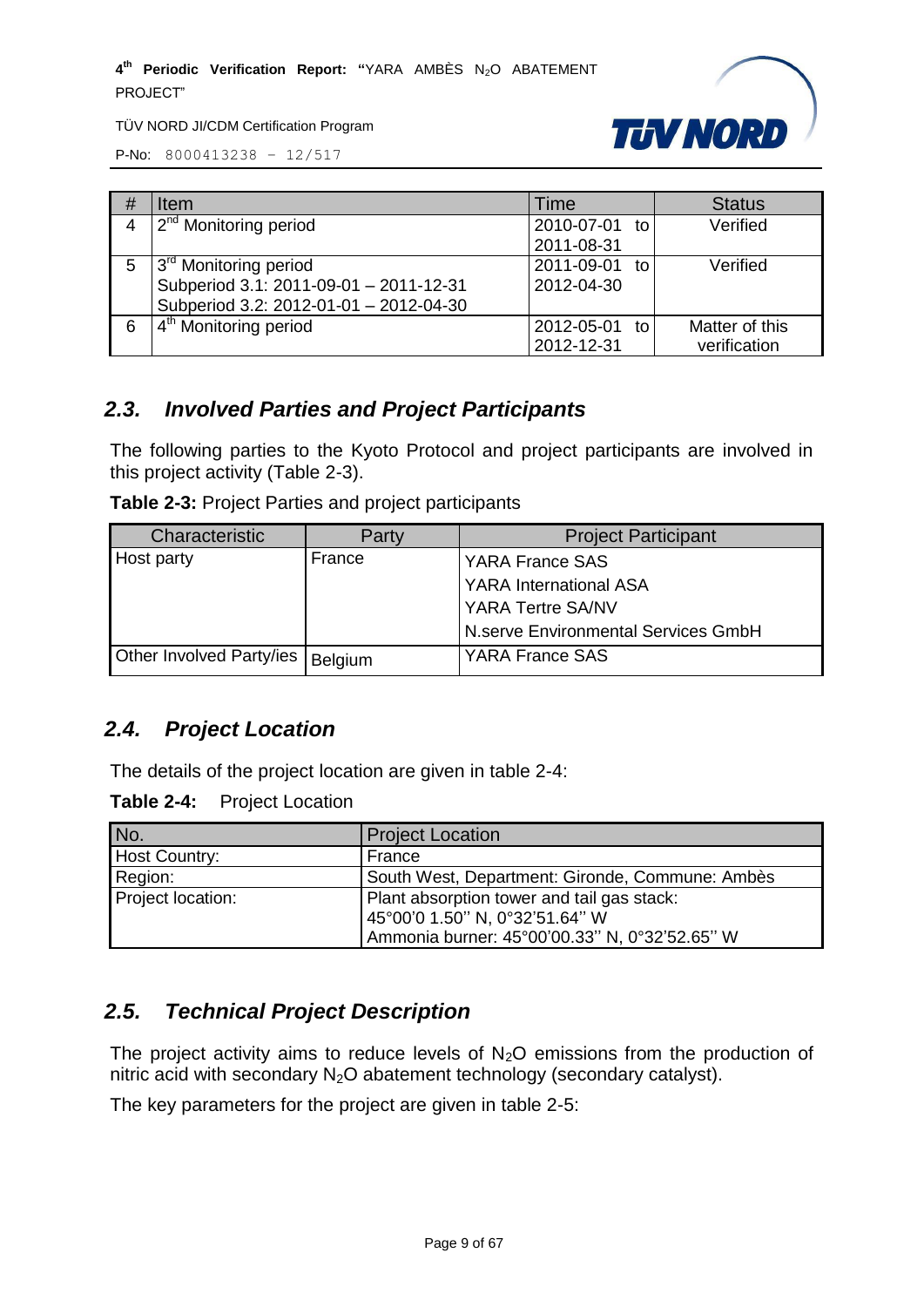| # | Item | Time | Status |
|---|---|---|---|
| 4 | 2nd Monitoring period | 2010-07-01 to 2011-08-31 | Verified |
| 5 | 3rd Monitoring period<br>Subperiod 3.1: 2011-09-01 – 2011-12-31<br>Subperiod 3.2: 2012-01-01 – 2012-04-30 | 2011-09-01 to 2012-04-30 | Verified |
| 6 | 4th Monitoring period | 2012-05-01 to 2012-12-31 | Matter of this verification |

## *2.3. Involved Parties and Project Participants*

The following parties to the Kyoto Protocol and project participants are involved in this project activity (Table 2-3).

**Table 2-3:** Project Parties and project participants

| Characteristic | Party | Project Participant |
|---|---|---|
| Host party | France | YARA France SAS<br>YARA International ASA<br>YARA Tertre SA/NV<br>N.serve Environmental Services GmbH |
| Other Involved Party/ies | Belgium | YARA France SAS |

## *2.4. Project Location*

The details of the project location are given in table 2-4:

**Table 2-4:** Project Location

| No. | Project Location |
|---|---|
| Host Country: | France |
| Region: | South West, Department: Gironde, Commune: Ambès |
| Project location: | Plant absorption tower and tail gas stack:<br>45°00'0 1.50'' N, 0°32'51.64'' W<br>Ammonia burner: 45°00'00.33'' N, 0°32'52.65'' W |

## *2.5. Technical Project Description*

The project activity aims to reduce levels of $N_2O$ emissions from the production of nitric acid with secondary $N_2O$ abatement technology (secondary catalyst).

The key parameters for the project are given in table 2-5: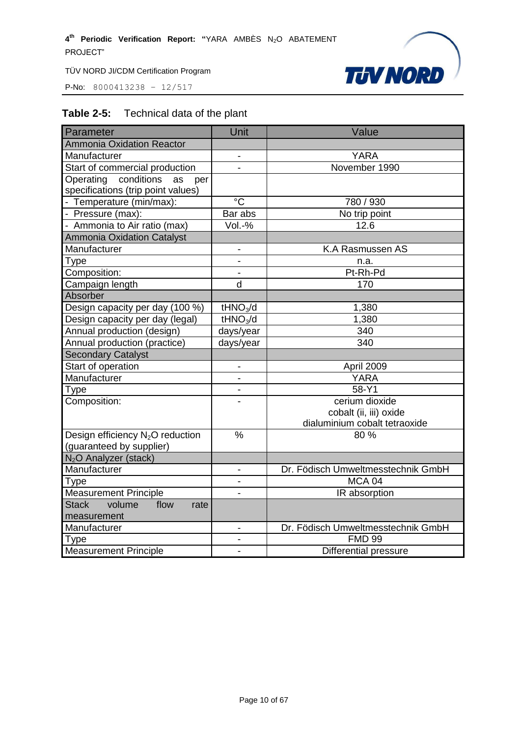**Table 2-5:** Technical data of the plant

| Parameter | Unit | Value |
|---|---|---|
| Ammonia Oxidation Reactor | | |
| Manufacturer | - | YARA |
| Start of commercial production | - | November 1990 |
| Operating conditions as per specifications (trip point values) | | |
| - Temperature (min/max): | °C | 780 / 930 |
| - Pressure (max): | Bar abs | No trip point |
| - Ammonia to Air ratio (max) | Vol.-% | 12.6 |
| Ammonia Oxidation Catalyst | | |
| Manufacturer | - | K.A Rasmussen AS |
| Type | - | n.a. |
| Composition: | - | Pt-Rh-Pd |
| Campaign length | d | 170 |
| Absorber | | |
| Design capacity per day (100 %) | $tHNO_3/d$ | 1,380 |
| Design capacity per day (legal) | $tHNO_3/d$ | 1,380 |
| Annual production (design) | days/year | 340 |
| Annual production (practice) | days/year | 340 |
| Secondary Catalyst | | |
| Start of operation | - | April 2009 |
| Manufacturer | - | YARA |
| Type | - | 58-Y1 |
| Composition: | - | cerium dioxide<br>cobalt (ii, iii) oxide<br>dialuminium cobalt tetraoxide |
| Design efficiency $N_2O$ reduction (guaranteed by supplier) | % | 80 % |
| $N_2O$ Analyzer (stack) | | |
| Manufacturer | - | Dr. Födisch Umweltmesstechnik GmbH |
| Type | - | MCA 04 |
| Measurement Principle | - | IR absorption |
| Stack volume flow rate measurement | | |
| Manufacturer | - | Dr. Födisch Umweltmesstechnik GmbH |
| Type | - | FMD 99 |
| Measurement Principle | - | Differential pressure |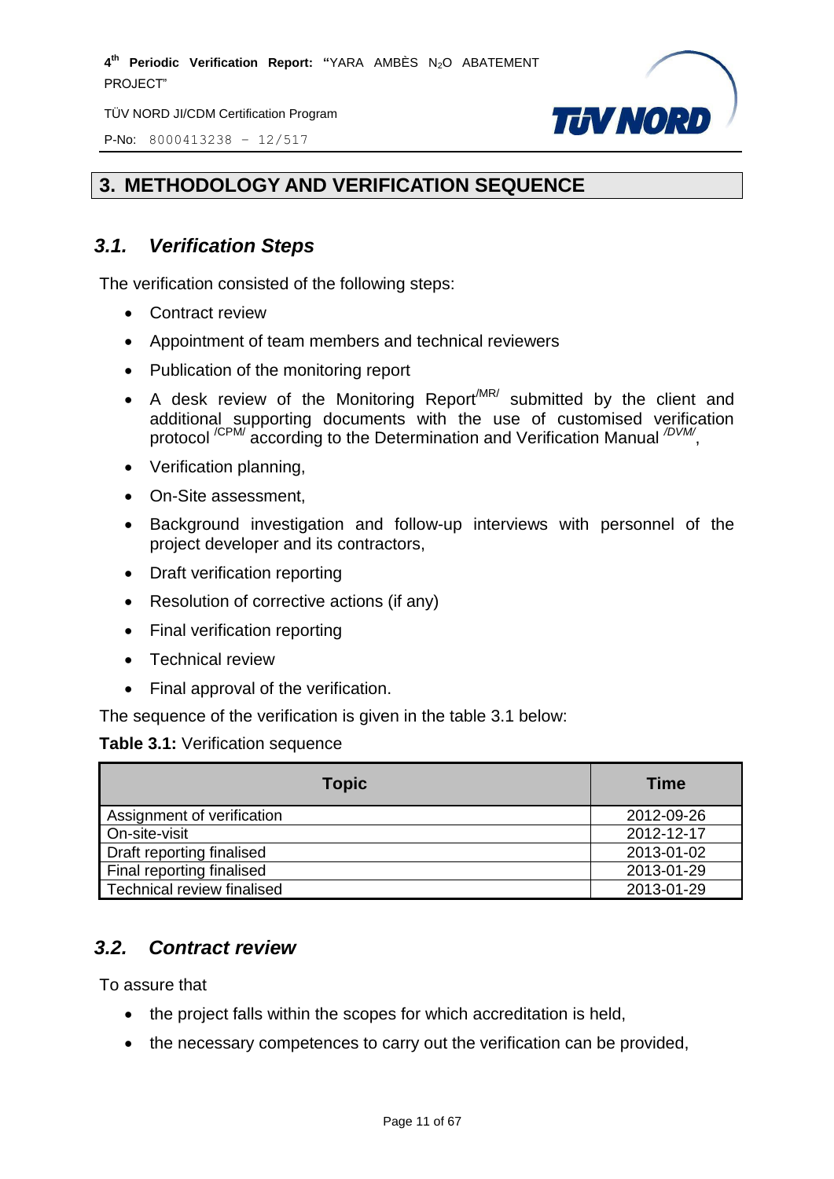# 3. METHODOLOGY AND VERIFICATION SEQUENCE

## 3.1. Verification Steps

The verification consisted of the following steps:

- Contract review
- Appointment of team members and technical reviewers
- Publication of the monitoring report
- A desk review of the Monitoring Report[/MR/] submitted by the client and additional supporting documents with the use of customised verification protocol [/CPM/] according to the Determination and Verification Manual [/DVM/],
- Verification planning,
- On-Site assessment,
- Background investigation and follow-up interviews with personnel of the project developer and its contractors,
- Draft verification reporting
- Resolution of corrective actions (if any)
- Final verification reporting
- Technical review
- Final approval of the verification.

The sequence of the verification is given in the table 3.1 below:

**Table 3.1:** Verification sequence

| Topic | Time |
|---|---|
| Assignment of verification | 2012-09-26 |
| On-site-visit | 2012-12-17 |
| Draft reporting finalised | 2013-01-02 |
| Final reporting finalised | 2013-01-29 |
| Technical review finalised | 2013-01-29 |

## 3.2. Contract review

To assure that

- the project falls within the scopes for which accreditation is held,
- the necessary competences to carry out the verification can be provided,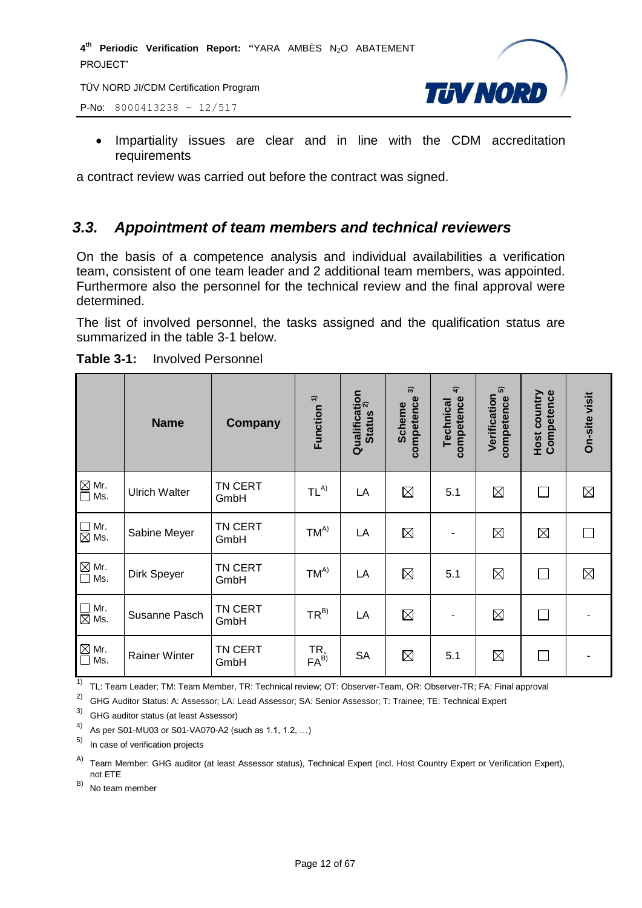- Impartiality issues are clear and in line with the CDM accreditation requirements

a contract review was carried out before the contract was signed.

### *3.3. Appointment of team members and technical reviewers*

On the basis of a competence analysis and individual availabilities a verification team, consistent of one team leader and 2 additional team members, was appointed. Furthermore also the personnel for the technical review and the final approval were determined.

The list of involved personnel, the tasks assigned and the qualification status are summarized in the table 3-1 below.

**Table 3-1:** Involved Personnel

| | Name | Company | Function [1] | Qualification Status [2] | Scheme competence [3] | Technical competence [4] | Verification competence [5] | Host country Competence | On-site visit |
|---|---|---|---|---|---|---|---|---|---|
| ☒ Mr. ☐ Ms. | Ulrich Walter | TN CERT GmbH | TL[A)] | LA | ☒ | 5.1 | ☒ | ☐ | ☒ |
| ☐ Mr. ☒ Ms. | Sabine Meyer | TN CERT GmbH | TM[A)] | LA | ☒ | - | ☒ | ☒ | ☐ |
| ☒ Mr. ☐ Ms. | Dirk Speyer | TN CERT GmbH | TM[A)] | LA | ☒ | 5.1 | ☒ | ☐ | ☒ |
| ☐ Mr. ☒ Ms. | Susanne Pasch | TN CERT GmbH | TR[B)] | LA | ☒ | - | ☒ | ☐ | - |
| ☒ Mr. ☐ Ms. | Rainer Winter | TN CERT GmbH | TR, FA[B)] | SA | ☒ | 5.1 | ☒ | ☐ | - |

1) TL: Team Leader; TM: Team Member, TR: Technical review; OT: Observer-Team, OR: Observer-TR; FA: Final approval

2) GHG Auditor Status: A: Assessor; LA: Lead Assessor; SA: Senior Assessor; T: Trainee; TE: Technical Expert

3) GHG auditor status (at least Assessor)

4) As per S01-MU03 or S01-VA070-A2 (such as 1.1, 1.2, …)

5) In case of verification projects

A) Team Member: GHG auditor (at least Assessor status), Technical Expert (incl. Host Country Expert or Verification Expert), not ETE

B) No team member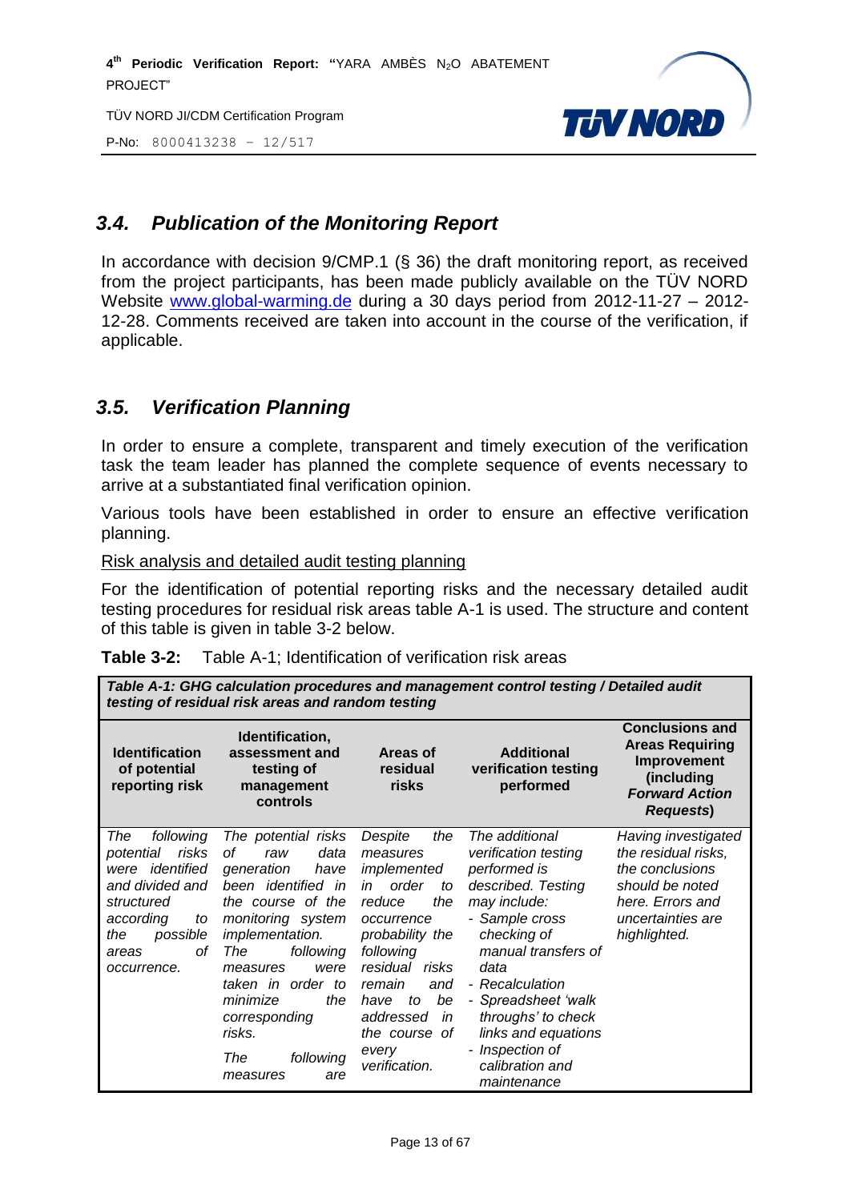## *3.4. Publication of the Monitoring Report*

In accordance with decision 9/CMP.1 (§ 36) the draft monitoring report, as received from the project participants, has been made publicly available on the TÜV NORD Website www.global-warming.de during a 30 days period from 2012-11-27 – 2012-12-28. Comments received are taken into account in the course of the verification, if applicable.

## *3.5. Verification Planning*

In order to ensure a complete, transparent and timely execution of the verification task the team leader has planned the complete sequence of events necessary to arrive at a substantiated final verification opinion.

Various tools have been established in order to ensure an effective verification planning.

Risk analysis and detailed audit testing planning

For the identification of potential reporting risks and the necessary detailed audit testing procedures for residual risk areas table A-1 is used. The structure and content of this table is given in table 3-2 below.

**Table 3-2:** Table A-1; Identification of verification risk areas

***Table A-1: GHG calculation procedures and management control testing / Detailed audit testing of residual risk areas and random testing***

| **Identification of potential reporting risk** | **Identification, assessment and testing of management controls** | **Areas of residual risks** | **Additional verification testing performed** | **Conclusions and Areas Requiring Improvement (including *Forward Action Requests*)** |
|---|---|---|---|---|
| *The following potential risks were identified and divided and structured according to the possible areas of occurrence.* | *The potential risks of raw data generation have been identified in the course of the monitoring system implementation.*<br>*The following measures were taken in order to minimize the corresponding risks.*<br>*The following measures are* | *Despite the measures implemented in order to reduce the occurrence probability the following residual risks remain and have to be addressed in the course of every verification.* | *The additional verification testing performed is described. Testing may include:*<br>*- Sample cross checking of manual transfers of data*<br>*- Recalculation*<br>*- Spreadsheet 'walk throughs' to check links and equations*<br>*- Inspection of calibration and maintenance* | *Having investigated the residual risks, the conclusions should be noted here. Errors and uncertainties are highlighted.* |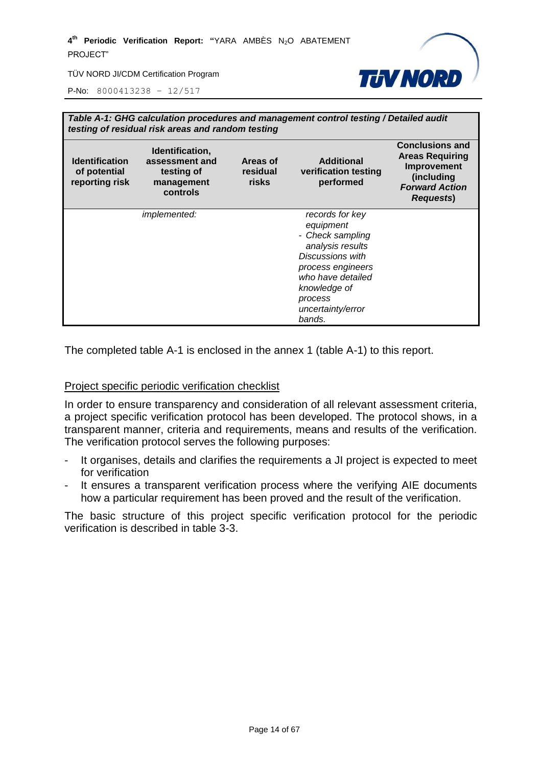| *Table A-1: GHG calculation procedures and management control testing / Detailed audit testing of residual risk areas and random testing* | | | | |
|---|---|---|---|---|
| **Identification of potential reporting risk** | **Identification, assessment and testing of management controls** | **Areas of residual risks** | **Additional verification testing performed** | **Conclusions and Areas Requiring Improvement (including *Forward Action Requests*)** |
| | *implemented:* | | *records for key equipment*<br>*- Check sampling analysis results*<br>*Discussions with process engineers who have detailed knowledge of process uncertainty/error bands.* | |

The completed table A-1 is enclosed in the annex 1 (table A-1) to this report.

Project specific periodic verification checklist

In order to ensure transparency and consideration of all relevant assessment criteria, a project specific verification protocol has been developed. The protocol shows, in a transparent manner, criteria and requirements, means and results of the verification. The verification protocol serves the following purposes:

- It organises, details and clarifies the requirements a JI project is expected to meet for verification
- It ensures a transparent verification process where the verifying AIE documents how a particular requirement has been proved and the result of the verification.

The basic structure of this project specific verification protocol for the periodic verification is described in table 3-3.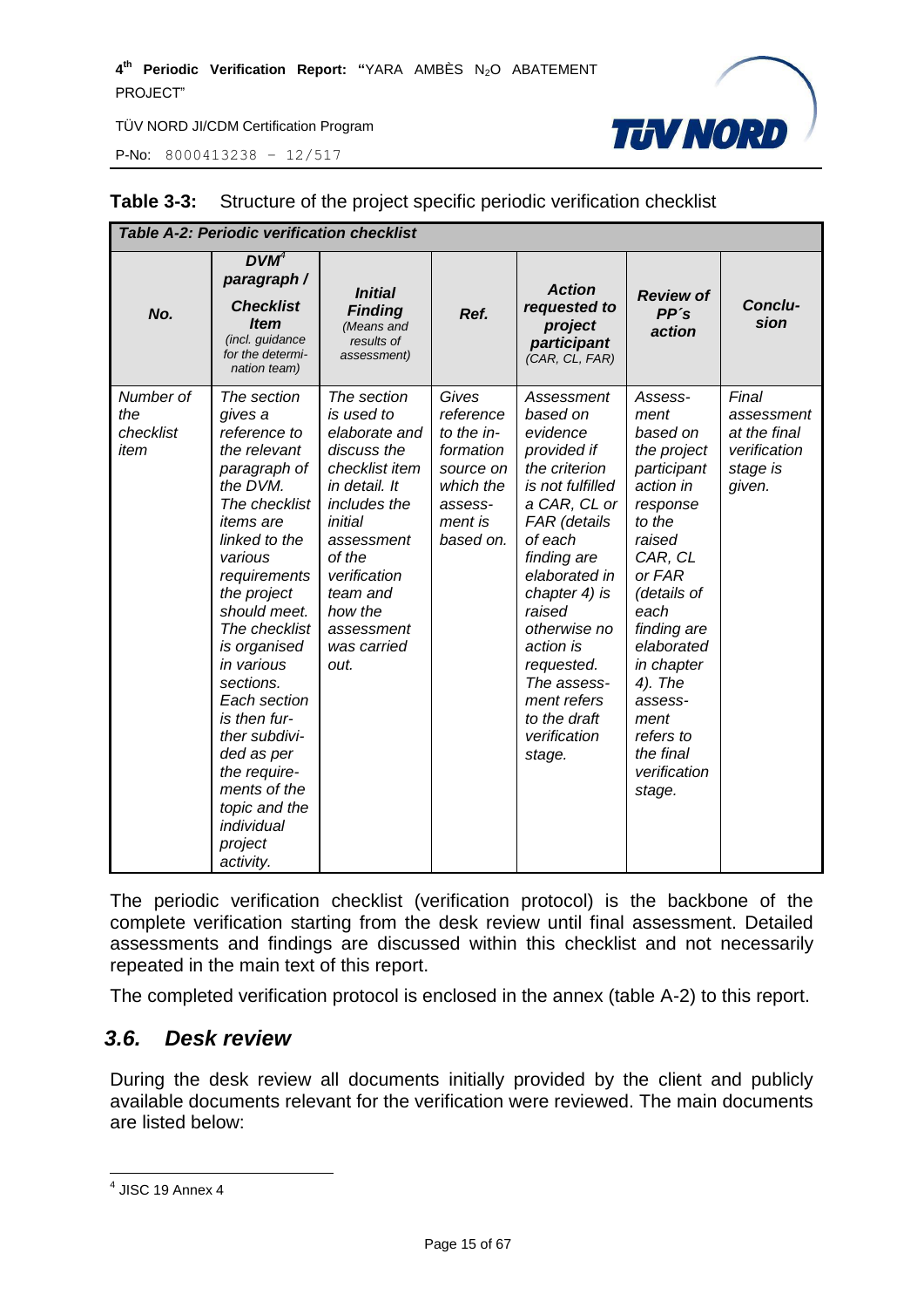**Table 3-3:** Structure of the project specific periodic verification checklist

| *Table A-2: Periodic verification checklist* | | | | | | |
|---|---|---|---|---|---|---|
| ***No.*** | ***DVM[4] paragraph / Checklist Item*** *(incl. guidance for the determination team)* | ***Initial Finding*** *(Means and results of assessment)* | ***Ref.*** | ***Action requested to project participant*** *(CAR, CL, FAR)* | ***Review of PP´s action*** | ***Conclusion*** |
| *Number of the checklist item* | *The section gives a reference to the relevant paragraph of the DVM. The checklist items are linked to the various requirements the project should meet. The checklist is organised in various sections. Each section is then further subdivided as per the requirements of the topic and the individual project activity.* | *The section is used to elaborate and discuss the checklist item in detail. It includes the initial assessment of the verification team and how the assessment was carried out.* | *Gives reference to the information source on which the assessment is based on.* | *Assessment based on evidence provided if the criterion is not fulfilled a CAR, CL or FAR (details of each finding are elaborated in chapter 4) is raised otherwise no action is requested. The assessment refers to the draft verification stage.* | *Assessment based on the project participant action in response to the raised CAR, CL or FAR (details of each finding are elaborated in chapter 4). The assessment refers to the final verification stage.* | *Final assessment at the final verification stage is given.* |

The periodic verification checklist (verification protocol) is the backbone of the complete verification starting from the desk review until final assessment. Detailed assessments and findings are discussed within this checklist and not necessarily repeated in the main text of this report.

The completed verification protocol is enclosed in the annex (table A-2) to this report.

## *3.6. Desk review*

During the desk review all documents initially provided by the client and publicly available documents relevant for the verification were reviewed. The main documents are listed below:

[4] JISC 19 Annex 4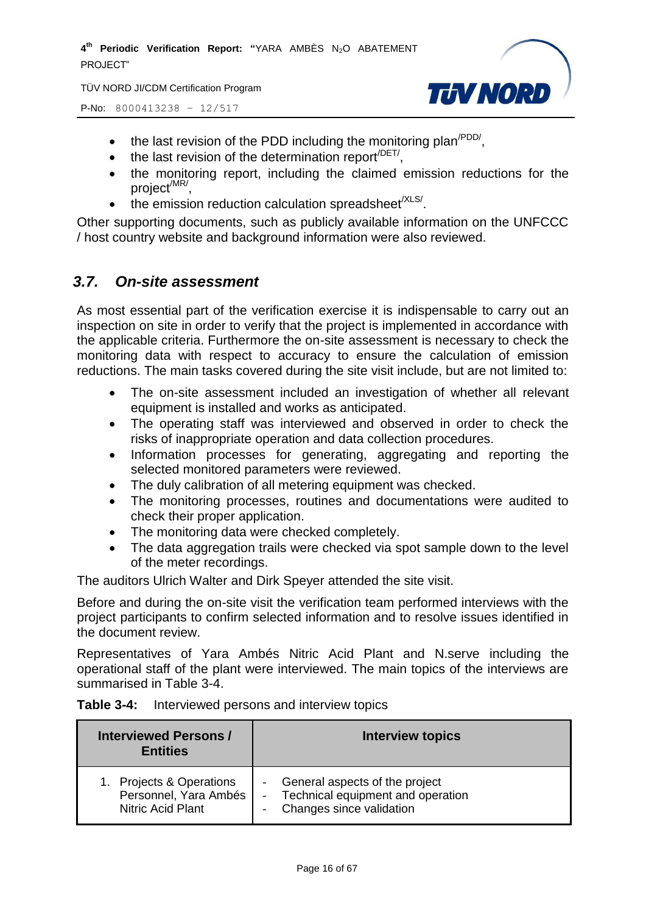- the last revision of the PDD including the monitoring plan/PDD/,
- the last revision of the determination report/DET/,
- the monitoring report, including the claimed emission reductions for the project/MR/,
- the emission reduction calculation spreadsheet/XLS/.

Other supporting documents, such as publicly available information on the UNFCCC / host country website and background information were also reviewed.

## *3.7. On-site assessment*

As most essential part of the verification exercise it is indispensable to carry out an inspection on site in order to verify that the project is implemented in accordance with the applicable criteria. Furthermore the on-site assessment is necessary to check the monitoring data with respect to accuracy to ensure the calculation of emission reductions. The main tasks covered during the site visit include, but are not limited to:

- The on-site assessment included an investigation of whether all relevant equipment is installed and works as anticipated.
- The operating staff was interviewed and observed in order to check the risks of inappropriate operation and data collection procedures.
- Information processes for generating, aggregating and reporting the selected monitored parameters were reviewed.
- The duly calibration of all metering equipment was checked.
- The monitoring processes, routines and documentations were audited to check their proper application.
- The monitoring data were checked completely.
- The data aggregation trails were checked via spot sample down to the level of the meter recordings.

The auditors Ulrich Walter and Dirk Speyer attended the site visit.

Before and during the on-site visit the verification team performed interviews with the project participants to confirm selected information and to resolve issues identified in the document review.

Representatives of Yara Ambés Nitric Acid Plant and N.serve including the operational staff of the plant were interviewed. The main topics of the interviews are summarised in Table 3-4.

**Table 3-4:** Interviewed persons and interview topics

| Interviewed Persons / Entities | Interview topics |
|---|---|
| 1. Projects & Operations Personnel, Yara Ambés Nitric Acid Plant | - General aspects of the project<br>- Technical equipment and operation<br>- Changes since validation |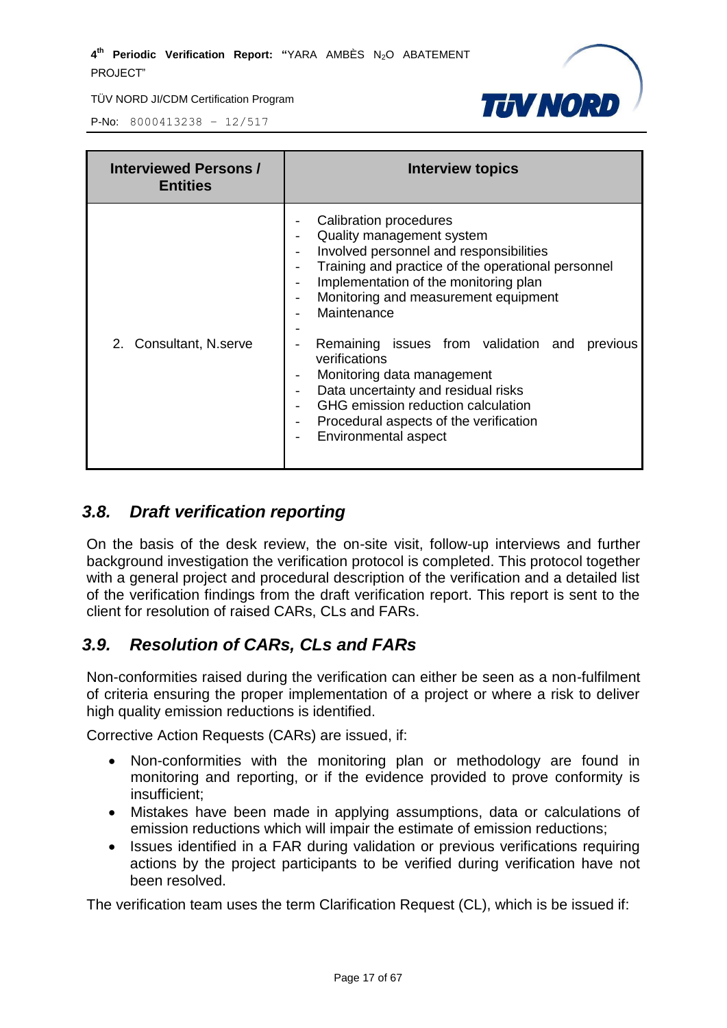| Interviewed Persons / Entities | Interview topics |
| --- | --- |
| 2. Consultant, N.serve | - Calibration procedures<br>- Quality management system<br>- Involved personnel and responsibilities<br>- Training and practice of the operational personnel<br>- Implementation of the monitoring plan<br>- Monitoring and measurement equipment<br>- Maintenance<br>-<br>- Remaining issues from validation and previous verifications<br>- Monitoring data management<br>- Data uncertainty and residual risks<br>- GHG emission reduction calculation<br>- Procedural aspects of the verification<br>- Environmental aspect |

## *3.8. Draft verification reporting*

On the basis of the desk review, the on-site visit, follow-up interviews and further background investigation the verification protocol is completed. This protocol together with a general project and procedural description of the verification and a detailed list of the verification findings from the draft verification report. This report is sent to the client for resolution of raised CARs, CLs and FARs.

## *3.9. Resolution of CARs, CLs and FARs*

Non-conformities raised during the verification can either be seen as a non-fulfilment of criteria ensuring the proper implementation of a project or where a risk to deliver high quality emission reductions is identified.

Corrective Action Requests (CARs) are issued, if:

- Non-conformities with the monitoring plan or methodology are found in monitoring and reporting, or if the evidence provided to prove conformity is insufficient;
- Mistakes have been made in applying assumptions, data or calculations of emission reductions which will impair the estimate of emission reductions;
- Issues identified in a FAR during validation or previous verifications requiring actions by the project participants to be verified during verification have not been resolved.

The verification team uses the term Clarification Request (CL), which is be issued if: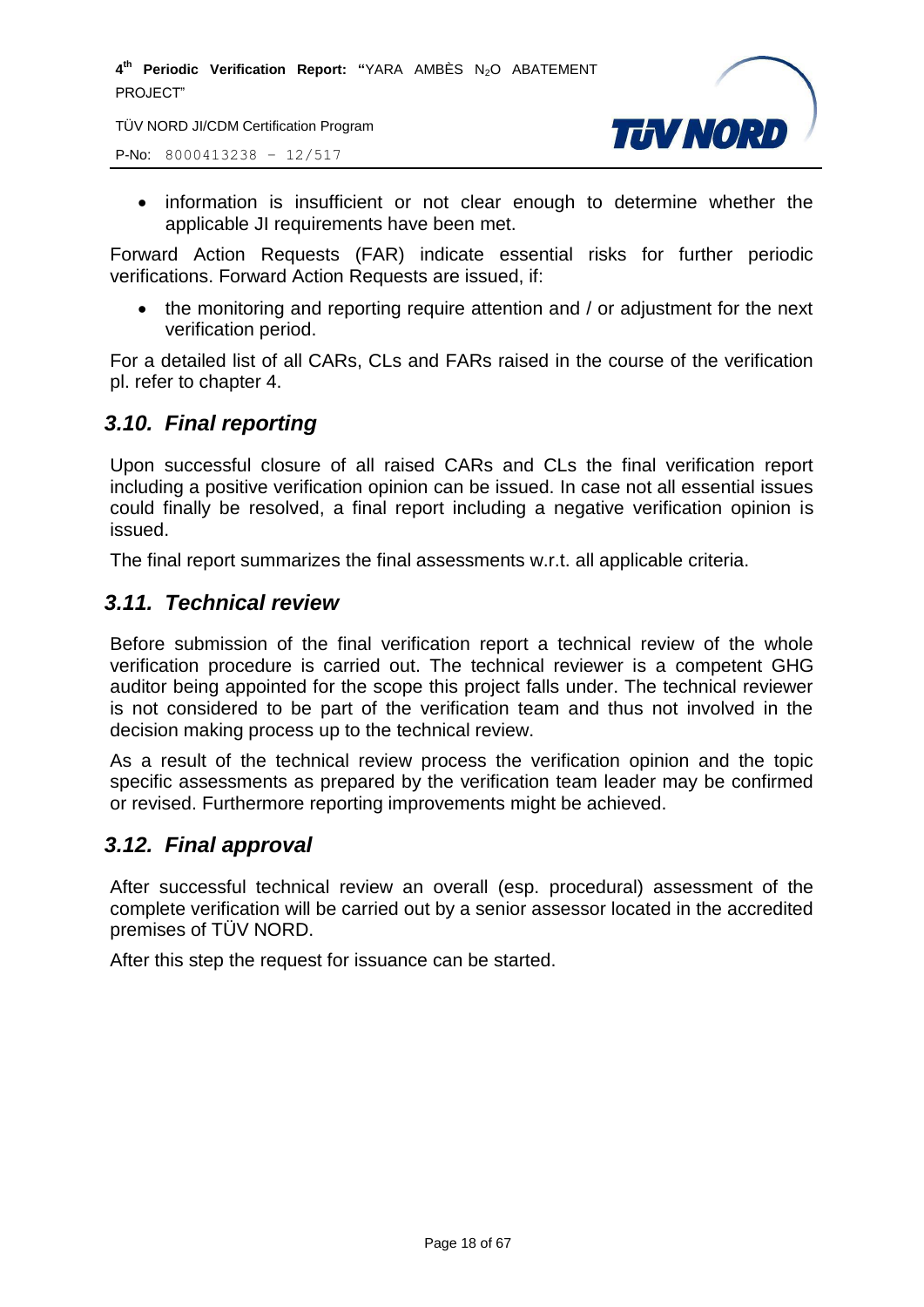- information is insufficient or not clear enough to determine whether the applicable JI requirements have been met.

Forward Action Requests (FAR) indicate essential risks for further periodic verifications. Forward Action Requests are issued, if:

- the monitoring and reporting require attention and / or adjustment for the next verification period.

For a detailed list of all CARs, CLs and FARs raised in the course of the verification pl. refer to chapter 4.

## *3.10. Final reporting*

Upon successful closure of all raised CARs and CLs the final verification report including a positive verification opinion can be issued. In case not all essential issues could finally be resolved, a final report including a negative verification opinion is issued.

The final report summarizes the final assessments w.r.t. all applicable criteria.

## *3.11. Technical review*

Before submission of the final verification report a technical review of the whole verification procedure is carried out. The technical reviewer is a competent GHG auditor being appointed for the scope this project falls under. The technical reviewer is not considered to be part of the verification team and thus not involved in the decision making process up to the technical review.

As a result of the technical review process the verification opinion and the topic specific assessments as prepared by the verification team leader may be confirmed or revised. Furthermore reporting improvements might be achieved.

## *3.12. Final approval*

After successful technical review an overall (esp. procedural) assessment of the complete verification will be carried out by a senior assessor located in the accredited premises of TÜV NORD.

After this step the request for issuance can be started.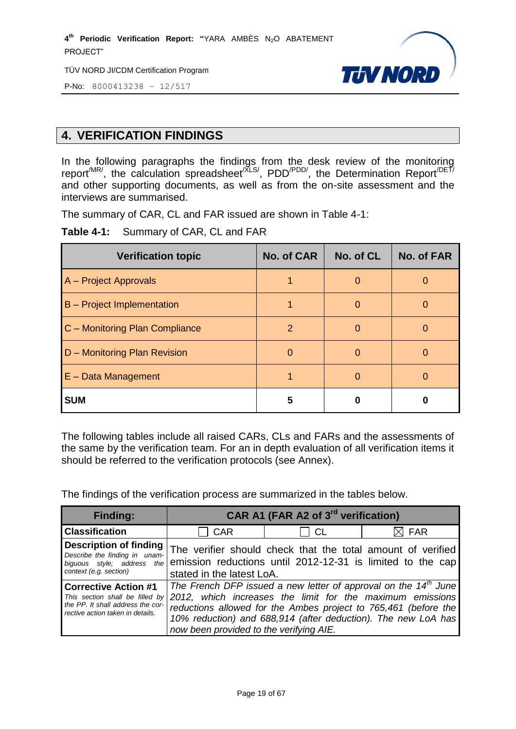## 4. VERIFICATION FINDINGS

In the following paragraphs the findings from the desk review of the monitoring report[/MR/], the calculation spreadsheet[/XLS/], PDD[/PDD/], the Determination Report[/DET/] and other supporting documents, as well as from the on-site assessment and the interviews are summarised.

The summary of CAR, CL and FAR issued are shown in Table 4-1:

**Table 4-1:** Summary of CAR, CL and FAR

| Verification topic | No. of CAR | No. of CL | No. of FAR |
|---|---|---|---|
| A – Project Approvals | 1 | 0 | 0 |
| B – Project Implementation | 1 | 0 | 0 |
| C – Monitoring Plan Compliance | 2 | 0 | 0 |
| D – Monitoring Plan Revision | 0 | 0 | 0 |
| E – Data Management | 1 | 0 | 0 |
| **SUM** | **5** | **0** | **0** |

The following tables include all raised CARs, CLs and FARs and the assessments of the same by the verification team. For an in depth evaluation of all verification items it should be referred to the verification protocols (see Annex).

The findings of the verification process are summarized in the tables below.

| **Finding:** | **CAR A1 (FAR A2 of 3rd verification)** | | |
|---|---|---|---|
| **Classification** | ☐ CAR | ☐ CL | ☒ FAR |
| **Description of finding** *Describe the finding in unambiguous style; address the context (e.g. section)* | The verifier should check that the total amount of verified emission reductions until 2012-12-31 is limited to the cap stated in the latest LoA. | | |
| **Corrective Action #1** *This section shall be filled by the PP. It shall address the corrective action taken in details.* | *The French DFP issued a new letter of approval on the 14th June 2012, which increases the limit for the maximum emissions reductions allowed for the Ambes project to 765,461 (before the 10% reduction) and 688,914 (after deduction). The new LoA has now been provided to the verifying AIE.* | | |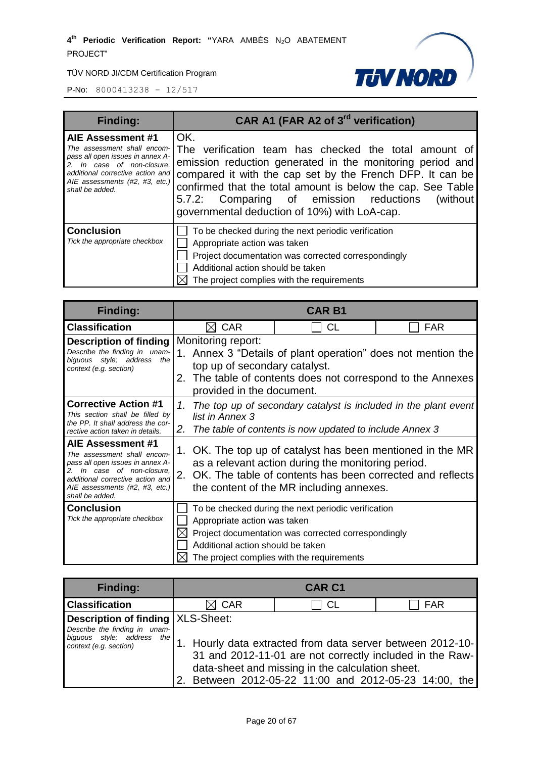| Finding: | CAR A1 (FAR A2 of 3rd verification) |
|---|---|
| **AIE Assessment #1**<br>*The assessment shall encompass all open issues in annex A-2. In case of non-closure, additional corrective action and AIE assessments (#2, #3, etc.) shall be added.* | OK.<br>The verification team has checked the total amount of emission reduction generated in the monitoring period and compared it with the cap set by the French DFP. It can be confirmed that the total amount is below the cap. See Table 5.7.2: Comparing of emission reductions (without governmental deduction of 10%) with LoA-cap. |
| **Conclusion**<br>*Tick the appropriate checkbox* | ☐ To be checked during the next periodic verification<br>☐ Appropriate action was taken<br>☐ Project documentation was corrected correspondingly<br>☐ Additional action should be taken<br>☒ The project complies with the requirements |

| Finding: | CAR B1 | | |
|---|---|---|---|
| **Classification** | ☒ CAR | ☐ CL | ☐ FAR |
| **Description of finding**<br>*Describe the finding in unambiguous style; address the context (e.g. section)* | Monitoring report:<br>1. Annex 3 "Details of plant operation" does not mention the top up of secondary catalyst.<br>2. The table of contents does not correspond to the Annexes provided in the document. | | |
| **Corrective Action #1**<br>*This section shall be filled by the PP. It shall address the corrective action taken in details.* | *1. The top up of secondary catalyst is included in the plant event list in Annex 3*<br>*2. The table of contents is now updated to include Annex 3* | | |
| **AIE Assessment #1**<br>*The assessment shall encompass all open issues in annex A-2. In case of non-closure, additional corrective action and AIE assessments (#2, #3, etc.) shall be added.* | 1. OK. The top up of catalyst has been mentioned in the MR as a relevant action during the monitoring period.<br>2. OK. The table of contents has been corrected and reflects the content of the MR including annexes. | | |
| **Conclusion**<br>*Tick the appropriate checkbox* | ☐ To be checked during the next periodic verification<br>☐ Appropriate action was taken<br>☒ Project documentation was corrected correspondingly<br>☐ Additional action should be taken<br>☒ The project complies with the requirements | | |

| Finding: | CAR C1 | | |
|---|---|---|---|
| **Classification** | ☒ CAR | ☐ CL | ☐ FAR |
| **Description of finding**<br>*Describe the finding in unambiguous style; address the context (e.g. section)* | XLS-Sheet:<br>1. Hourly data extracted from data server between 2012-10-31 and 2012-11-01 are not correctly included in the Raw-data-sheet and missing in the calculation sheet.<br>2. Between 2012-05-22 11:00 and 2012-05-23 14:00, the | | |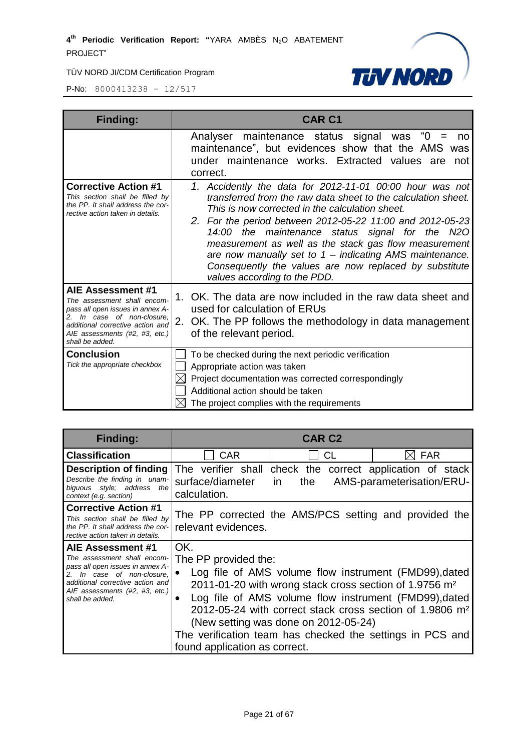| **Finding:** | **CAR C1** |
|---|---|
| | Analyser maintenance status signal was "0 = no maintenance", but evidences show that the AMS was under maintenance works. Extracted values are not correct. |
| **Corrective Action #1** *This section shall be filled by the PP. It shall address the corrective action taken in details.* | *1. Accidently the data for 2012-11-01 00:00 hour was not transferred from the raw data sheet to the calculation sheet. This is now corrected in the calculation sheet.* *2. For the period between 2012-05-22 11:00 and 2012-05-23 14:00 the maintenance status signal for the N2O measurement as well as the stack gas flow measurement are now manually set to 1 – indicating AMS maintenance. Consequently the values are now replaced by substitute values according to the PDD.* |
| **AIE Assessment #1** *The assessment shall encompass all open issues in annex A-2. In case of non-closure, additional corrective action and AIE assessments (#2, #3, etc.) shall be added.* | 1. OK. The data are now included in the raw data sheet and used for calculation of ERUs 2. OK. The PP follows the methodology in data management of the relevant period. |
| **Conclusion** *Tick the appropriate checkbox* | ☐ To be checked during the next periodic verification ☐ Appropriate action was taken ☒ Project documentation was corrected correspondingly ☐ Additional action should be taken ☒ The project complies with the requirements |

| **Finding:** | **CAR C2** | | |
|---|---|---|---|
| **Classification** | ☐ CAR | ☐ CL | ☒ FAR |
| **Description of finding** *Describe the finding in unambiguous style; address the context (e.g. section)* | The verifier shall check the correct application of stack surface/diameter in the AMS-parameterisation/ERU-calculation. | | |
| **Corrective Action #1** *This section shall be filled by the PP. It shall address the corrective action taken in details.* | The PP corrected the AMS/PCS setting and provided the relevant evidences. | | |
| **AIE Assessment #1** *The assessment shall encompass all open issues in annex A-2. In case of non-closure, additional corrective action and AIE assessments (#2, #3, etc.) shall be added.* | OK. The PP provided the: • Log file of AMS volume flow instrument (FMD99),dated 2011-01-20 with wrong stack cross section of 1.9756 m² • Log file of AMS volume flow instrument (FMD99),dated 2012-05-24 with correct stack cross section of 1.9806 m² (New setting was done on 2012-05-24) The verification team has checked the settings in PCS and found application as correct. | | |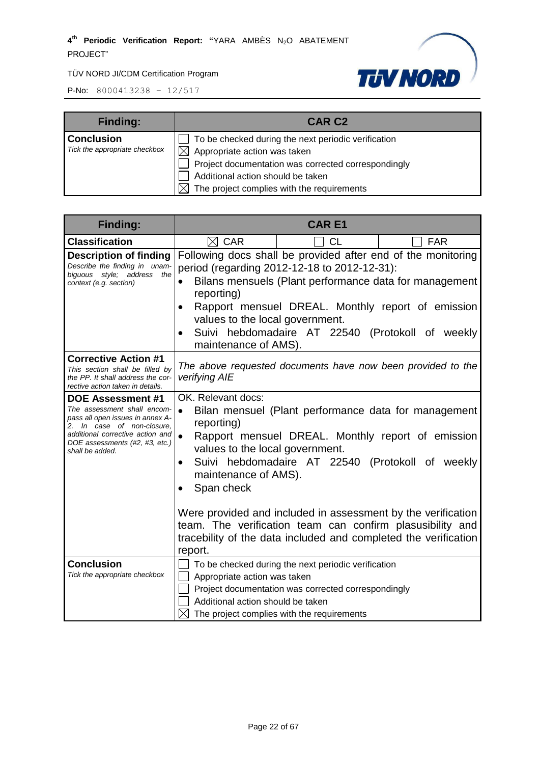| **Finding:** | **CAR C2** |
|---|---|
| **Conclusion**<br>*Tick the appropriate checkbox* | ☐ To be checked during the next periodic verification<br>☒ Appropriate action was taken<br>☐ Project documentation was corrected correspondingly<br>☐ Additional action should be taken<br>☒ The project complies with the requirements |

| **Finding:** | **CAR E1** | | |
|---|---|---|---|
| **Classification** | ☒ CAR | ☐ CL | ☐ FAR |
| **Description of finding**<br>*Describe the finding in unambiguous style; address the context (e.g. section)* | Following docs shall be provided after end of the monitoring period (regarding 2012-12-18 to 2012-12-31):<br>• Bilans mensuels (Plant performance data for management reporting)<br>• Rapport mensuel DREAL. Monthly report of emission values to the local government.<br>• Suivi hebdomadaire AT 22540 (Protokoll of weekly maintenance of AMS). | | |
| **Corrective Action #1**<br>*This section shall be filled by the PP. It shall address the corrective action taken in details.* | *The above requested documents have now been provided to the verifying AIE* | | |
| **DOE Assessment #1**<br>*The assessment shall encompass all open issues in annex A-2. In case of non-closure, additional corrective action and DOE assessments (#2, #3, etc.) shall be added.* | OK. Relevant docs:<br>• Bilan mensuel (Plant performance data for management reporting)<br>• Rapport mensuel DREAL. Monthly report of emission values to the local government.<br>• Suivi hebdomadaire AT 22540 (Protokoll of weekly maintenance of AMS).<br>• Span check<br><br>Were provided and included in assessment by the verification team. The verification team can confirm plausibility and tracebility of the data included and completed the verification report. | | |
| **Conclusion**<br>*Tick the appropriate checkbox* | ☐ To be checked during the next periodic verification<br>☐ Appropriate action was taken<br>☐ Project documentation was corrected correspondingly<br>☐ Additional action should be taken<br>☒ The project complies with the requirements | | |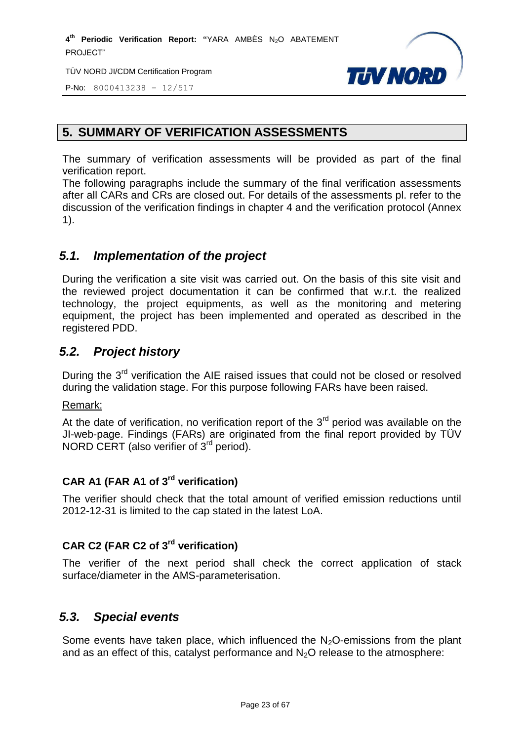# 5. SUMMARY OF VERIFICATION ASSESSMENTS

The summary of verification assessments will be provided as part of the final verification report.

The following paragraphs include the summary of the final verification assessments after all CARs and CRs are closed out. For details of the assessments pl. refer to the discussion of the verification findings in chapter 4 and the verification protocol (Annex 1).

## *5.1. Implementation of the project*

During the verification a site visit was carried out. On the basis of this site visit and the reviewed project documentation it can be confirmed that w.r.t. the realized technology, the project equipments, as well as the monitoring and metering equipment, the project has been implemented and operated as described in the registered PDD.

## *5.2. Project history*

During the 3rd verification the AIE raised issues that could not be closed or resolved during the validation stage. For this purpose following FARs have been raised.

Remark:

At the date of verification, no verification report of the 3rd period was available on the JI-web-page. Findings (FARs) are originated from the final report provided by TÜV NORD CERT (also verifier of 3rd period).

### CAR A1 (FAR A1 of 3rd verification)

The verifier should check that the total amount of verified emission reductions until 2012-12-31 is limited to the cap stated in the latest LoA.

### CAR C2 (FAR C2 of 3rd verification)

The verifier of the next period shall check the correct application of stack surface/diameter in the AMS-parameterisation.

## *5.3. Special events*

Some events have taken place, which influenced the $N_2O$-emissions from the plant and as an effect of this, catalyst performance and $N_2O$ release to the atmosphere: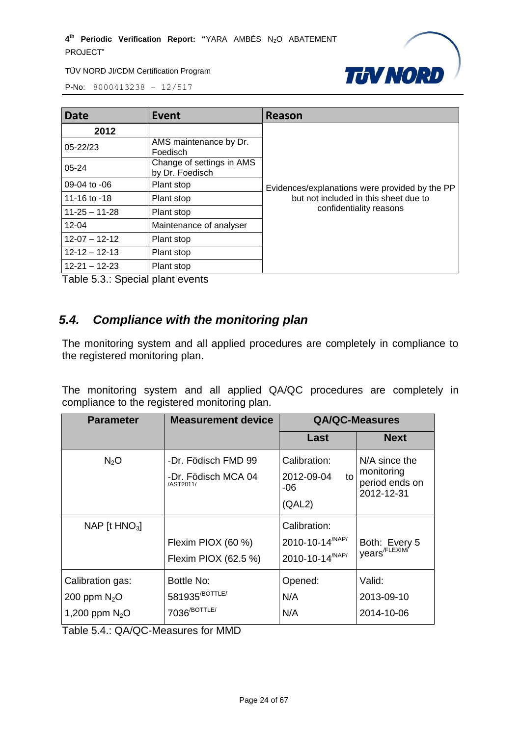| Date | Event | Reason |
|---|---|---|
| **2012** | | |
| 05-22/23 | AMS maintenance by Dr. Foedisch | Evidences/explanations were provided by the PP but not included in this sheet due to confidentiality reasons |
| 05-24 | Change of settings in AMS by Dr. Foedisch | |
| 09-04 to -06 | Plant stop | |
| 11-16 to -18 | Plant stop | |
| 11-25 – 11-28 | Plant stop | |
| 12-04 | Maintenance of analyser | |
| 12-07 – 12-12 | Plant stop | |
| 12-12 – 12-13 | Plant stop | |
| 12-21 – 12-23 | Plant stop | |

Table 5.3.: Special plant events

## *5.4. Compliance with the monitoring plan*

The monitoring system and all applied procedures are completely in compliance to the registered monitoring plan.

The monitoring system and all applied QA/QC procedures are completely in compliance to the registered monitoring plan.

| Parameter | Measurement device | QA/QC-Measures | |
|---|---|---|---|
| | | Last | Next |
| $N_2O$ | -Dr. Födisch FMD 99<br>-Dr. Födisch MCA 04 /AST2011/ | Calibration:<br>2012-09-04 to -06<br>(QAL2) | N/A since the monitoring period ends on 2012-12-31 |
| NAP [t $HNO_3$] | Flexim PIOX (60 %)<br>Flexim PIOX (62.5 %) | Calibration:<br>2010-10-14 /NAP/<br>2010-10-14 /NAP/ | Both: Every 5 years /FLEXIM/ |
| Calibration gas:<br>200 ppm $N_2O$<br>1,200 ppm $N_2O$ | Bottle No:<br>581935 /BOTTLE/<br>7036 /BOTTLE/ | Opened:<br>N/A<br>N/A | Valid:<br>2013-09-10<br>2014-10-06 |

Table 5.4.: QA/QC-Measures for MMD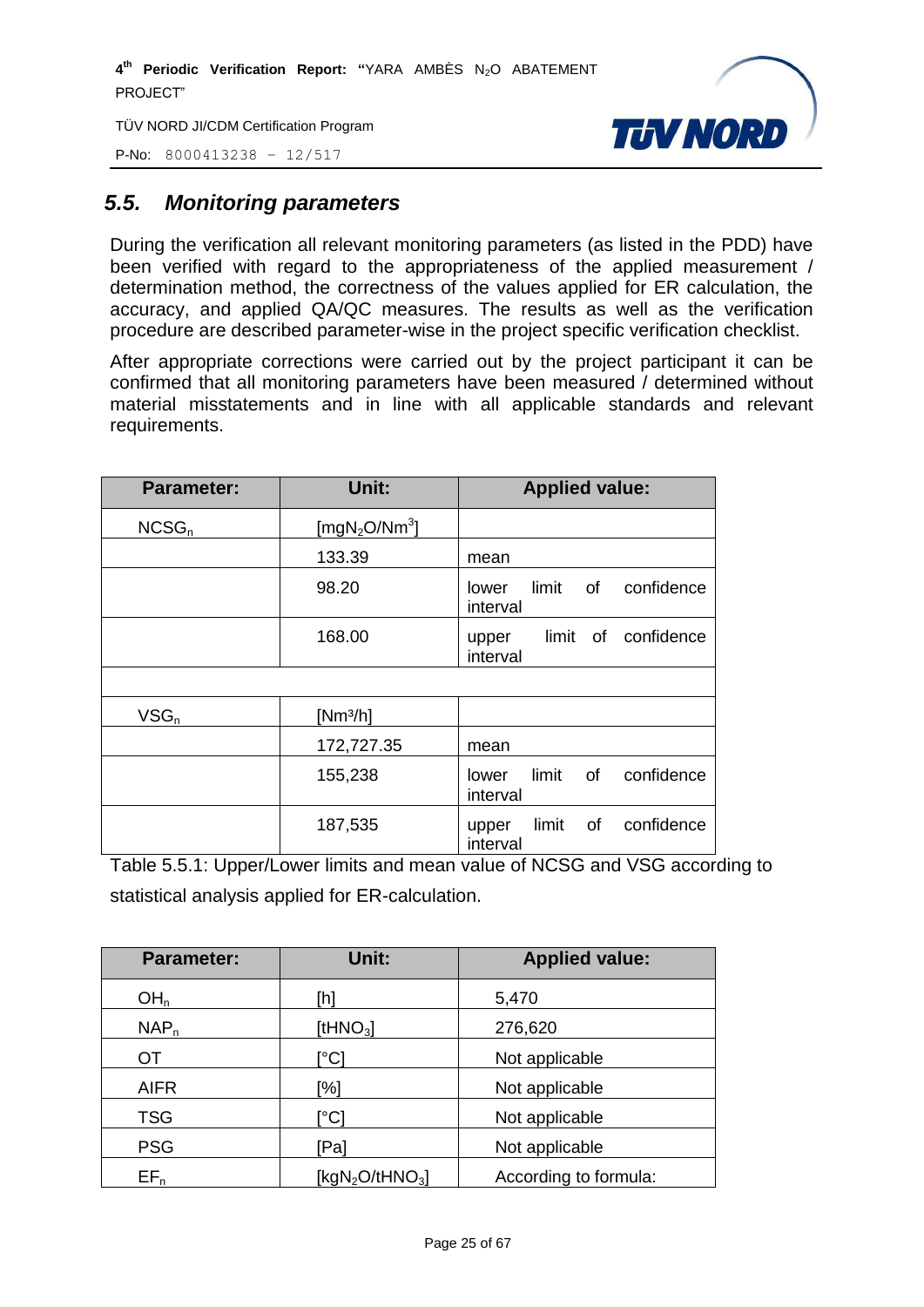## *5.5. Monitoring parameters*

During the verification all relevant monitoring parameters (as listed in the PDD) have been verified with regard to the appropriateness of the applied measurement / determination method, the correctness of the values applied for ER calculation, the accuracy, and applied QA/QC measures. The results as well as the verification procedure are described parameter-wise in the project specific verification checklist.

After appropriate corrections were carried out by the project participant it can be confirmed that all monitoring parameters have been measured / determined without material misstatements and in line with all applicable standards and relevant requirements.

| Parameter: | Unit: | Applied value: |
|---|---|---|
| $NCSG_n$ | $[mgN_2O/Nm^3]$ | |
| | 133.39 | mean |
| | 98.20 | lower limit of confidence interval |
| | 168.00 | upper limit of confidence interval |
| | | |
| $VSG_n$ | $[Nm^3/h]$ | |
| | 172,727.35 | mean |
| | 155,238 | lower limit of confidence interval |
| | 187,535 | upper limit of confidence interval |

Table 5.5.1: Upper/Lower limits and mean value of NCSG and VSG according to statistical analysis applied for ER-calculation.

| Parameter: | Unit: | Applied value: |
|---|---|---|
| $OH_n$ | [h] | 5,470 |
| $NAP_n$ | $[tHNO_3]$ | 276,620 |
| OT | [°C] | Not applicable |
| AIFR | [%] | Not applicable |
| TSG | [°C] | Not applicable |
| PSG | [Pa] | Not applicable |
| $EF_n$ | $[kgN_2O/tHNO_3]$ | According to formula: |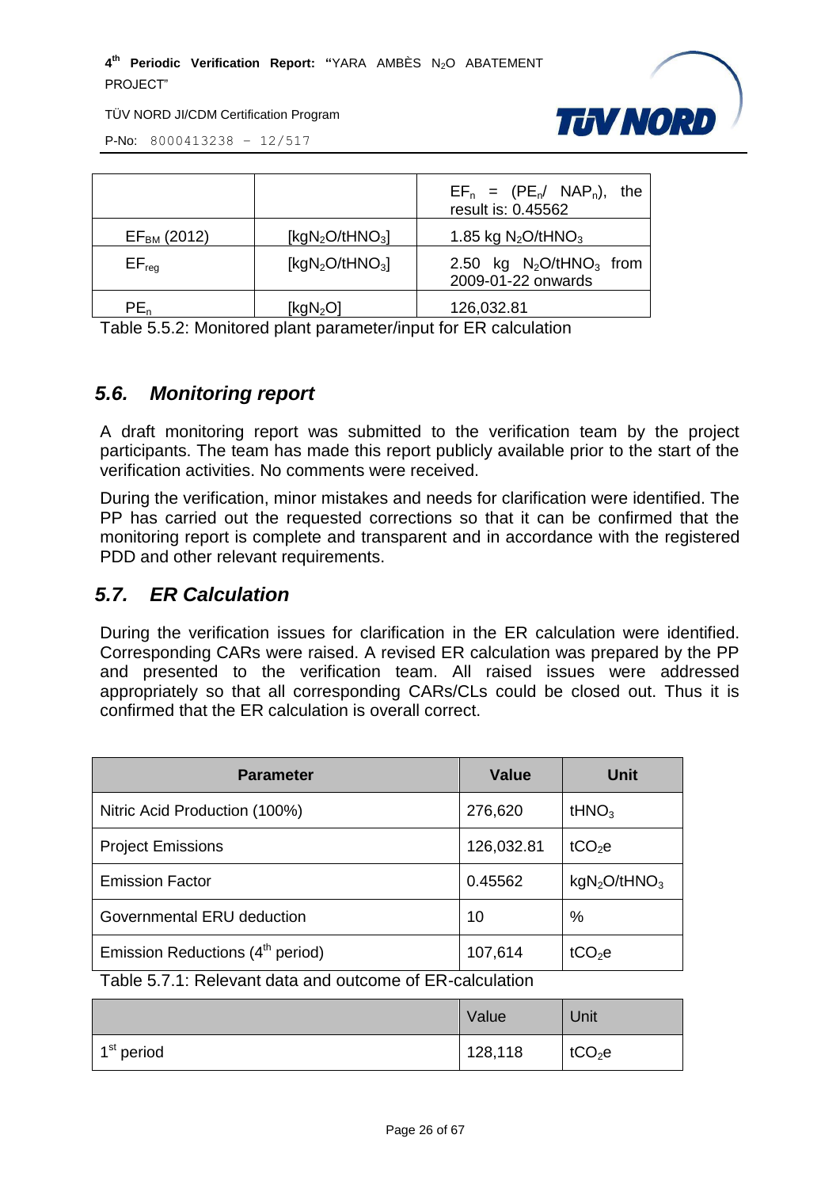| | | |
|---|---|---|
| | | $EF_n$ = ($PE_n$/ $NAP_n$), the result is: 0.45562 |
| $EF_{BM}$ (2012) | [$kgN_2O/tHNO_3$] | 1.85 kg $N_2O/tHNO_3$ |
| $EF_{reg}$ | [$kgN_2O/tHNO_3$] | 2.50 kg $N_2O/tHNO_3$ from 2009-01-22 onwards |
| $PE_n$ | [$kgN_2O$] | 126,032.81 |

Table 5.5.2: Monitored plant parameter/input for ER calculation

## *5.6. Monitoring report*

A draft monitoring report was submitted to the verification team by the project participants. The team has made this report publicly available prior to the start of the verification activities. No comments were received.

During the verification, minor mistakes and needs for clarification were identified. The PP has carried out the requested corrections so that it can be confirmed that the monitoring report is complete and transparent and in accordance with the registered PDD and other relevant requirements.

## *5.7. ER Calculation*

During the verification issues for clarification in the ER calculation were identified. Corresponding CARs were raised. A revised ER calculation was prepared by the PP and presented to the verification team. All raised issues were addressed appropriately so that all corresponding CARs/CLs could be closed out. Thus it is confirmed that the ER calculation is overall correct.

| Parameter | Value | Unit |
|---|---|---|
| Nitric Acid Production (100%) | 276,620 | $tHNO_3$ |
| Project Emissions | 126,032.81 | $tCO_2e$ |
| Emission Factor | 0.45562 | $kgN_2O/tHNO_3$ |
| Governmental ERU deduction | 10 | % |
| Emission Reductions (4th period) | 107,614 | $tCO_2e$ |

Table 5.7.1: Relevant data and outcome of ER-calculation

| | Value | Unit |
|---|---|---|
| 1st period | 128,118 | $tCO_2e$ |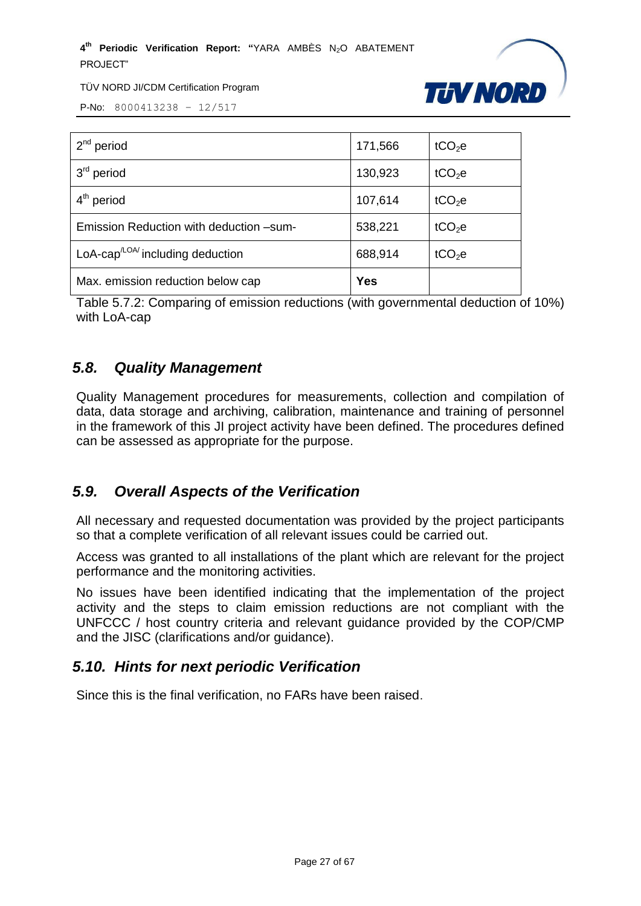| | | |
|---|---|---|
| 2[nd] period | 171,566 | $tCO_2e$ |
| 3[rd] period | 130,923 | $tCO_2e$ |
| 4[th] period | 107,614 | $tCO_2e$ |
| Emission Reduction with deduction –sum- | 538,221 | $tCO_2e$ |
| LoA-cap[/LOA/] including deduction | 688,914 | $tCO_2e$ |
| Max. emission reduction below cap | **Yes** | |

Table 5.7.2: Comparing of emission reductions (with governmental deduction of 10%) with LoA-cap

## *5.8. Quality Management*

Quality Management procedures for measurements, collection and compilation of data, data storage and archiving, calibration, maintenance and training of personnel in the framework of this JI project activity have been defined. The procedures defined can be assessed as appropriate for the purpose.

## *5.9. Overall Aspects of the Verification*

All necessary and requested documentation was provided by the project participants so that a complete verification of all relevant issues could be carried out.

Access was granted to all installations of the plant which are relevant for the project performance and the monitoring activities.

No issues have been identified indicating that the implementation of the project activity and the steps to claim emission reductions are not compliant with the UNFCCC / host country criteria and relevant guidance provided by the COP/CMP and the JISC (clarifications and/or guidance).

## *5.10. Hints for next periodic Verification*

Since this is the final verification, no FARs have been raised.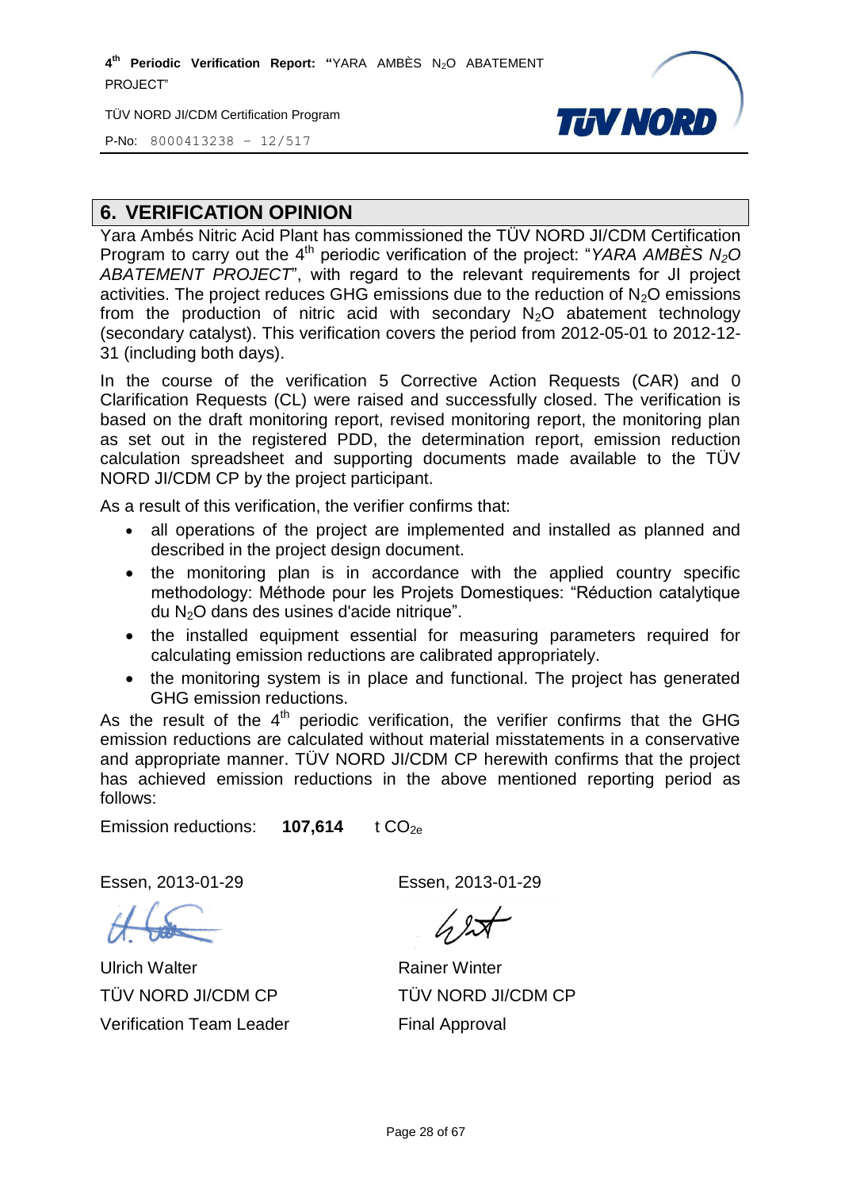## 6. VERIFICATION OPINION

Yara Ambés Nitric Acid Plant has commissioned the TÜV NORD JI/CDM Certification Program to carry out the 4th periodic verification of the project: "*YARA AMBÈS $N_2O$ ABATEMENT PROJECT*", with regard to the relevant requirements for JI project activities. The project reduces GHG emissions due to the reduction of $N_2O$ emissions from the production of nitric acid with secondary $N_2O$ abatement technology (secondary catalyst). This verification covers the period from 2012-05-01 to 2012-12-31 (including both days).

In the course of the verification 5 Corrective Action Requests (CAR) and 0 Clarification Requests (CL) were raised and successfully closed. The verification is based on the draft monitoring report, revised monitoring report, the monitoring plan as set out in the registered PDD, the determination report, emission reduction calculation spreadsheet and supporting documents made available to the TÜV NORD JI/CDM CP by the project participant.

As a result of this verification, the verifier confirms that:

- all operations of the project are implemented and installed as planned and described in the project design document.
- the monitoring plan is in accordance with the applied country specific methodology: Méthode pour les Projets Domestiques: "Réduction catalytique du $N_2O$ dans des usines d'acide nitrique".
- the installed equipment essential for measuring parameters required for calculating emission reductions are calibrated appropriately.
- the monitoring system is in place and functional. The project has generated GHG emission reductions.

As the result of the 4th periodic verification, the verifier confirms that the GHG emission reductions are calculated without material misstatements in a conservative and appropriate manner. TÜV NORD JI/CDM CP herewith confirms that the project has achieved emission reductions in the above mentioned reporting period as follows:

Emission reductions: **107,614** t $CO_{2e}$

Essen, 2013-01-29

Ulrich Walter
TÜV NORD JI/CDM CP
Verification Team Leader

Essen, 2013-01-29

Rainer Winter
TÜV NORD JI/CDM CP
Final Approval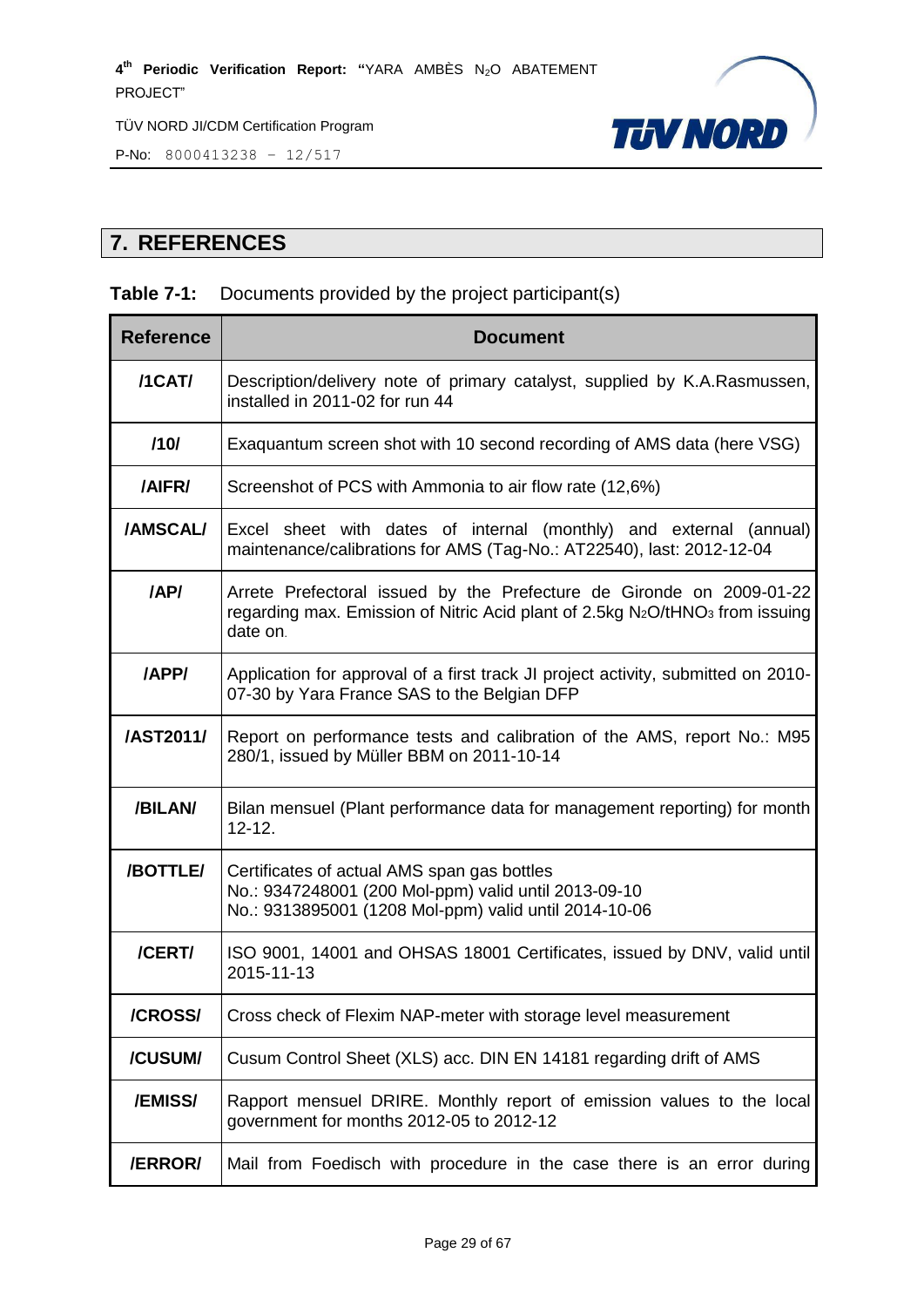## 7. REFERENCES

**Table 7-1:** Documents provided by the project participant(s)

| Reference | Document |
|---|---|
| /1CAT/ | Description/delivery note of primary catalyst, supplied by K.A.Rasmussen, installed in 2011-02 for run 44 |
| /10/ | Exaquantum screen shot with 10 second recording of AMS data (here VSG) |
| /AIFR/ | Screenshot of PCS with Ammonia to air flow rate (12,6%) |
| /AMSCAL/ | Excel sheet with dates of internal (monthly) and external (annual) maintenance/calibrations for AMS (Tag-No.: AT22540), last: 2012-12-04 |
| /AP/ | Arrete Prefectoral issued by the Prefecture de Gironde on 2009-01-22 regarding max. Emission of Nitric Acid plant of 2.5kg $N_2O/tHNO_3$ from issuing date on. |
| /APP/ | Application for approval of a first track JI project activity, submitted on 2010-07-30 by Yara France SAS to the Belgian DFP |
| /AST2011/ | Report on performance tests and calibration of the AMS, report No.: M95 280/1, issued by Müller BBM on 2011-10-14 |
| /BILAN/ | Bilan mensuel (Plant performance data for management reporting) for month 12-12. |
| /BOTTLE/ | Certificates of actual AMS span gas bottles<br>No.: 9347248001 (200 Mol-ppm) valid until 2013-09-10<br>No.: 9313895001 (1208 Mol-ppm) valid until 2014-10-06 |
| /CERT/ | ISO 9001, 14001 and OHSAS 18001 Certificates, issued by DNV, valid until 2015-11-13 |
| /CROSS/ | Cross check of Flexim NAP-meter with storage level measurement |
| /CUSUM/ | Cusum Control Sheet (XLS) acc. DIN EN 14181 regarding drift of AMS |
| /EMISS/ | Rapport mensuel DRIRE. Monthly report of emission values to the local government for months 2012-05 to 2012-12 |
| /ERROR/ | Mail from Foedisch with procedure in the case there is an error during |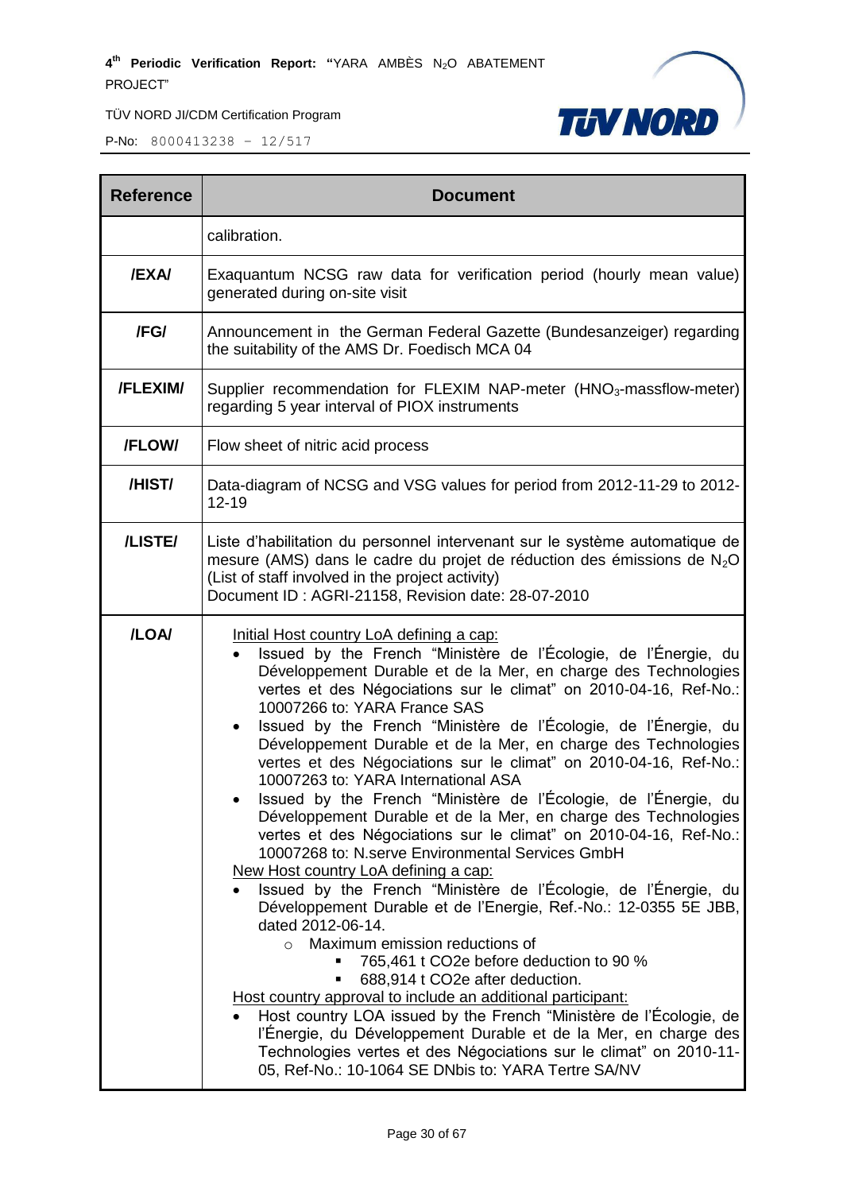| Reference | Document |
|---|---|
| | calibration. |
| **/EXA/** | Exaquantum NCSG raw data for verification period (hourly mean value) generated during on-site visit |
| **/FG/** | Announcement in the German Federal Gazette (Bundesanzeiger) regarding the suitability of the AMS Dr. Foedisch MCA 04 |
| **/FLEXIM/** | Supplier recommendation for FLEXIM NAP-meter ($HNO_3$-massflow-meter) regarding 5 year interval of PIOX instruments |
| **/FLOW/** | Flow sheet of nitric acid process |
| **/HIST/** | Data-diagram of NCSG and VSG values for period from 2012-11-29 to 2012-12-19 |
| **/LISTE/** | Liste d'habilitation du personnel intervenant sur le système automatique de mesure (AMS) dans le cadre du projet de réduction des émissions de $N_2O$ (List of staff involved in the project activity)<br>Document ID : AGRI-21158, Revision date: 28-07-2010 |
| **/LOA/** | Initial Host country LoA defining a cap:<br>• Issued by the French "Ministère de l'Écologie, de l'Énergie, du Développement Durable et de la Mer, en charge des Technologies vertes et des Négociations sur le climat" on 2010-04-16, Ref-No.: 10007266 to: YARA France SAS<br>• Issued by the French "Ministère de l'Écologie, de l'Énergie, du Développement Durable et de la Mer, en charge des Technologies vertes et des Négociations sur le climat" on 2010-04-16, Ref-No.: 10007263 to: YARA International ASA<br>• Issued by the French "Ministère de l'Écologie, de l'Énergie, du Développement Durable et de la Mer, en charge des Technologies vertes et des Négociations sur le climat" on 2010-04-16, Ref-No.: 10007268 to: N.serve Environmental Services GmbH<br>New Host country LoA defining a cap:<br>• Issued by the French "Ministère de l'Écologie, de l'Énergie, du Développement Durable et de l'Energie, Ref.-No.: 12-0355 5E JBB, dated 2012-06-14.<br>  ○ Maximum emission reductions of<br>    ▪ 765,461 t CO2e before deduction to 90 %<br>    ▪ 688,914 t CO2e after deduction.<br>Host country approval to include an additional participant:<br>• Host country LOA issued by the French "Ministère de l'Écologie, de l'Énergie, du Développement Durable et de la Mer, en charge des Technologies vertes et des Négociations sur le climat" on 2010-11-05, Ref-No.: 10-1064 SE DNbis to: YARA Tertre SA/NV |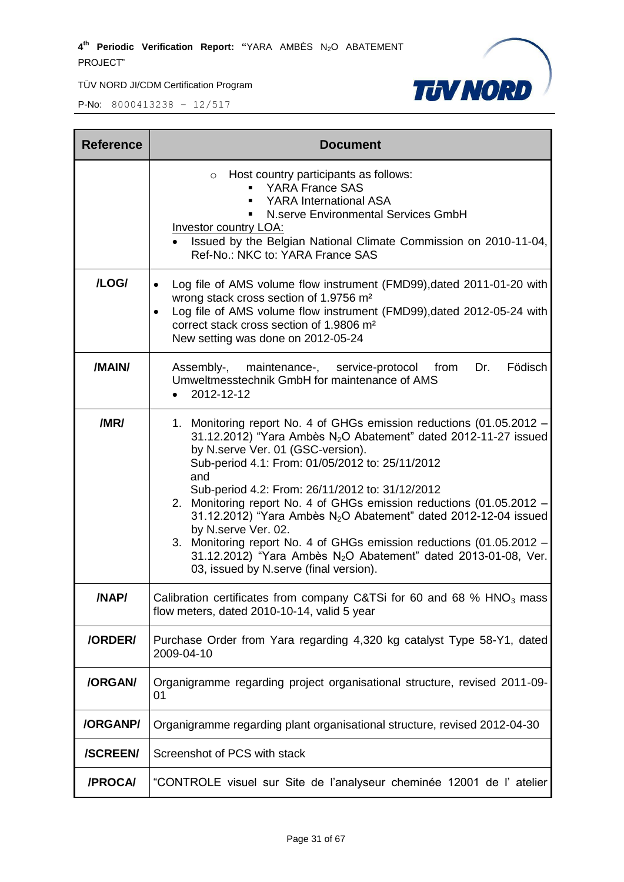| Reference | Document |
|---|---|
| | ◦ Host country participants as follows:<br>▪ YARA France SAS<br>▪ YARA International ASA<br>▪ N.serve Environmental Services GmbH<br>Investor country LOA:<br>• Issued by the Belgian National Climate Commission on 2010-11-04, Ref-No.: NKC to: YARA France SAS |
| /LOG/ | • Log file of AMS volume flow instrument (FMD99),dated 2011-01-20 with wrong stack cross section of 1.9756 m²<br>• Log file of AMS volume flow instrument (FMD99),dated 2012-05-24 with correct stack cross section of 1.9806 m²<br>New setting was done on 2012-05-24 |
| /MAIN/ | Assembly-, maintenance-, service-protocol from Dr. Födisch Umweltmesstechnik GmbH for maintenance of AMS<br>• 2012-12-12 |
| /MR/ | 1. Monitoring report No. 4 of GHGs emission reductions (01.05.2012 – 31.12.2012) "Yara Ambès $N_2O$ Abatement" dated 2012-11-27 issued by N.serve Ver. 01 (GSC-version).<br>Sub-period 4.1: From: 01/05/2012 to: 25/11/2012<br>and<br>Sub-period 4.2: From: 26/11/2012 to: 31/12/2012<br>2. Monitoring report No. 4 of GHGs emission reductions (01.05.2012 – 31.12.2012) "Yara Ambès $N_2O$ Abatement" dated 2012-12-04 issued by N.serve Ver. 02.<br>3. Monitoring report No. 4 of GHGs emission reductions (01.05.2012 – 31.12.2012) "Yara Ambès $N_2O$ Abatement" dated 2013-01-08, Ver. 03, issued by N.serve (final version). |
| /NAP/ | Calibration certificates from company C&TSi for 60 and 68 % $HNO_3$ mass flow meters, dated 2010-10-14, valid 5 year |
| /ORDER/ | Purchase Order from Yara regarding 4,320 kg catalyst Type 58-Y1, dated 2009-04-10 |
| /ORGAN/ | Organigramme regarding project organisational structure, revised 2011-09-01 |
| /ORGANP/ | Organigramme regarding plant organisational structure, revised 2012-04-30 |
| /SCREEN/ | Screenshot of PCS with stack |
| /PROCA/ | "CONTROLE visuel sur Site de l'analyseur cheminée 12001 de l' atelier |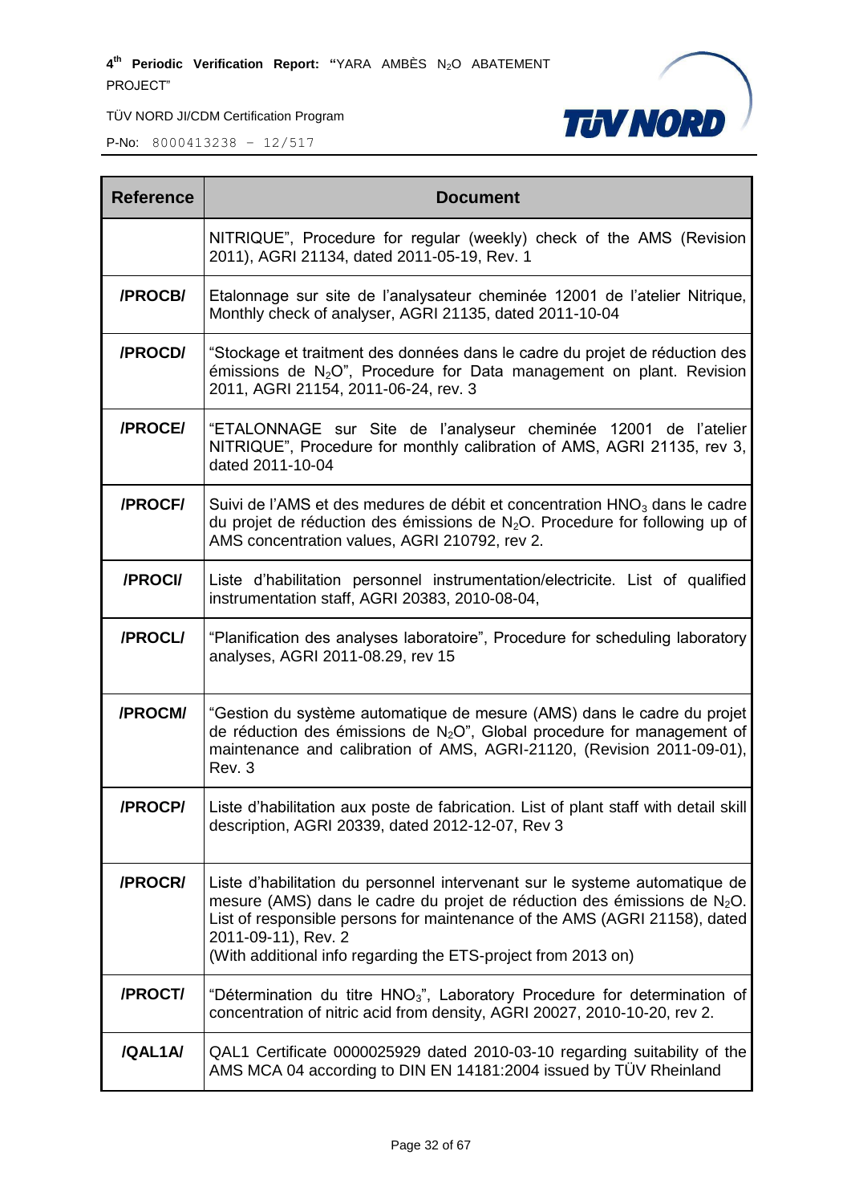| Reference | Document |
| --- | --- |
| | NITRIQUE", Procedure for regular (weekly) check of the AMS (Revision 2011), AGRI 21134, dated 2011-05-19, Rev. 1 |
| /PROCB/ | Etalonnage sur site de l'analysateur cheminée 12001 de l'atelier Nitrique, Monthly check of analyser, AGRI 21135, dated 2011-10-04 |
| /PROCD/ | "Stockage et traitment des données dans le cadre du projet de réduction des émissions de $N_2O$", Procedure for Data management on plant. Revision 2011, AGRI 21154, 2011-06-24, rev. 3 |
| /PROCE/ | "ETALONNAGE sur Site de l'analyseur cheminée 12001 de l'atelier NITRIQUE", Procedure for monthly calibration of AMS, AGRI 21135, rev 3, dated 2011-10-04 |
| /PROCF/ | Suivi de l'AMS et des medures de débit et concentration $HNO_3$ dans le cadre du projet de réduction des émissions de $N_2O$. Procedure for following up of AMS concentration values, AGRI 210792, rev 2. |
| /PROCI/ | Liste d'habilitation personnel instrumentation/electricite. List of qualified instrumentation staff, AGRI 20383, 2010-08-04, |
| /PROCL/ | "Planification des analyses laboratoire", Procedure for scheduling laboratory analyses, AGRI 2011-08.29, rev 15 |
| /PROCM/ | "Gestion du système automatique de mesure (AMS) dans le cadre du projet de réduction des émissions de $N_2O$", Global procedure for management of maintenance and calibration of AMS, AGRI-21120, (Revision 2011-09-01), Rev. 3 |
| /PROCP/ | Liste d'habilitation aux poste de fabrication. List of plant staff with detail skill description, AGRI 20339, dated 2012-12-07, Rev 3 |
| /PROCR/ | Liste d'habilitation du personnel intervenant sur le systeme automatique de mesure (AMS) dans le cadre du projet de réduction des émissions de $N_2O$. List of responsible persons for maintenance of the AMS (AGRI 21158), dated 2011-09-11), Rev. 2<br>(With additional info regarding the ETS-project from 2013 on) |
| /PROCT/ | "Détermination du titre $HNO_3$", Laboratory Procedure for determination of concentration of nitric acid from density, AGRI 20027, 2010-10-20, rev 2. |
| /QAL1A/ | QAL1 Certificate 0000025929 dated 2010-03-10 regarding suitability of the AMS MCA 04 according to DIN EN 14181:2004 issued by TÜV Rheinland |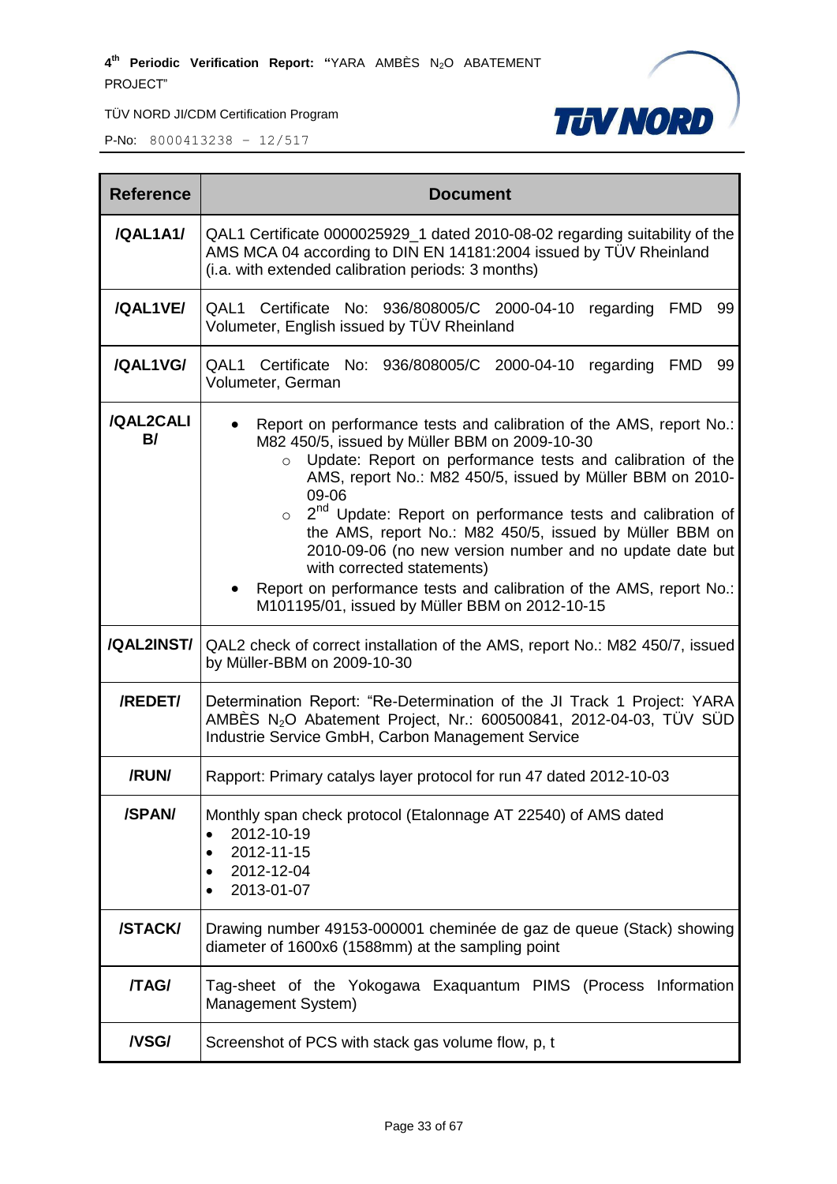| Reference | Document |
|---|---|
| /QAL1A1/ | QAL1 Certificate 0000025929_1 dated 2010-08-02 regarding suitability of the AMS MCA 04 according to DIN EN 14181:2004 issued by TÜV Rheinland (i.a. with extended calibration periods: 3 months) |
| /QAL1VE/ | QAL1 Certificate No: 936/808005/C 2000-04-10 regarding FMD 99 Volumeter, English issued by TÜV Rheinland |
| /QAL1VG/ | QAL1 Certificate No: 936/808005/C 2000-04-10 regarding FMD 99 Volumeter, German |
| /QAL2CALIB/ | • Report on performance tests and calibration of the AMS, report No.: M82 450/5, issued by Müller BBM on 2009-10-30<br>  ○ Update: Report on performance tests and calibration of the AMS, report No.: M82 450/5, issued by Müller BBM on 2010-09-06<br>  ○ 2[nd] Update: Report on performance tests and calibration of the AMS, report No.: M82 450/5, issued by Müller BBM on 2010-09-06 (no new version number and no update date but with corrected statements)<br>• Report on performance tests and calibration of the AMS, report No.: M101195/01, issued by Müller BBM on 2012-10-15 |
| /QAL2INST/ | QAL2 check of correct installation of the AMS, report No.: M82 450/7, issued by Müller-BBM on 2009-10-30 |
| /REDET/ | Determination Report: "Re-Determination of the JI Track 1 Project: YARA AMBÈS $N_2O$ Abatement Project, Nr.: 600500841, 2012-04-03, TÜV SÜD Industrie Service GmbH, Carbon Management Service |
| /RUN/ | Rapport: Primary catalys layer protocol for run 47 dated 2012-10-03 |
| /SPAN/ | Monthly span check protocol (Etalonnage AT 22540) of AMS dated<br>• 2012-10-19<br>• 2012-11-15<br>• 2012-12-04<br>• 2013-01-07 |
| /STACK/ | Drawing number 49153-000001 cheminée de gaz de queue (Stack) showing diameter of 1600x6 (1588mm) at the sampling point |
| /TAG/ | Tag-sheet of the Yokogawa Exaquantum PIMS (Process Information Management System) |
| /VSG/ | Screenshot of PCS with stack gas volume flow, p, t |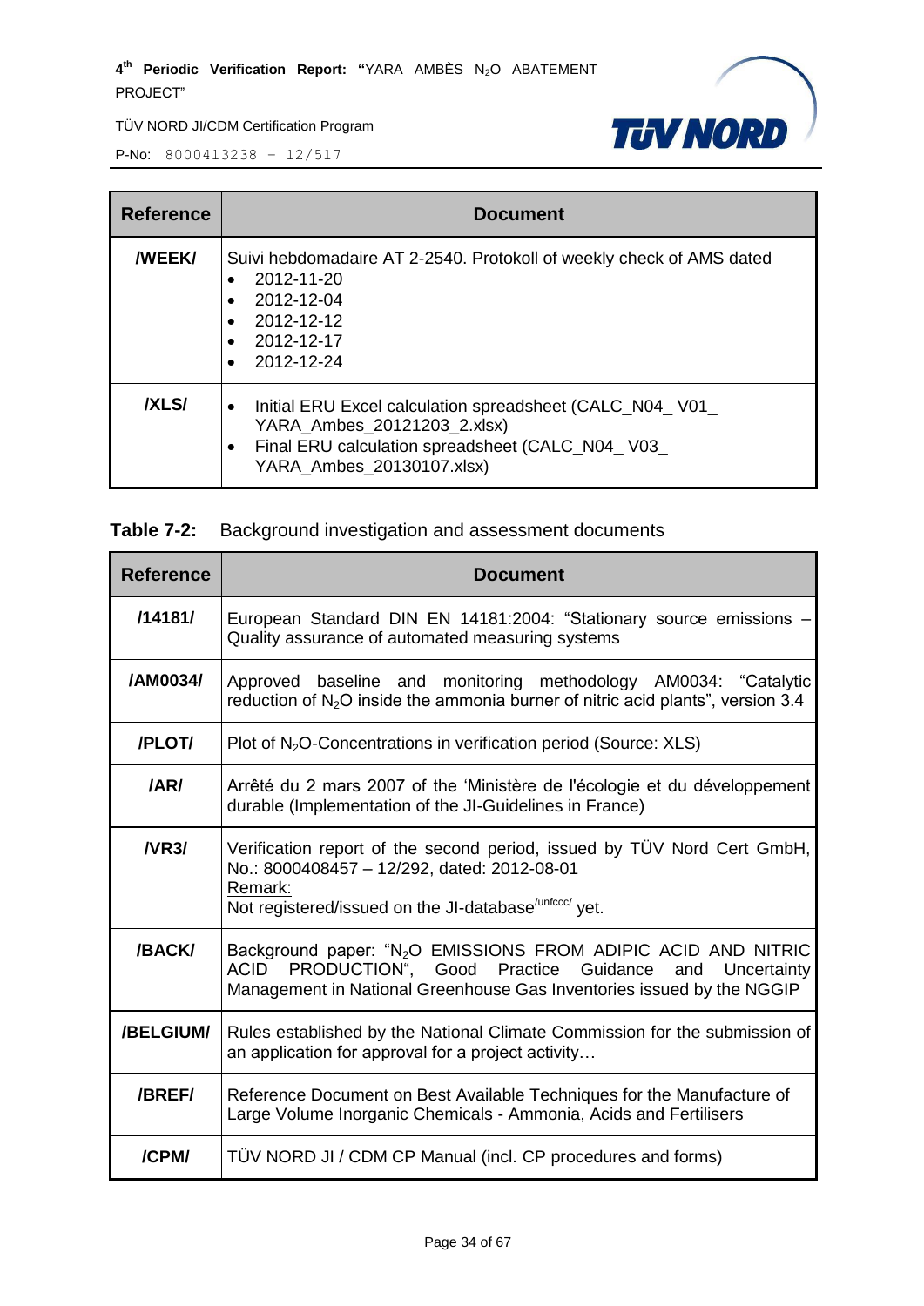| Reference | Document |
| --- | --- |
| /WEEK/ | Suivi hebdomadaire AT 2-2540. Protokoll of weekly check of AMS dated<br>• 2012-11-20<br>• 2012-12-04<br>• 2012-12-12<br>• 2012-12-17<br>• 2012-12-24 |
| /XLS/ | • Initial ERU Excel calculation spreadsheet (CALC_N04_ V01_ YARA_Ambes_20121203_2.xlsx)<br>• Final ERU calculation spreadsheet (CALC_N04_ V03_ YARA_Ambes_20130107.xlsx) |

**Table 7-2:** Background investigation and assessment documents

| Reference | Document |
| --- | --- |
| /14181/ | European Standard DIN EN 14181:2004: “Stationary source emissions – Quality assurance of automated measuring systems |
| /AM0034/ | Approved baseline and monitoring methodology AM0034: “Catalytic reduction of $N_2O$ inside the ammonia burner of nitric acid plants”, version 3.4 |
| /PLOT/ | Plot of $N_2O$-Concentrations in verification period (Source: XLS) |
| /AR/ | Arrêté du 2 mars 2007 of the ‘Ministère de l'écologie et du développement durable (Implementation of the JI-Guidelines in France) |
| /VR3/ | Verification report of the second period, issued by TÜV Nord Cert GmbH, No.: 8000408457 – 12/292, dated: 2012-08-01<br>Remark:<br>Not registered/issued on the JI-database[/unfccc/] yet. |
| /BACK/ | Background paper: “$N_2O$ EMISSIONS FROM ADIPIC ACID AND NITRIC ACID PRODUCTION“, Good Practice Guidance and Uncertainty Management in National Greenhouse Gas Inventories issued by the NGGIP |
| /BELGIUM/ | Rules established by the National Climate Commission for the submission of an application for approval for a project activity… |
| /BREF/ | Reference Document on Best Available Techniques for the Manufacture of Large Volume Inorganic Chemicals - Ammonia, Acids and Fertilisers |
| /CPM/ | TÜV NORD JI / CDM CP Manual (incl. CP procedures and forms) |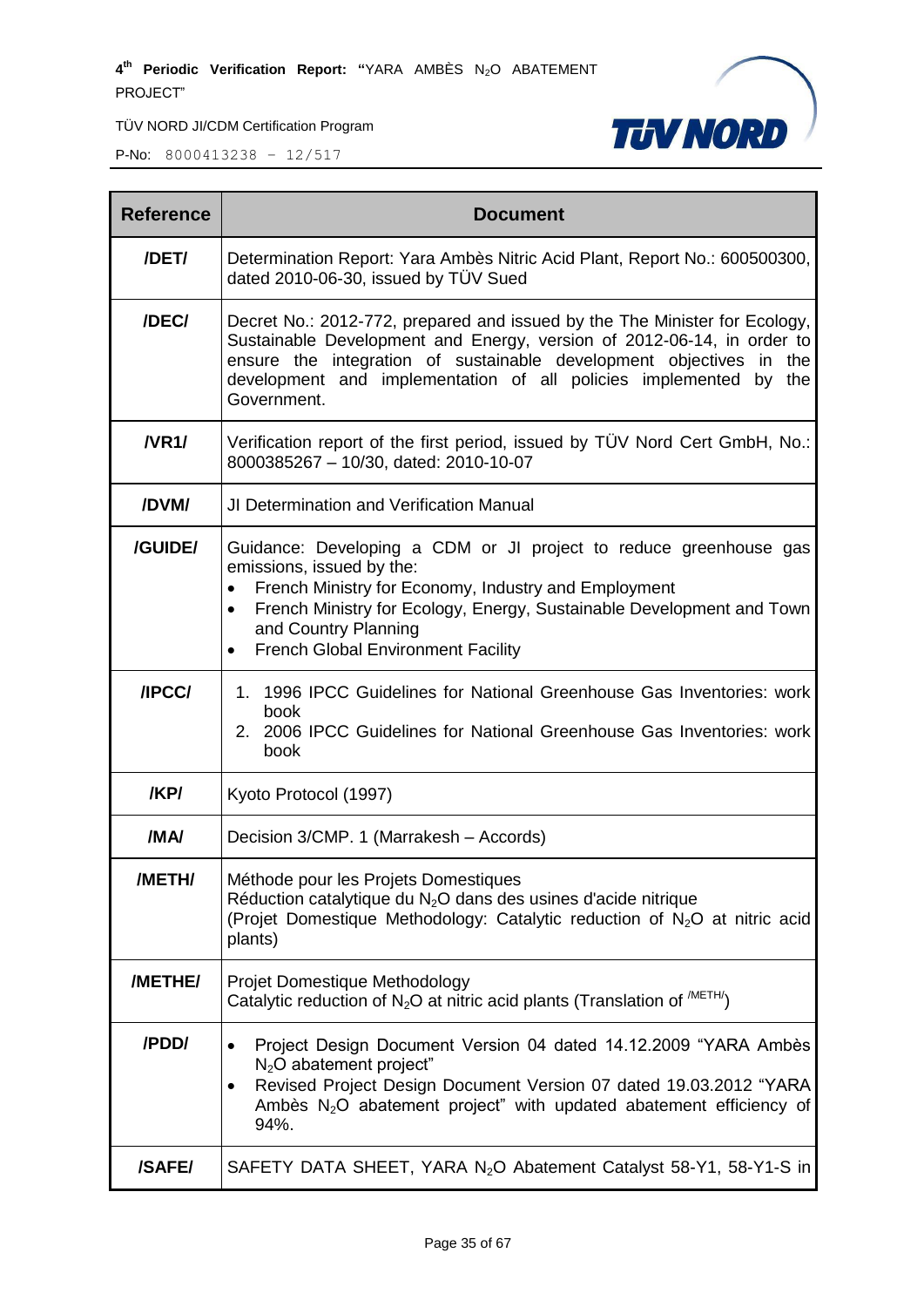| Reference | Document |
|---|---|
| /DET/ | Determination Report: Yara Ambès Nitric Acid Plant, Report No.: 600500300, dated 2010-06-30, issued by TÜV Sued |
| /DEC/ | Decret No.: 2012-772, prepared and issued by the The Minister for Ecology, Sustainable Development and Energy, version of 2012-06-14, in order to ensure the integration of sustainable development objectives in the development and implementation of all policies implemented by the Government. |
| /VR1/ | Verification report of the first period, issued by TÜV Nord Cert GmbH, No.: 8000385267 – 10/30, dated: 2010-10-07 |
| /DVM/ | JI Determination and Verification Manual |
| /GUIDE/ | Guidance: Developing a CDM or JI project to reduce greenhouse gas emissions, issued by the:<br>• French Ministry for Economy, Industry and Employment<br>• French Ministry for Ecology, Energy, Sustainable Development and Town and Country Planning<br>• French Global Environment Facility |
| /IPCC/ | 1. 1996 IPCC Guidelines for National Greenhouse Gas Inventories: work book<br>2. 2006 IPCC Guidelines for National Greenhouse Gas Inventories: work book |
| /KP/ | Kyoto Protocol (1997) |
| /MA/ | Decision 3/CMP. 1 (Marrakesh – Accords) |
| /METH/ | Méthode pour les Projets Domestiques<br>Réduction catalytique du $N_2O$ dans des usines d'acide nitrique<br>(Projet Domestique Methodology: Catalytic reduction of $N_2O$ at nitric acid plants) |
| /METHE/ | Projet Domestique Methodology<br>Catalytic reduction of $N_2O$ at nitric acid plants (Translation of /METH/) |
| /PDD/ | • Project Design Document Version 04 dated 14.12.2009 "YARA Ambès $N_2O$ abatement project"<br>• Revised Project Design Document Version 07 dated 19.03.2012 "YARA Ambès $N_2O$ abatement project" with updated abatement efficiency of 94%. |
| /SAFE/ | SAFETY DATA SHEET, YARA $N_2O$ Abatement Catalyst 58-Y1, 58-Y1-S in |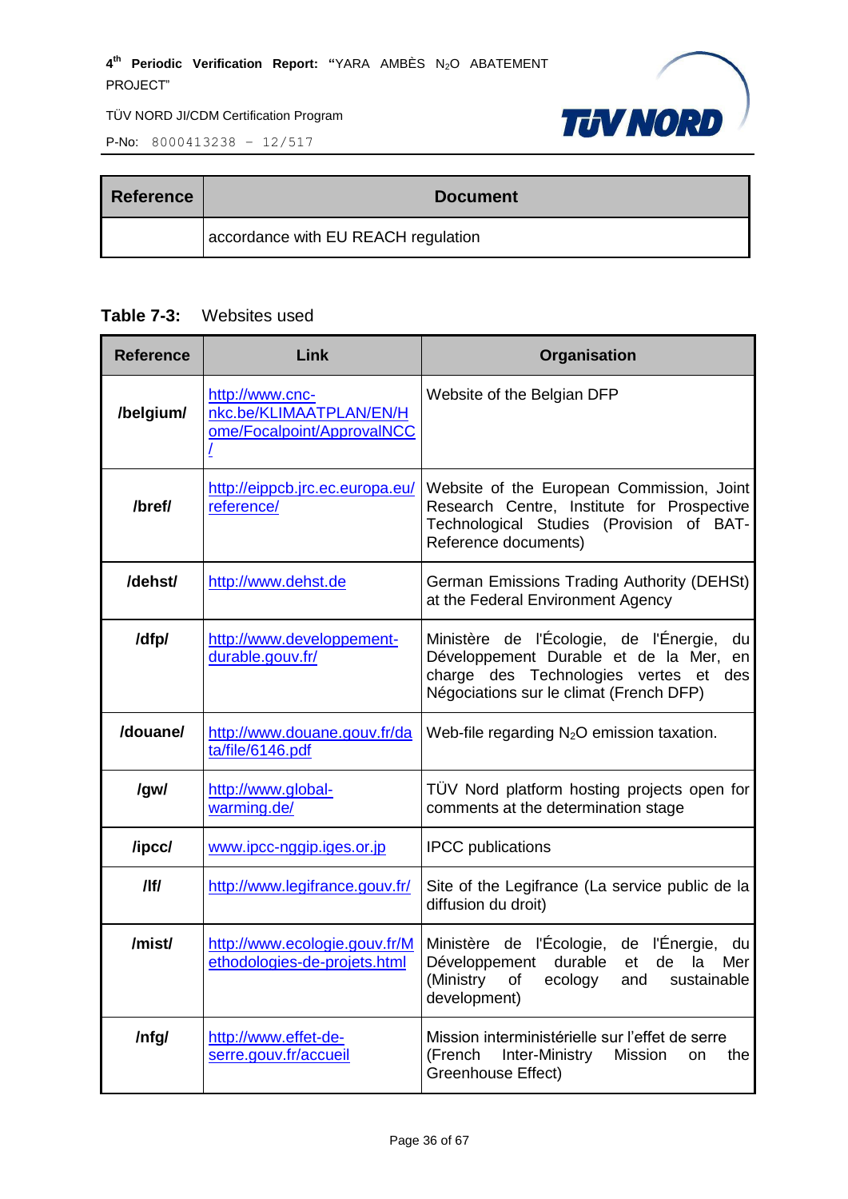| Reference | Document |
|---|---|
| | accordance with EU REACH regulation |

**Table 7-3:** Websites used

| Reference | Link | Organisation |
|---|---|---|
| **/belgium/** | http://www.cnc-nkc.be/KLIMAATPLAN/EN/Home/Focalpoint/ApprovalNCC/ | Website of the Belgian DFP |
| **/bref/** | http://eippcb.jrc.ec.europa.eu/reference/ | Website of the European Commission, Joint Research Centre, Institute for Prospective Technological Studies (Provision of BAT-Reference documents) |
| **/dehst/** | http://www.dehst.de | German Emissions Trading Authority (DEHSt) at the Federal Environment Agency |
| **/dfp/** | http://www.developpement-durable.gouv.fr/ | Ministère de l'Écologie, de l'Énergie, du Développement Durable et de la Mer, en charge des Technologies vertes et des Négociations sur le climat (French DFP) |
| **/douane/** | http://www.douane.gouv.fr/data/file/6146.pdf | Web-file regarding $N_2O$ emission taxation. |
| **/gw/** | http://www.global-warming.de/ | TÜV Nord platform hosting projects open for comments at the determination stage |
| **/ipcc/** | www.ipcc-nggip.iges.or.jp | IPCC publications |
| **/lf/** | http://www.legifrance.gouv.fr/ | Site of the Legifrance (La service public de la diffusion du droit) |
| **/mist/** | http://www.ecologie.gouv.fr/Methodologies-de-projets.html | Ministère de l'Écologie, de l'Énergie, du Développement durable et de la Mer (Ministry of ecology and sustainable development) |
| **/nfg/** | http://www.effet-de-serre.gouv.fr/accueil | Mission interministérielle sur l'effet de serre (French Inter-Ministry Mission on the Greenhouse Effect) |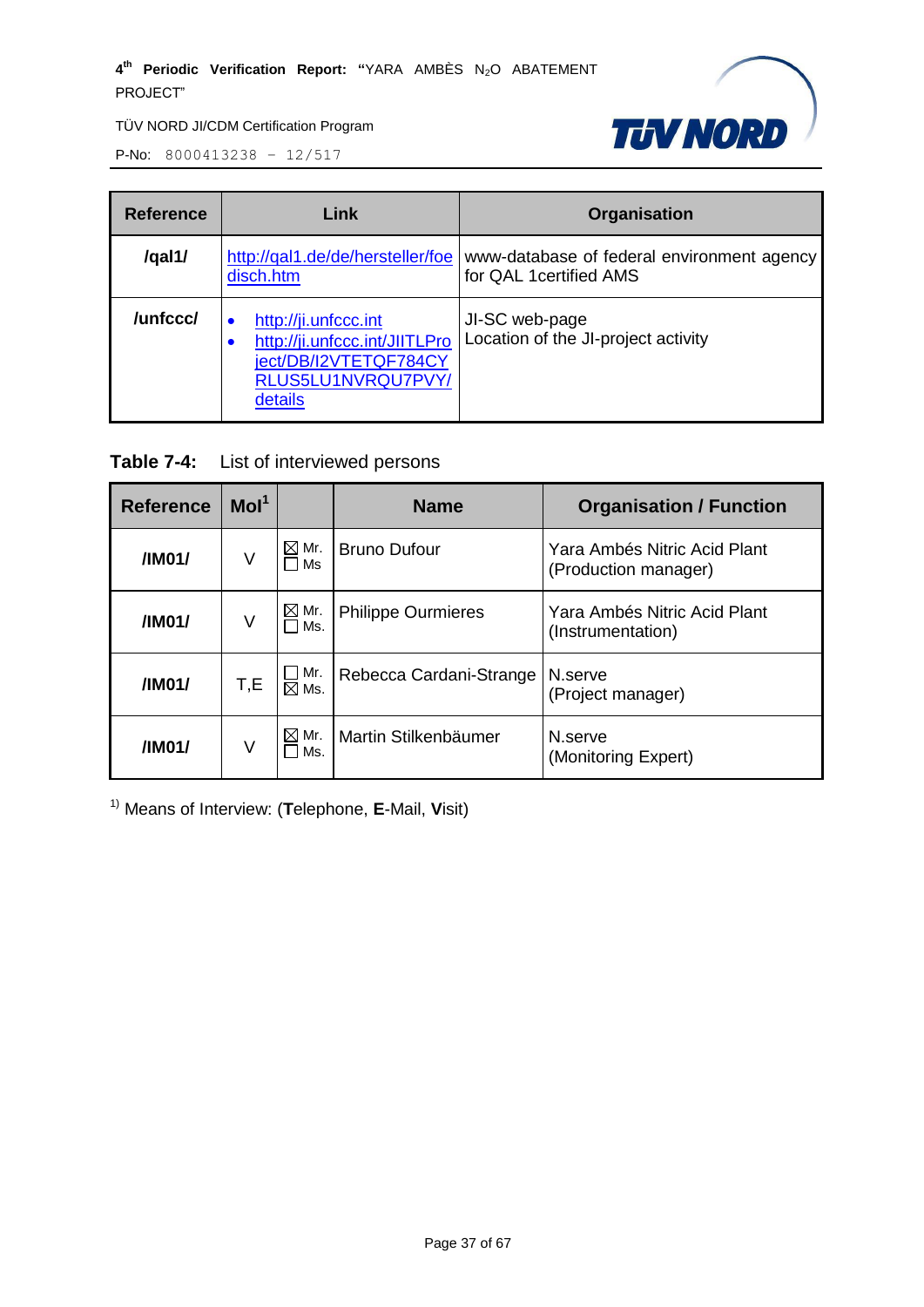| Reference | Link | Organisation |
|---|---|---|
| /qal1/ | http://qal1.de/de/hersteller/foedisch.htm | www-database of federal environment agency for QAL 1certified AMS |
| /unfccc/ | • http://ji.unfccc.int<br>• http://ji.unfccc.int/JIITLProject/DB/I2VTETQF784CYRLUS5LU1NVRQU7PVY/details | JI-SC web-page<br>Location of the JI-project activity |

**Table 7-4:** List of interviewed persons

| Reference | MoI[1] | | Name | Organisation / Function |
|---|---|---|---|---|
| /IM01/ | V | ☒ Mr. ☐ Ms | Bruno Dufour | Yara Ambés Nitric Acid Plant (Production manager) |
| /IM01/ | V | ☒ Mr. ☐ Ms. | Philippe Ourmieres | Yara Ambés Nitric Acid Plant (Instrumentation) |
| /IM01/ | T,E | ☐ Mr. ☒ Ms. | Rebecca Cardani-Strange | N.serve (Project manager) |
| /IM01/ | V | ☒ Mr. ☐ Ms. | Martin Stilkenbäumer | N.serve (Monitoring Expert) |

[1] Means of Interview: (**T**elephone, **E**-Mail, **V**isit)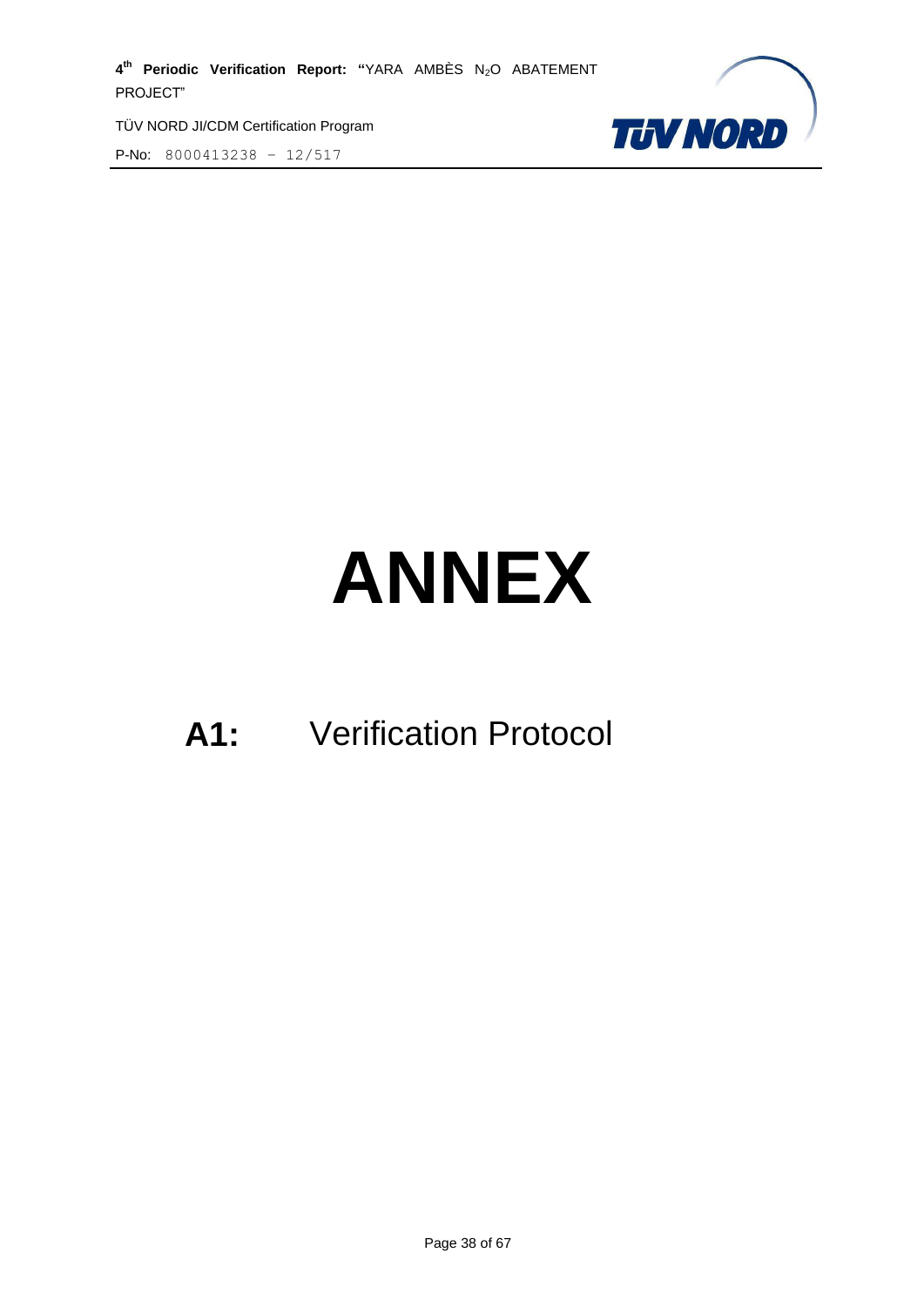# ANNEX

## **A1:** Verification Protocol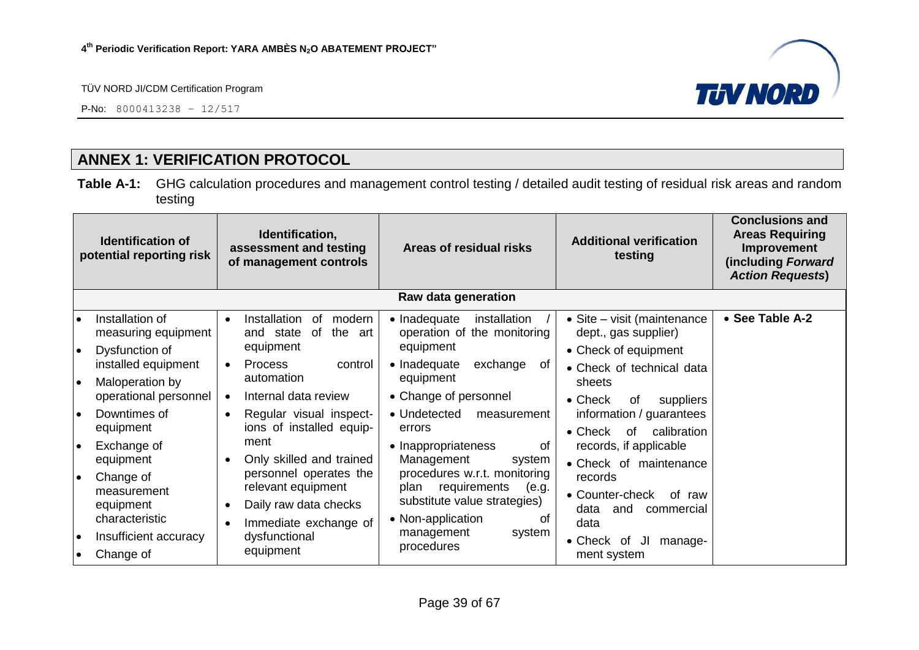## ANNEX 1: VERIFICATION PROTOCOL

**Table A-1:** GHG calculation procedures and management control testing / detailed audit testing of residual risk areas and random testing

| Identification of potential reporting risk | Identification, assessment and testing of management controls | Areas of residual risks | Additional verification testing | Conclusions and Areas Requiring Improvement (including *Forward Action Requests*) |
|---|---|---|---|---|
| **Raw data generation** | | | | |
| • Installation of measuring equipment<br>• Dysfunction of installed equipment<br>• Maloperation by operational personnel<br>• Downtimes of equipment<br>• Exchange of equipment<br>• Change of measurement equipment characteristic<br>• Insufficient accuracy<br>• Change of | • Installation of modern and state of the art equipment<br>• Process control automation<br>• Internal data review<br>• Regular visual inspections of installed equipment<br>• Only skilled and trained personnel operates the relevant equipment<br>• Daily raw data checks<br>• Immediate exchange of dysfunctional equipment | • Inadequate installation / operation of the monitoring equipment<br>• Inadequate exchange of equipment<br>• Change of personnel<br>• Undetected measurement errors<br>• Inappropriateness of Management system procedures w.r.t. monitoring plan requirements (e.g. substitute value strategies)<br>• Non-application of management system procedures | • Site – visit (maintenance dept., gas supplier)<br>• Check of equipment<br>• Check of technical data sheets<br>• Check of suppliers information / guarantees<br>• Check of calibration records, if applicable<br>• Check of maintenance records<br>• Counter-check of raw data and commercial data<br>• Check of JI management system | • **See Table A-2** |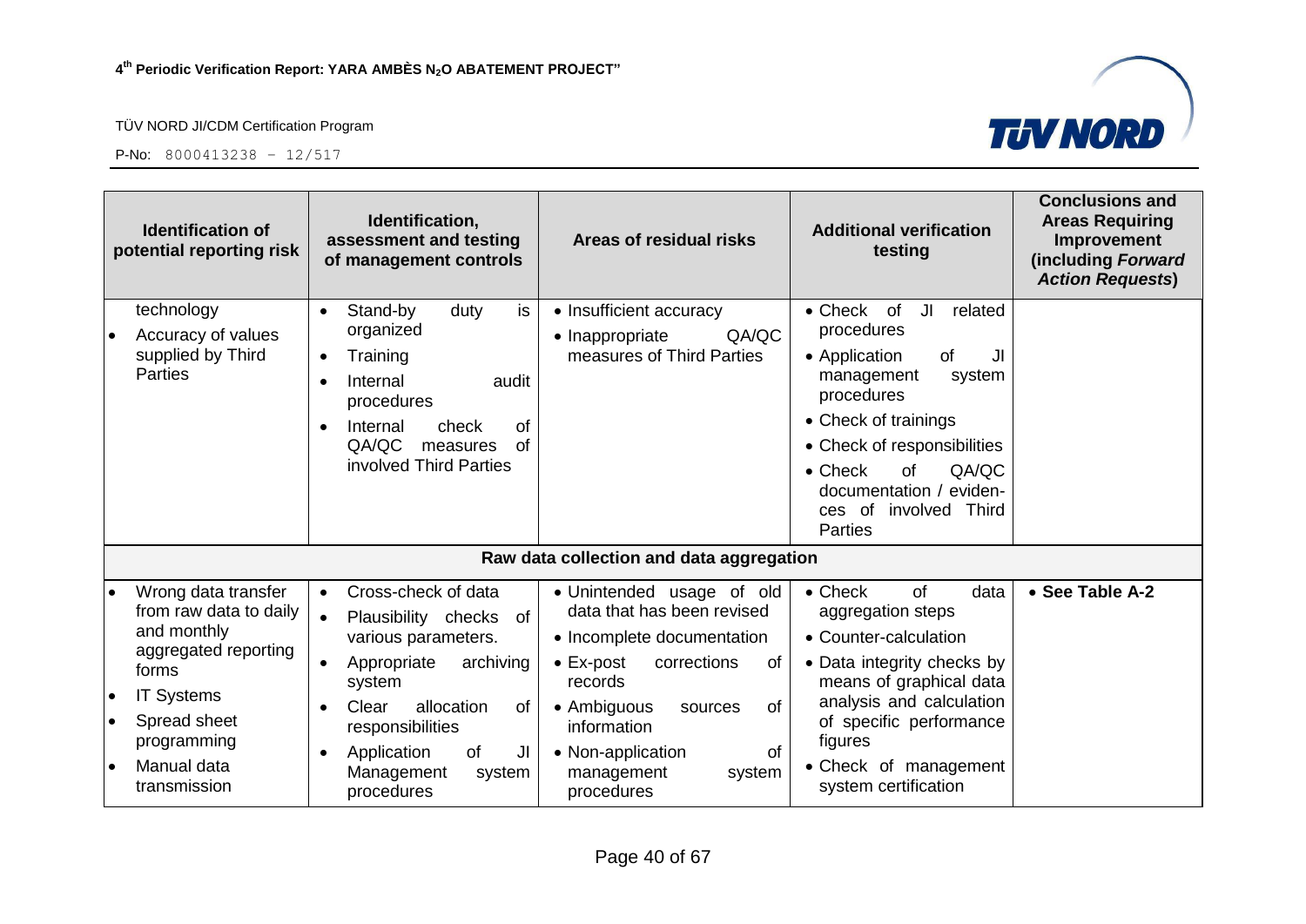| Identification of potential reporting risk | Identification, assessment and testing of management controls | Areas of residual risks | Additional verification testing | Conclusions and Areas Requiring Improvement (including *Forward Action Requests*) |
|---|---|---|---|---|
| technology<br>• Accuracy of values supplied by Third Parties | • Stand-by duty is organized<br>• Training<br>• Internal audit procedures<br>• Internal check of QA/QC measures of involved Third Parties | • Insufficient accuracy<br>• Inappropriate QA/QC measures of Third Parties | • Check of JI related procedures<br>• Application of JI management system procedures<br>• Check of trainings<br>• Check of responsibilities<br>• Check of QA/QC documentation / evidences of involved Third Parties | |
| **Raw data collection and data aggregation** | | | | |
| • Wrong data transfer from raw data to daily and monthly aggregated reporting forms<br>• IT Systems<br>• Spread sheet programming<br>• Manual data transmission | • Cross-check of data<br>• Plausibility checks of various parameters.<br>• Appropriate archiving system<br>• Clear allocation of responsibilities<br>• Application of JI Management system procedures | • Unintended usage of old data that has been revised<br>• Incomplete documentation<br>• Ex-post corrections of records<br>• Ambiguous sources of information<br>• Non-application of management system procedures | • Check of data aggregation steps<br>• Counter-calculation<br>• Data integrity checks by means of graphical data analysis and calculation of specific performance figures<br>• Check of management system certification | • **See Table A-2** |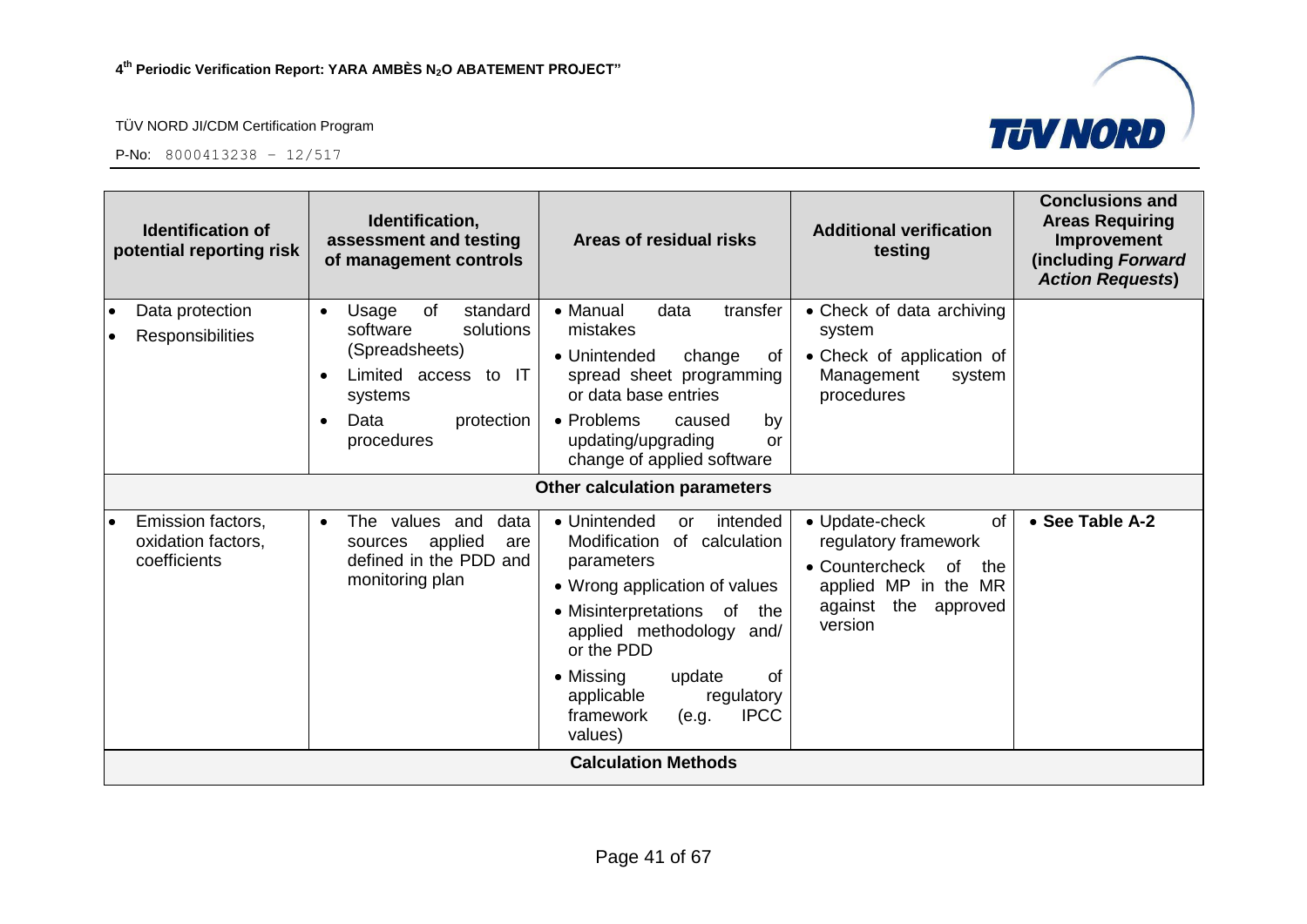| Identification of potential reporting risk | Identification, assessment and testing of management controls | Areas of residual risks | Additional verification testing | Conclusions and Areas Requiring Improvement (including *Forward Action Requests*) |
|---|---|---|---|---|
| • Data protection<br>• Responsibilities | • Usage of standard software solutions (Spreadsheets)<br>• Limited access to IT systems<br>• Data protection procedures | • Manual data transfer mistakes<br>• Unintended change of spread sheet programming or data base entries<br>• Problems caused by updating/upgrading or change of applied software | • Check of data archiving system<br>• Check of application of Management system procedures | |
| **Other calculation parameters** | | | | |
| • Emission factors, oxidation factors, coefficients | • The values and data sources applied are defined in the PDD and monitoring plan | • Unintended or intended Modification of calculation parameters<br>• Wrong application of values<br>• Misinterpretations of the applied methodology and/ or the PDD<br>• Missing update of applicable regulatory framework (e.g. IPCC values) | • Update-check of regulatory framework<br>• Countercheck of the applied MP in the MR against the approved version | • **See Table A-2** |
| **Calculation Methods** | | | | |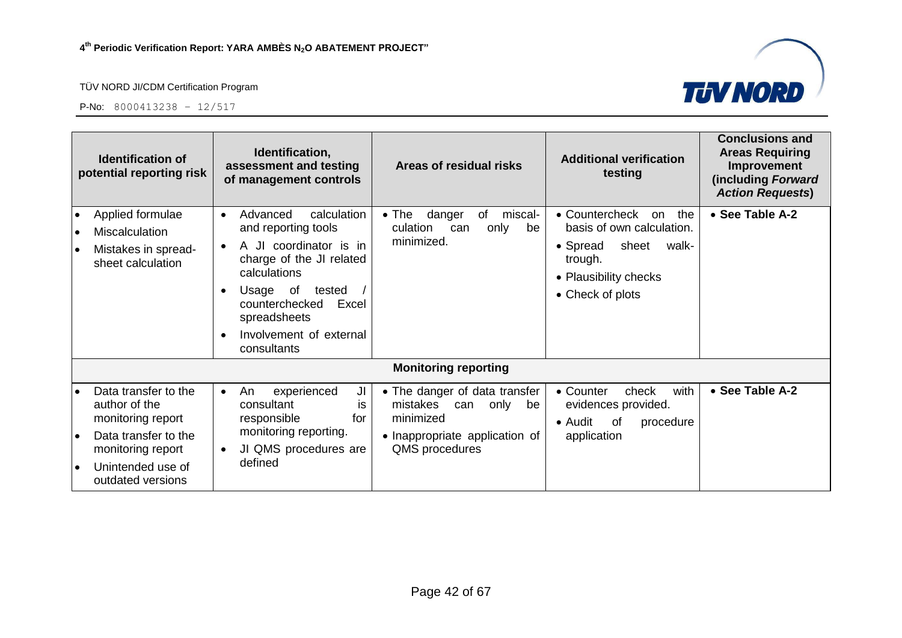| Identification of potential reporting risk | Identification, assessment and testing of management controls | Areas of residual risks | Additional verification testing | Conclusions and Areas Requiring Improvement (including *Forward Action Requests*) |
|---|---|---|---|---|
| • Applied formulae<br>• Miscalculation<br>• Mistakes in spread-sheet calculation | • Advanced calculation and reporting tools<br>• A JI coordinator is in charge of the JI related calculations<br>• Usage of tested / counterchecked Excel spreadsheets<br>• Involvement of external consultants | • The danger of miscal-culation can only be minimized. | • Countercheck on the basis of own calculation.<br>• Spread sheet walk-trough.<br>• Plausibility checks<br>• Check of plots | • **See Table A-2** |
| **Monitoring reporting** | | | | |
| • Data transfer to the author of the monitoring report<br>• Data transfer to the monitoring report<br>• Unintended use of outdated versions | • An experienced JI consultant is responsible for monitoring reporting.<br>• JI QMS procedures are defined | • The danger of data transfer mistakes can only be minimized<br>• Inappropriate application of QMS procedures | • Counter check with evidences provided.<br>• Audit of procedure application | • **See Table A-2** |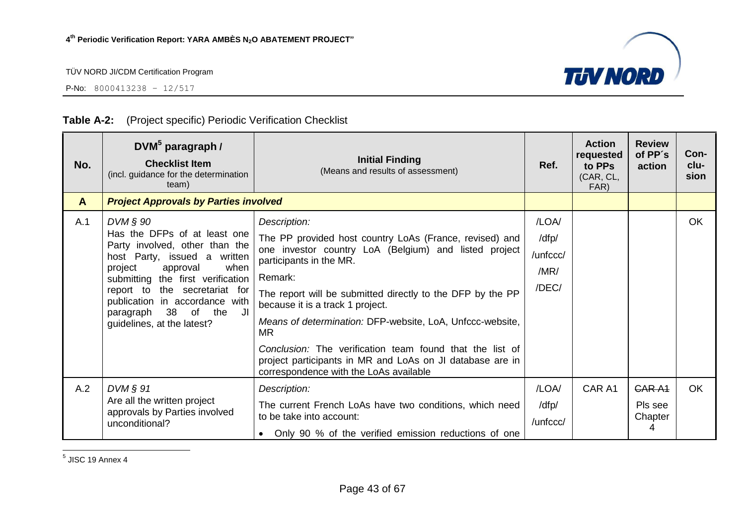**Table A-2:** (Project specific) Periodic Verification Checklist

| No. | DVM[5] paragraph / Checklist Item (incl. guidance for the determination team) | Initial Finding (Means and results of assessment) | Ref. | Action requested to PPs (CAR, CL, FAR) | Review of PP´s action | Con-clu-sion |
|---|---|---|---|---|---|---|
| **A** | ***Project Approvals by Parties involved*** | | | | | |
| A.1 | *DVM § 90*<br>Has the DFPs of at least one Party involved, other than the host Party, issued a written project approval when submitting the first verification report to the secretariat for publication in accordance with paragraph 38 of the JI guidelines, at the latest? | *Description:*<br>The PP provided host country LoAs (France, revised) and one investor country LoA (Belgium) and listed project participants in the MR.<br>Remark:<br>The report will be submitted directly to the DFP by the PP because it is a track 1 project.<br>*Means of determination:* DFP-website, LoA, Unfccc-website, MR<br>*Conclusion:* The verification team found that the list of project participants in MR and LoAs on JI database are in correspondence with the LoAs available | /LOA/<br>/dfp/<br>/unfccc/<br>/MR/<br>/DEC/ | | | OK |
| A.2 | *DVM § 91*<br>Are all the written project approvals by Parties involved unconditional? | *Description:*<br>The current French LoAs have two conditions, which need to be take into account:<br>• Only 90 % of the verified emission reductions of one | /LOA/<br>/dfp/<br>/unfccc/ | CAR A1 | ~~CAR A1~~<br>Pls see Chapter 4 | OK |

[5] JISC 19 Annex 4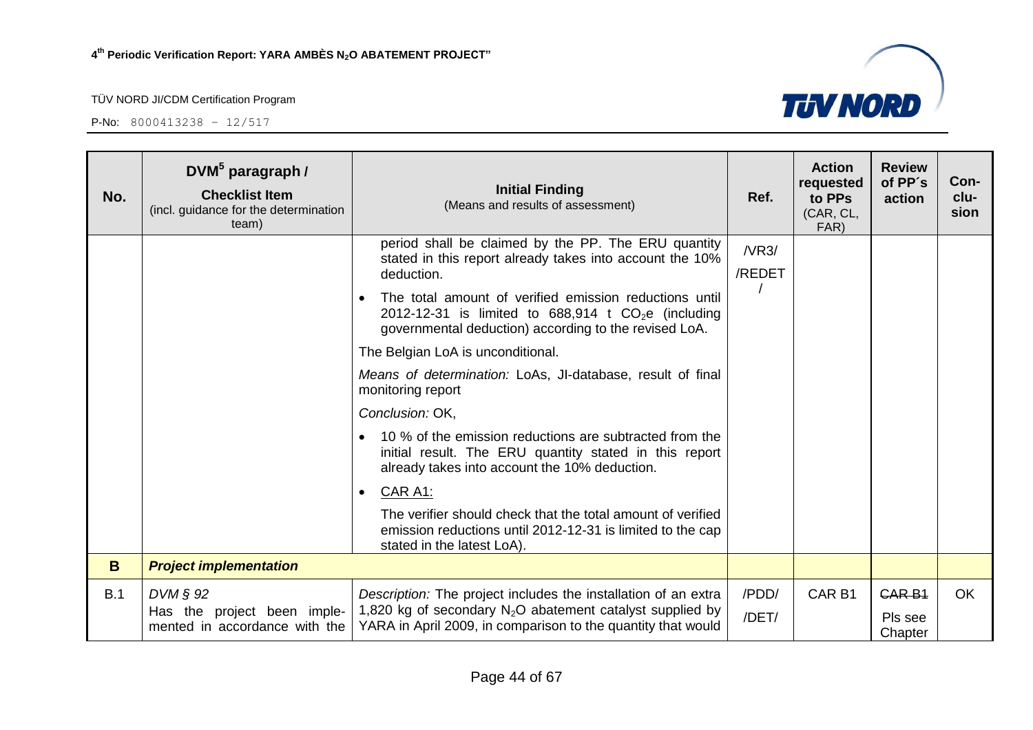| No. | DVM[5] paragraph / **Checklist Item** (incl. guidance for the determination team) | **Initial Finding** (Means and results of assessment) | Ref. | Action requested to PPs (CAR, CL, FAR) | Review of PP´s action | Con-clu-sion |
|---|---|---|---|---|---|---|
| | | period shall be claimed by the PP. The ERU quantity stated in this report already takes into account the 10% deduction.<br>• The total amount of verified emission reductions until 2012-12-31 is limited to 688,914 t $CO_2e$ (including governmental deduction) according to the revised LoA.<br>The Belgian LoA is unconditional.<br>*Means of determination:* LoAs, JI-database, result of final monitoring report<br>*Conclusion:* OK,<br>• 10 % of the emission reductions are subtracted from the initial result. The ERU quantity stated in this report already takes into account the 10% deduction.<br>• CAR A1:<br>The verifier should check that the total amount of verified emission reductions until 2012-12-31 is limited to the cap stated in the latest LoA). | /VR3/<br>/REDET/ | | | |
| **B** | ***Project implementation*** | | | | | |
| B.1 | *DVM § 92*<br>Has the project been imple-mented in accordance with the | *Description:* The project includes the installation of an extra 1,820 kg of secondary $N_2O$ abatement catalyst supplied by YARA in April 2009, in comparison to the quantity that would | /PDD/<br>/DET/ | CAR B1 | ~~CAR B1~~<br>Pls see Chapter | OK |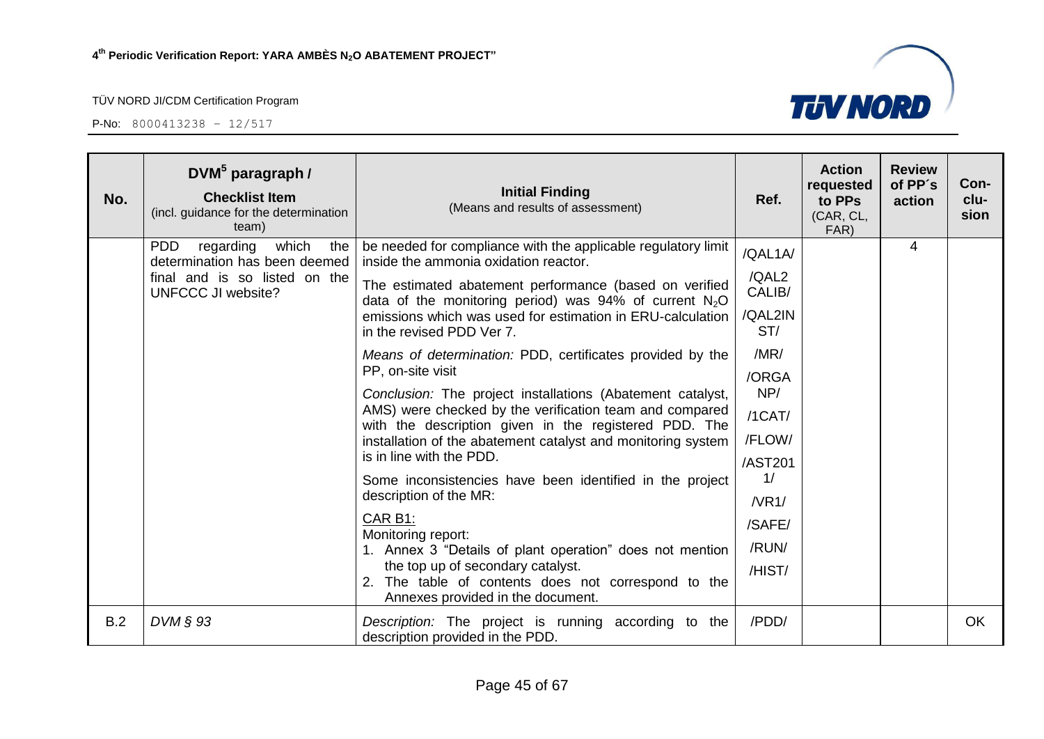| No. | DVM[5] paragraph / **Checklist Item** (incl. guidance for the determination team) | **Initial Finding** (Means and results of assessment) | Ref. | Action requested to PPs (CAR, CL, FAR) | Review of PP´s action | Con-clu-sion |
|---|---|---|---|---|---|---|
| | PDD regarding which the determination has been deemed final and is so listed on the UNFCCC JI website? | be needed for compliance with the applicable regulatory limit inside the ammonia oxidation reactor.<br><br>The estimated abatement performance (based on verified data of the monitoring period) was 94% of current $N_2O$ emissions which was used for estimation in ERU-calculation in the revised PDD Ver 7.<br><br>*Means of determination:* PDD, certificates provided by the PP, on-site visit<br><br>*Conclusion:* The project installations (Abatement catalyst, AMS) were checked by the verification team and compared with the description given in the registered PDD. The installation of the abatement catalyst and monitoring system is in line with the PDD.<br><br>Some inconsistencies have been identified in the project description of the MR:<br><br><u>CAR B1:</u><br>Monitoring report:<br>1. Annex 3 "Details of plant operation" does not mention the top up of secondary catalyst.<br>2. The table of contents does not correspond to the Annexes provided in the document. | /QAL1A/<br>/QAL2 CALIB/<br>/QAL2INST/<br>/MR/<br>/ORGANP/<br>/1CAT/<br>/FLOW/<br>/AST2011/<br>/VR1/<br>/SAFE/<br>/RUN/<br>/HIST/ | | 4 | |
| B.2 | *DVM § 93* | *Description:* The project is running according to the description provided in the PDD. | /PDD/ | | | OK |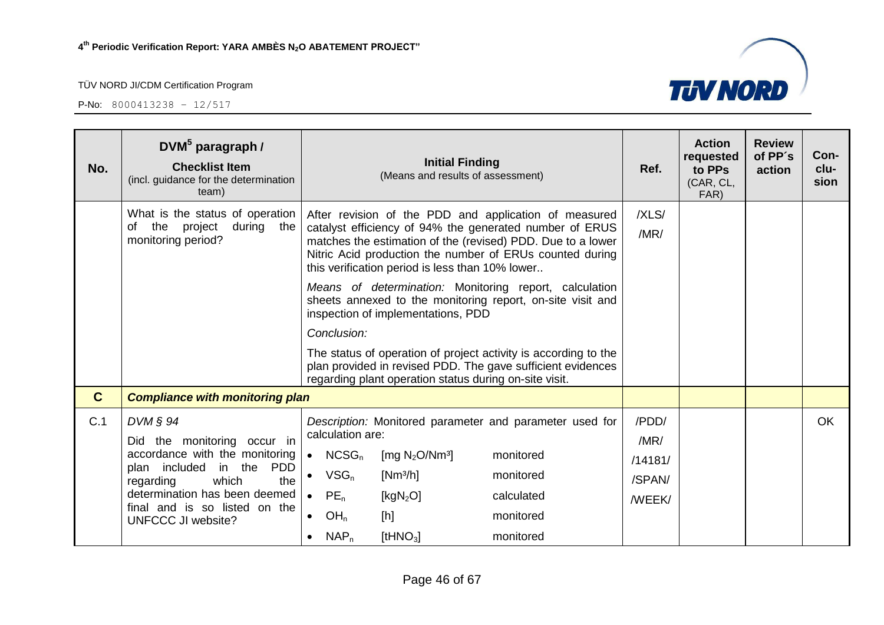| No. | DVM[5] paragraph / **Checklist Item** (incl. guidance for the determination team) | **Initial Finding** (Means and results of assessment) | Ref. | Action requested to PPs (CAR, CL, FAR) | Review of PP´s action | Con-clu-sion |
|---|---|---|---|---|---|---|
| | What is the status of operation of the project during the monitoring period? | After revision of the PDD and application of measured catalyst efficiency of 94% the generated number of ERUS matches the estimation of the (revised) PDD. Due to a lower Nitric Acid production the number of ERUs counted during this verification period is less than 10% lower..<br><br>*Means of determination:* Monitoring report, calculation sheets annexed to the monitoring report, on-site visit and inspection of implementations, PDD<br><br>*Conclusion:*<br><br>The status of operation of project activity is according to the plan provided in revised PDD. The gave sufficient evidences regarding plant operation status during on-site visit. | /XLS/<br>/MR/ | | | |
| **C** | ***Compliance with monitoring plan*** | | | | | |
| C.1 | *DVM § 94*<br>Did the monitoring occur in accordance with the monitoring plan included in the PDD regarding which the determination has been deemed final and is so listed on the UNFCCC JI website? | *Description:* Monitored parameter and parameter used for calculation are:<br>• $NCSG_n$ [mg $N_2O$/Nm³] monitored<br>• $VSG_n$ [Nm³/h] monitored<br>• $PE_n$ [kg$N_2O$] calculated<br>• $OH_n$ [h] monitored<br>• $NAP_n$ [t$HNO_3$] monitored | /PDD/<br>/MR/<br>/14181/<br>/SPAN/<br>/WEEK/ | | | OK |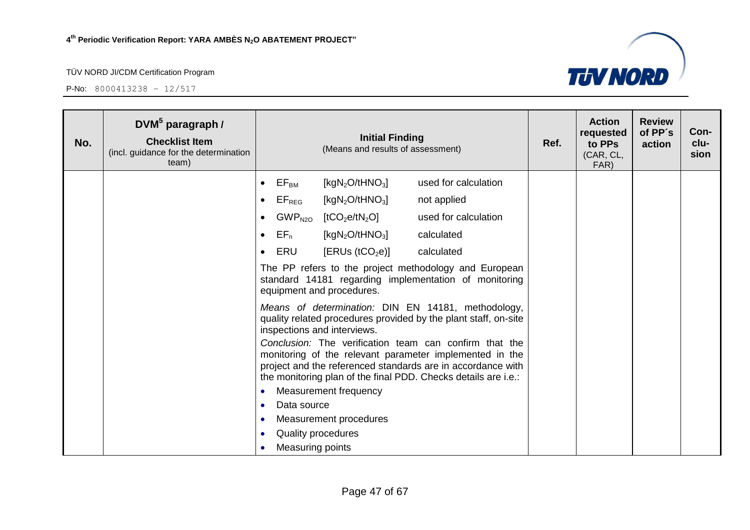| No. | DVM[5] paragraph / Checklist Item (incl. guidance for the determination team) | Initial Finding (Means and results of assessment) | Ref. | Action requested to PPs (CAR, CL, FAR) | Review of PP´s action | Con-clu-sion |
|---|---|---|---|---|---|---|
| | | • $EF_{BM}$ [$kgN_2O/tHNO_3$] used for calculation<br>• $EF_{REG}$ [$kgN_2O/tHNO_3$] not applied<br>• $GWP_{N2O}$ [$tCO_2e/tN_2O$] used for calculation<br>• $EF_n$ [$kgN_2O/tHNO_3$] calculated<br>• ERU [ERUs ($tCO_2e$)] calculated<br>The PP refers to the project methodology and European standard 14181 regarding implementation of monitoring equipment and procedures.<br>*Means of determination:* DIN EN 14181, methodology, quality related procedures provided by the plant staff, on-site inspections and interviews.<br>*Conclusion:* The verification team can confirm that the monitoring of the relevant parameter implemented in the project and the referenced standards are in accordance with the monitoring plan of the final PDD. Checks details are i.e.:<br>• Measurement frequency<br>• Data source<br>• Measurement procedures<br>• Quality procedures<br>• Measuring points | | | | |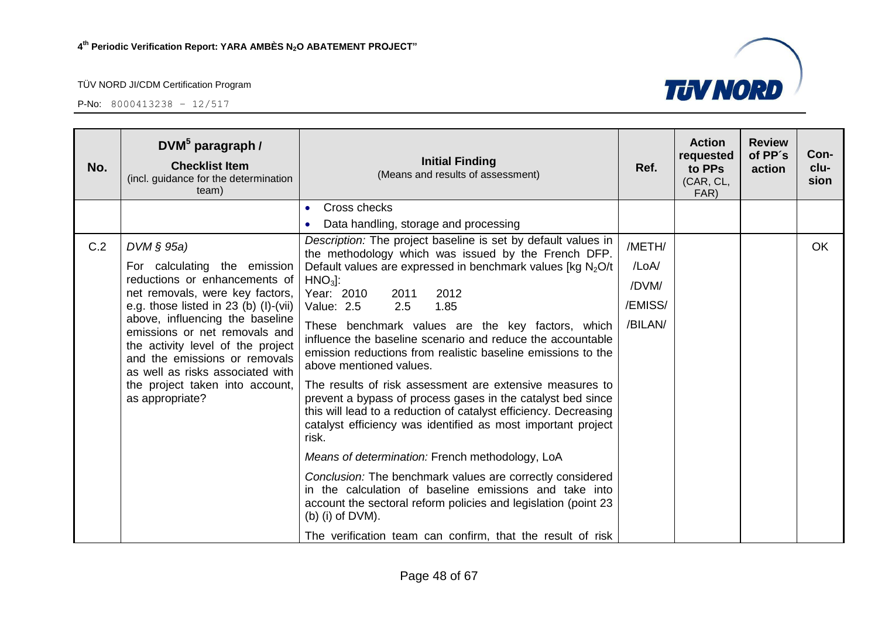| No. | DVM[5] paragraph / **Checklist Item** (incl. guidance for the determination team) | **Initial Finding** (Means and results of assessment) | Ref. | Action requested to PPs (CAR, CL, FAR) | Review of PP´s action | Con-clu-sion |
|---|---|---|---|---|---|---|
| | | • Cross checks<br>• Data handling, storage and processing | | | | |
| C.2 | *DVM § 95a)*<br>For calculating the emission reductions or enhancements of net removals, were key factors, e.g. those listed in 23 (b) (I)-(vii) above, influencing the baseline emissions or net removals and the activity level of the project and the emissions or removals as well as risks associated with the project taken into account, as appropriate? | *Description:* The project baseline is set by default values in the methodology which was issued by the French DFP. Default values are expressed in benchmark values [kg $N_2O$/t $HNO_3$]:<br>Year: 2010 2011 2012<br>Value: 2.5 2.5 1.85<br>These benchmark values are the key factors, which influence the baseline scenario and reduce the accountable emission reductions from realistic baseline emissions to the above mentioned values.<br>The results of risk assessment are extensive measures to prevent a bypass of process gases in the catalyst bed since this will lead to a reduction of catalyst efficiency. Decreasing catalyst efficiency was identified as most important project risk.<br>*Means of determination:* French methodology, LoA<br>*Conclusion:* The benchmark values are correctly considered in the calculation of baseline emissions and take into account the sectoral reform policies and legislation (point 23 (b) (i) of DVM).<br>The verification team can confirm, that the result of risk | /METH/<br>/LoA/<br>/DVM/<br>/EMISS/<br>/BILAN/ | | | OK |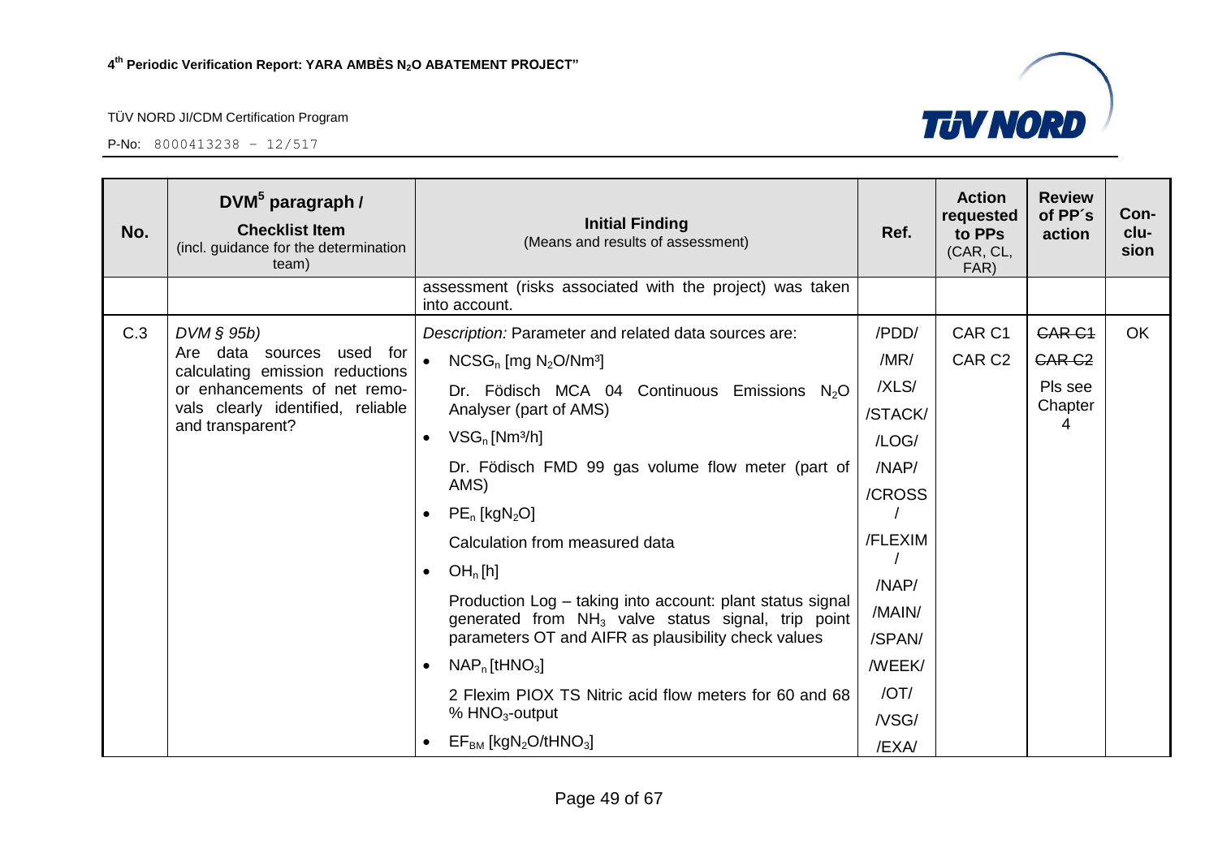| No. | DVM[5] paragraph / **Checklist Item** (incl. guidance for the determination team) | **Initial Finding** (Means and results of assessment) | Ref. | Action requested to PPs (CAR, CL, FAR) | Review of PP´s action | Con-clu-sion |
|---|---|---|---|---|---|---|
| | | assessment (risks associated with the project) was taken into account. | | | | |
| C.3 | *DVM § 95b)* Are data sources used for calculating emission reductions or enhancements of net removals clearly identified, reliable and transparent? | *Description:* Parameter and related data sources are:<br>• $NCSG_n$ [mg $N_2O$/Nm³]<br>Dr. Födisch MCA 04 Continuous Emissions $N_2O$ Analyser (part of AMS)<br>• $VSG_n$ [Nm³/h]<br>Dr. Födisch FMD 99 gas volume flow meter (part of AMS)<br>• $PE_n$ [kg$N_2O$]<br>Calculation from measured data<br>• $OH_n$ [h]<br>Production Log – taking into account: plant status signal generated from $NH_3$ valve status signal, trip point parameters OT and AIFR as plausibility check values<br>• $NAP_n$ [t$HNO_3$]<br>2 Flexim PIOX TS Nitric acid flow meters for 60 and 68 % $HNO_3$-output<br>• $EF_{BM}$ [kg$N_2O$/t$HNO_3$] | /PDD/<br>/MR/<br>/XLS/<br>/STACK/<br>/LOG/<br>/NAP/<br>/CROSS/<br>/FLEXIM/<br>/NAP/<br>/MAIN/<br>/SPAN/<br>/WEEK/<br>/OT/<br>/VSG/<br>/EXA/ | CAR C1<br>CAR C2 | ~~CAR C1~~<br>~~CAR C2~~<br>Pls see Chapter 4 | OK |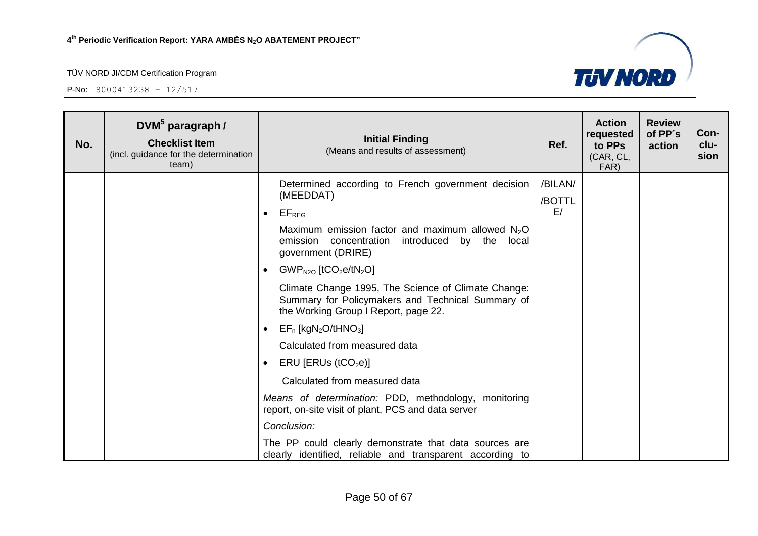| No. | DVM[5] paragraph / **Checklist Item** (incl. guidance for the determination team) | **Initial Finding** (Means and results of assessment) | Ref. | Action requested to PPs (CAR, CL, FAR) | Review of PP´s action | Con-clu-sion |
|---|---|---|---|---|---|---|
| | | Determined according to French government decision (MEEDDAT)<br>• $EF_{REG}$<br>Maximum emission factor and maximum allowed $N_2O$ emission concentration introduced by the local government (DRIRE)<br>• $GWP_{N2O}$ [$tCO_2e/tN_2O$]<br>Climate Change 1995, The Science of Climate Change: Summary for Policymakers and Technical Summary of the Working Group I Report, page 22.<br>• $EF_n$ [$kgN_2O/tHNO_3$]<br>Calculated from measured data<br>• ERU [ERUs ($tCO_2e$)]<br>Calculated from measured data<br>*Means of determination:* PDD, methodology, monitoring report, on-site visit of plant, PCS and data server<br>*Conclusion:*<br>The PP could clearly demonstrate that data sources are clearly identified, reliable and transparent according to | /BILAN/<br>/BOTTLE/ | | | |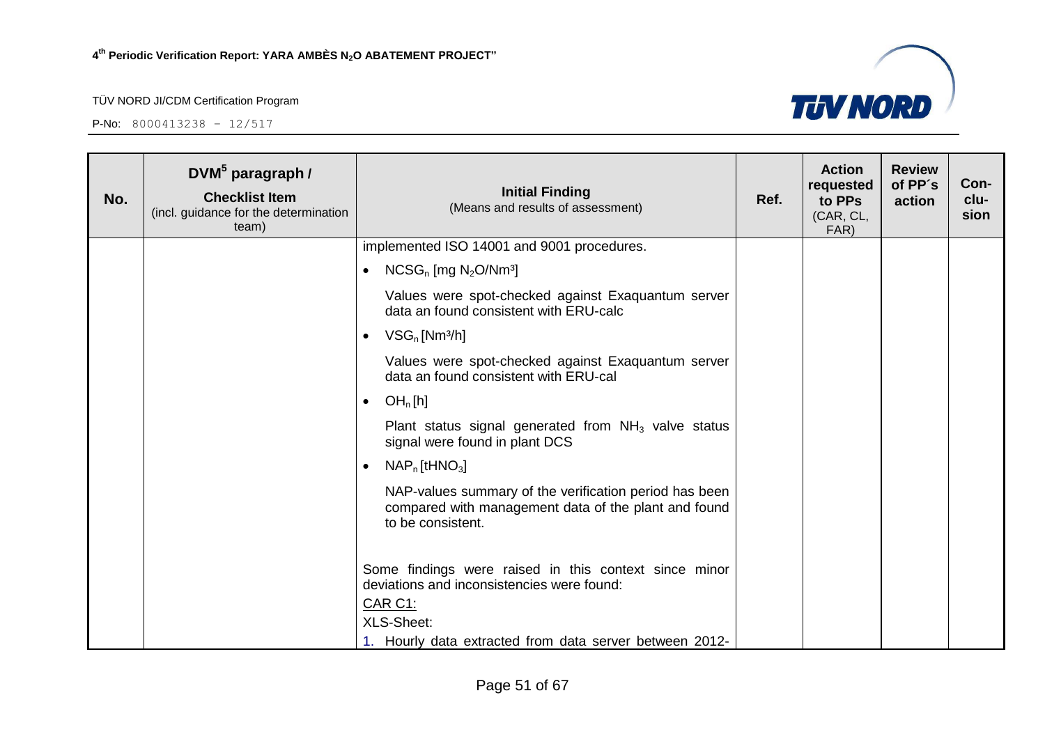| No. | DVM[5] paragraph / Checklist Item (incl. guidance for the determination team) | Initial Finding (Means and results of assessment) | Ref. | Action requested to PPs (CAR, CL, FAR) | Review of PP´s action | Con-clu-sion |
|---|---|---|---|---|---|---|
| | | implemented ISO 14001 and 9001 procedures.<br><br>• $NCSG_n$ [mg $N_2O/Nm^3$]<br><br>Values were spot-checked against Exaquantum server data an found consistent with ERU-calc<br><br>• $VSG_n$ [$Nm^3/h$]<br><br>Values were spot-checked against Exaquantum server data an found consistent with ERU-cal<br><br>• $OH_n$ [h]<br><br>Plant status signal generated from $NH_3$ valve status signal were found in plant DCS<br><br>• $NAP_n$ [$tHNO_3$]<br><br>NAP-values summary of the verification period has been compared with management data of the plant and found to be consistent.<br><br>Some findings were raised in this context since minor deviations and inconsistencies were found:<br><br>CAR C1:<br><br>XLS-Sheet:<br><br>1. Hourly data extracted from data server between 2012- | | | | |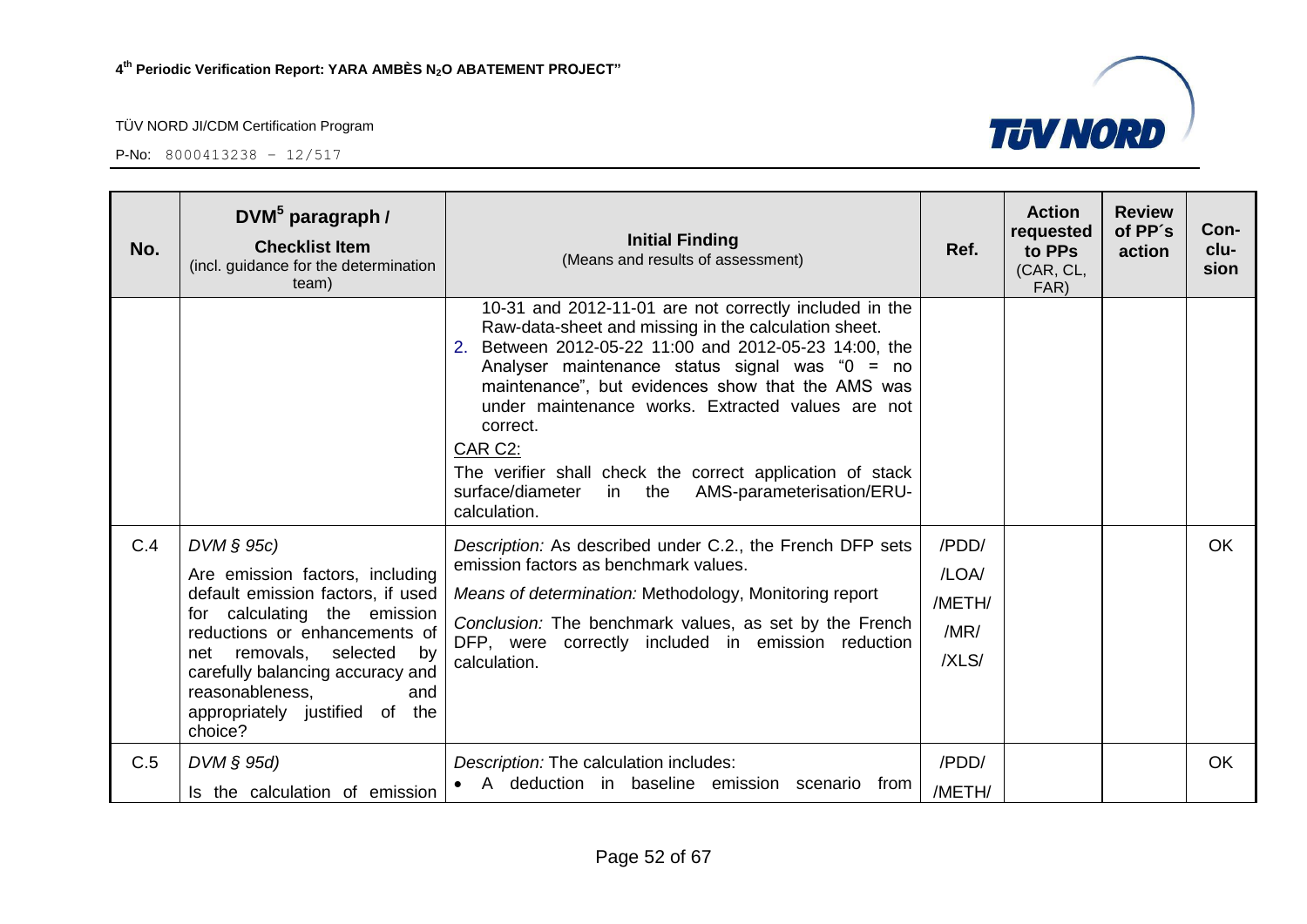| No. | DVM[5] paragraph / **Checklist Item** (incl. guidance for the determination team) | **Initial Finding** (Means and results of assessment) | Ref. | Action requested to PPs (CAR, CL, FAR) | Review of PP´s action | Con-clu-sion |
|---|---|---|---|---|---|---|
| | | 10-31 and 2012-11-01 are not correctly included in the Raw-data-sheet and missing in the calculation sheet.<br>2. Between 2012-05-22 11:00 and 2012-05-23 14:00, the Analyser maintenance status signal was "0 = no maintenance", but evidences show that the AMS was under maintenance works. Extracted values are not correct.<br>CAR C2:<br>The verifier shall check the correct application of stack surface/diameter in the AMS-parameterisation/ERU-calculation. | | | | |
| C.4 | *DVM § 95c)*<br>Are emission factors, including default emission factors, if used for calculating the emission reductions or enhancements of net removals, selected by carefully balancing accuracy and reasonableness, and appropriately justified of the choice? | *Description:* As described under C.2., the French DFP sets emission factors as benchmark values.<br>*Means of determination:* Methodology, Monitoring report<br>*Conclusion:* The benchmark values, as set by the French DFP, were correctly included in emission reduction calculation. | /PDD/<br>/LOA/<br>/METH/<br>/MR/<br>/XLS/ | | | OK |
| C.5 | *DVM § 95d)*<br>Is the calculation of emission | *Description:* The calculation includes:<br>• A deduction in baseline emission scenario from | /PDD/<br>/METH/ | | | OK |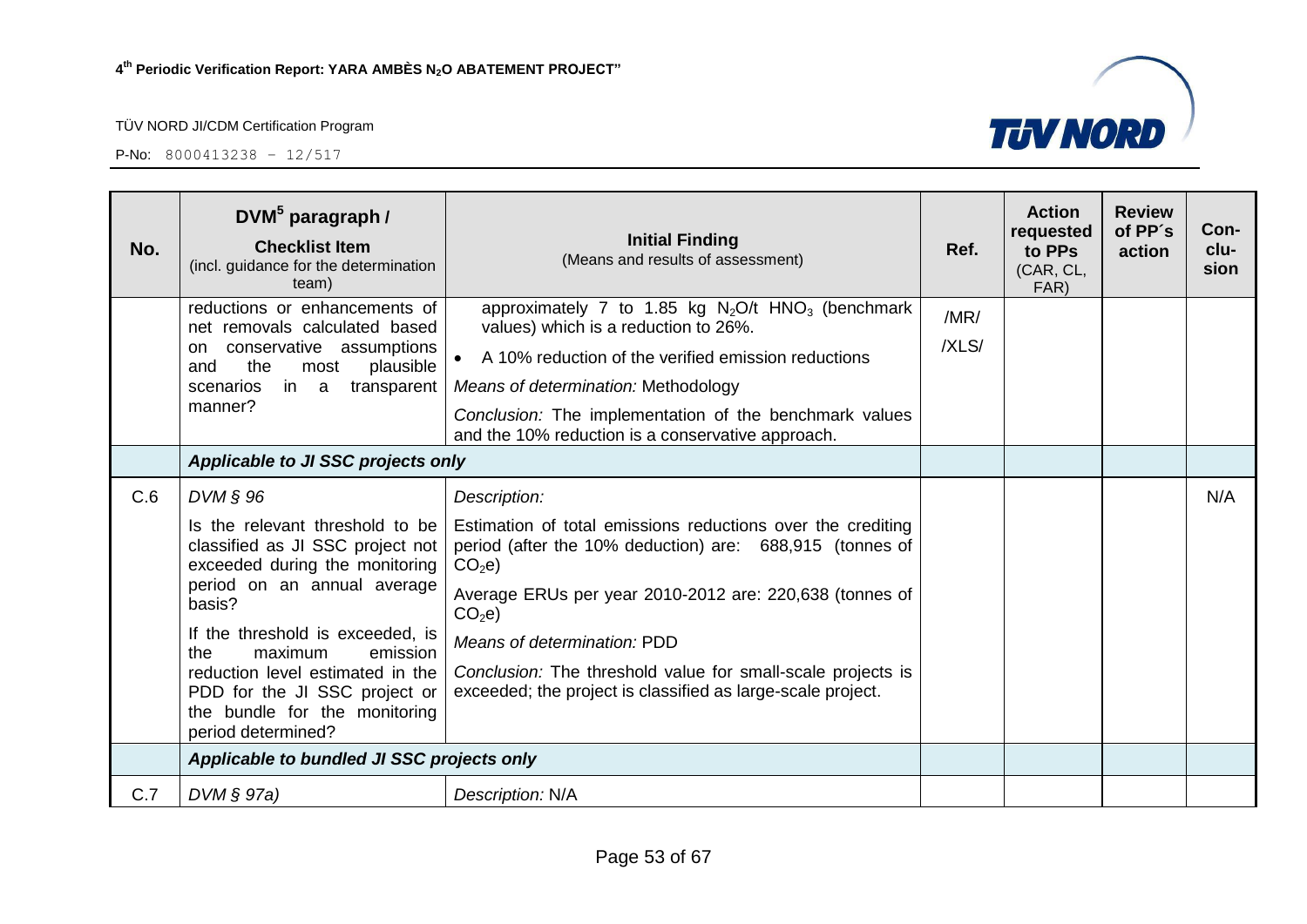| No. | DVM[5] paragraph / **Checklist Item** (incl. guidance for the determination team) | **Initial Finding** (Means and results of assessment) | Ref. | Action requested to PPs (CAR, CL, FAR) | Review of PP´s action | Con-clu-sion |
|---|---|---|---|---|---|---|
| | reductions or enhancements of net removals calculated based on conservative assumptions and the most plausible scenarios in a transparent manner? | approximately 7 to 1.85 kg $N_2O$/t $HNO_3$ (benchmark values) which is a reduction to 26%.<br>• A 10% reduction of the verified emission reductions<br>*Means of determination:* Methodology<br>*Conclusion:* The implementation of the benchmark values and the 10% reduction is a conservative approach. | /MR/<br>/XLS/ | | | |
| | ***Applicable to JI SSC projects only*** | | | | | |
| C.6 | *DVM § 96*<br>Is the relevant threshold to be classified as JI SSC project not exceeded during the monitoring period on an annual average basis?<br>If the threshold is exceeded, is the maximum emission reduction level estimated in the PDD for the JI SSC project or the bundle for the monitoring period determined? | *Description:*<br>Estimation of total emissions reductions over the crediting period (after the 10% deduction) are: 688,915 (tonnes of $CO_2$e)<br>Average ERUs per year 2010-2012 are: 220,638 (tonnes of $CO_2$e)<br>*Means of determination:* PDD<br>*Conclusion:* The threshold value for small-scale projects is exceeded; the project is classified as large-scale project. | | | | N/A |
| | ***Applicable to bundled JI SSC projects only*** | | | | | |
| C.7 | *DVM § 97a)* | *Description:* N/A | | | | |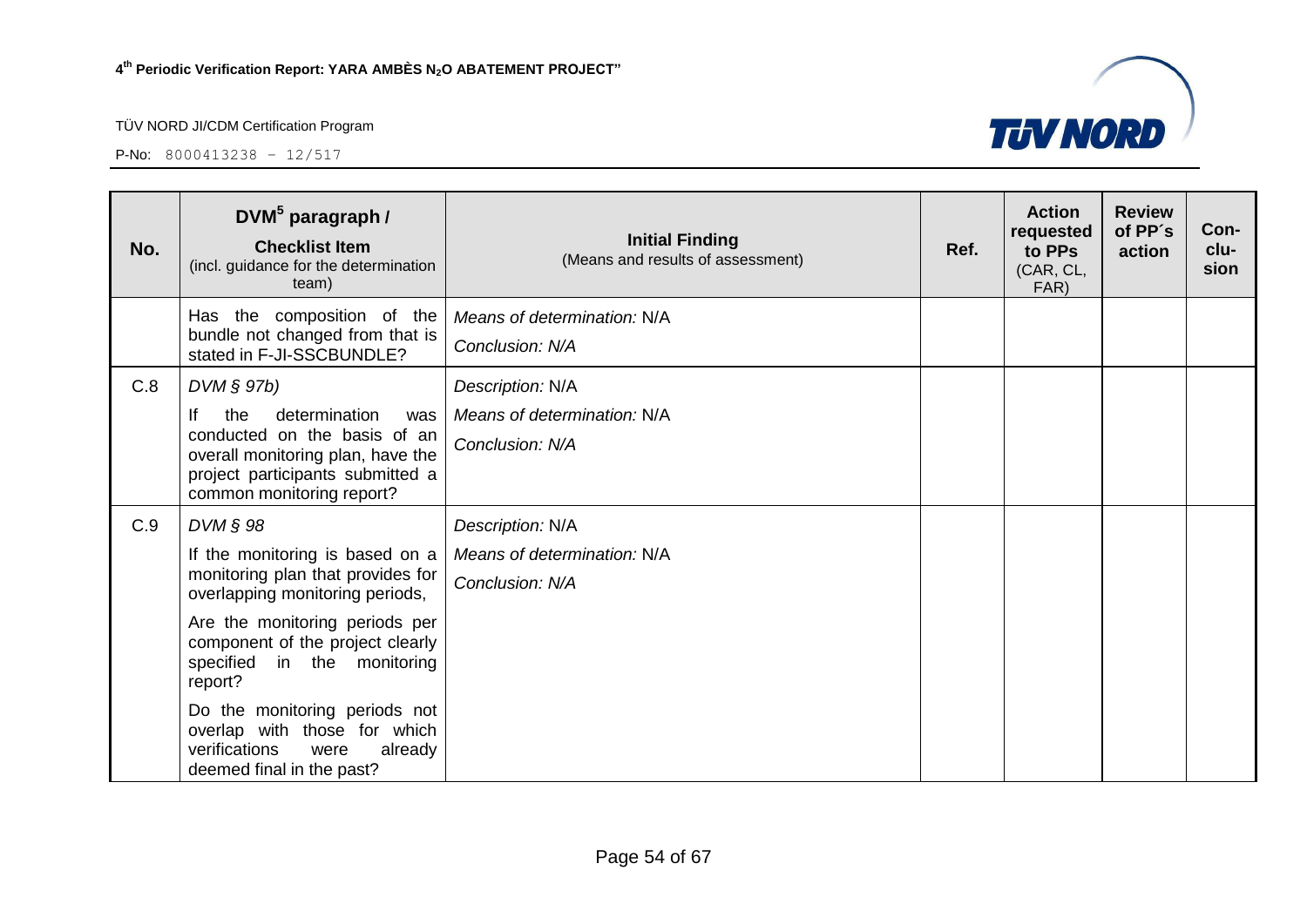| No. | DVM[5] paragraph / **Checklist Item** (incl. guidance for the determination team) | **Initial Finding** (Means and results of assessment) | Ref. | Action requested to PPs (CAR, CL, FAR) | Review of PP´s action | Con-clu-sion |
|---|---|---|---|---|---|---|
| | Has the composition of the bundle not changed from that is stated in F-JI-SSCBUNDLE? | *Means of determination:* N/A<br>*Conclusion: N/A* | | | | |
| C.8 | *DVM § 97b)*<br>If the determination was conducted on the basis of an overall monitoring plan, have the project participants submitted a common monitoring report? | *Description:* N/A<br>*Means of determination:* N/A<br>*Conclusion: N/A* | | | | |
| C.9 | *DVM § 98*<br>If the monitoring is based on a monitoring plan that provides for overlapping monitoring periods,<br>Are the monitoring periods per component of the project clearly specified in the monitoring report?<br>Do the monitoring periods not overlap with those for which verifications were already deemed final in the past? | *Description:* N/A<br>*Means of determination:* N/A<br>*Conclusion: N/A* | | | | |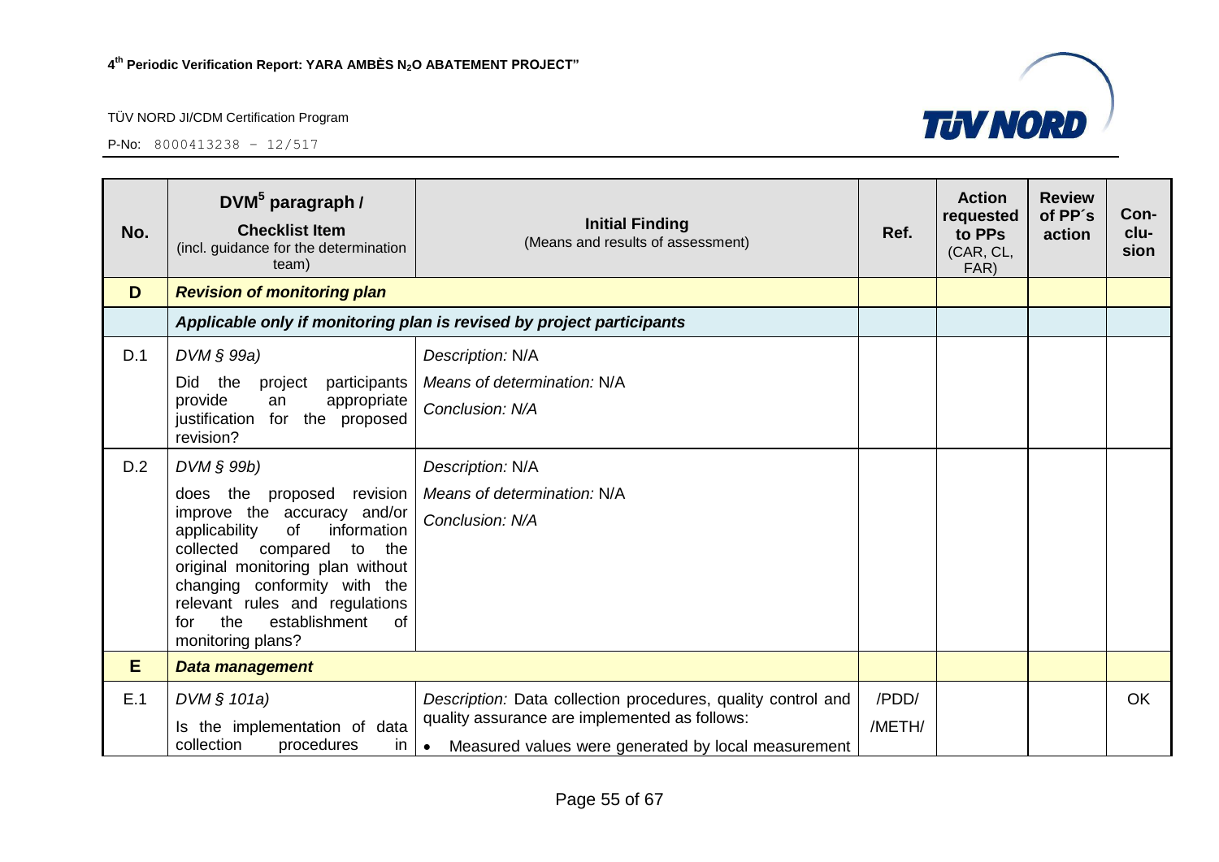| No. | DVM[5] paragraph / **Checklist Item** (incl. guidance for the determination team) | **Initial Finding** (Means and results of assessment) | Ref. | Action requested to PPs (CAR, CL, FAR) | Review of PP´s action | Con-clu-sion |
|---|---|---|---|---|---|---|
| **D** | ***Revision of monitoring plan*** | | | | | |
| | ***Applicable only if monitoring plan is revised by project participants*** | | | | | |
| D.1 | *DVM § 99a)*<br>Did the project participants provide an appropriate justification for the proposed revision? | *Description:* N/A<br>*Means of determination:* N/A<br>*Conclusion: N/A* | | | | |
| D.2 | *DVM § 99b)*<br>does the proposed revision improve the accuracy and/or applicability of information collected compared to the original monitoring plan without changing conformity with the relevant rules and regulations for the establishment of monitoring plans? | *Description:* N/A<br>*Means of determination:* N/A<br>*Conclusion: N/A* | | | | |
| **E** | ***Data management*** | | | | | |
| E.1 | *DVM § 101a)*<br>Is the implementation of data collection procedures in | *Description:* Data collection procedures, quality control and quality assurance are implemented as follows:<br>• Measured values were generated by local measurement | /PDD/<br>/METH/ | | | OK |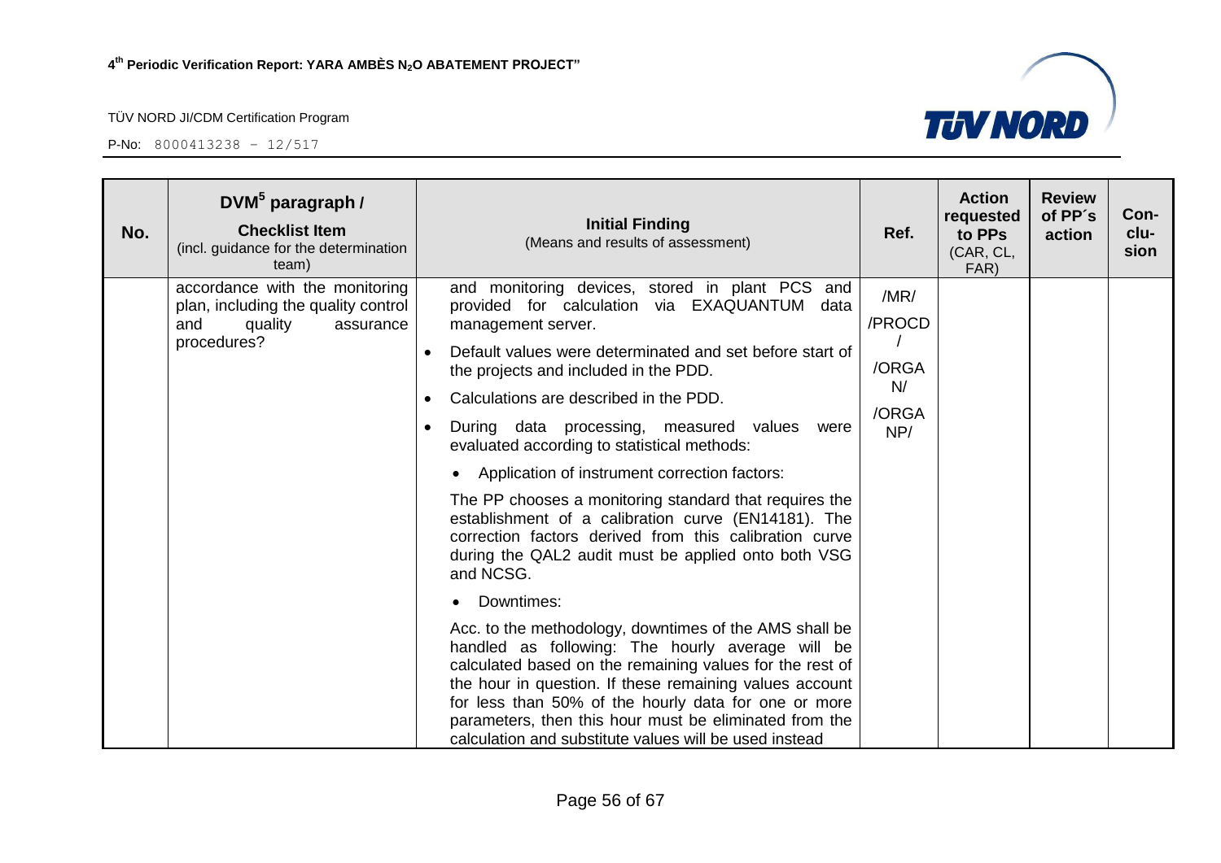| No. | DVM[5] paragraph / Checklist Item (incl. guidance for the determination team) | Initial Finding (Means and results of assessment) | Ref. | Action requested to PPs (CAR, CL, FAR) | Review of PP´s action | Con-clu-sion |
|---|---|---|---|---|---|---|
| | accordance with the monitoring plan, including the quality control and quality assurance procedures? | and monitoring devices, stored in plant PCS and provided for calculation via EXAQUANTUM data management server.<br>• Default values were determinated and set before start of the projects and included in the PDD.<br>• Calculations are described in the PDD.<br>• During data processing, measured values were evaluated according to statistical methods:<br>• Application of instrument correction factors:<br>The PP chooses a monitoring standard that requires the establishment of a calibration curve (EN14181). The correction factors derived from this calibration curve during the QAL2 audit must be applied onto both VSG and NCSG.<br>• Downtimes:<br>Acc. to the methodology, downtimes of the AMS shall be handled as following: The hourly average will be calculated based on the remaining values for the rest of the hour in question. If these remaining values account for less than 50% of the hourly data for one or more parameters, then this hour must be eliminated from the calculation and substitute values will be used instead | /MR/<br>/PROCD/<br>/ORGAN/<br>/ORGANP/ | | | |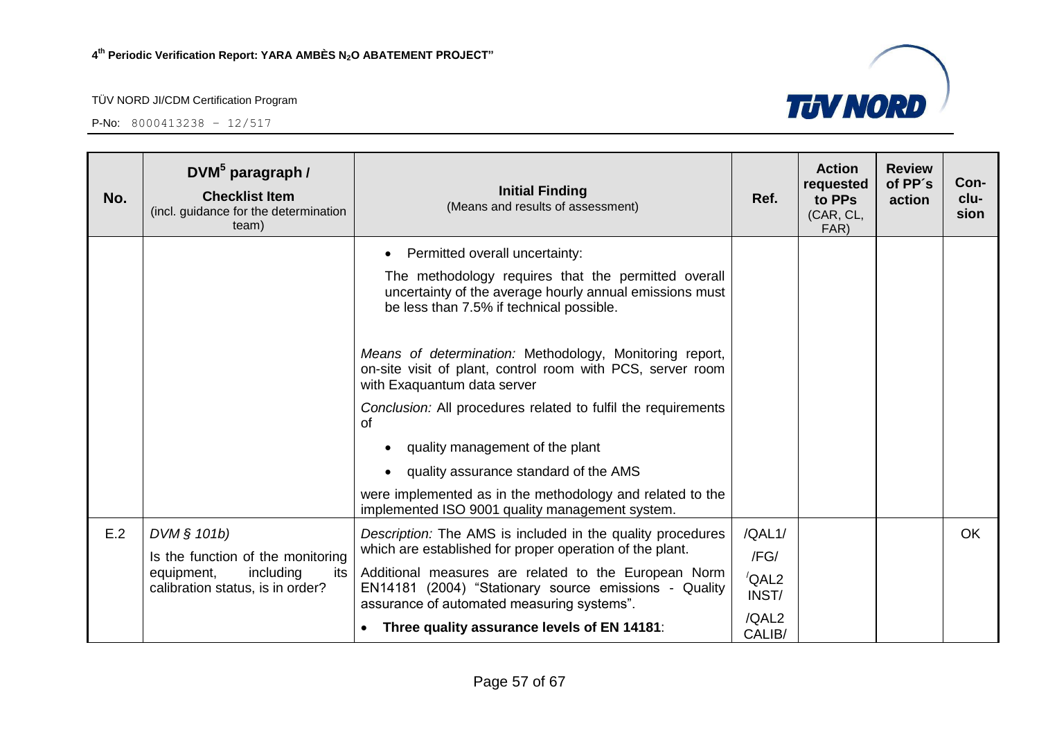| No. | DVM[5] paragraph / **Checklist Item** (incl. guidance for the determination team) | **Initial Finding** (Means and results of assessment) | Ref. | Action requested to PPs (CAR, CL, FAR) | Review of PP´s action | Con-clu-sion |
|---|---|---|---|---|---|---|
| | | • Permitted overall uncertainty:<br>The methodology requires that the permitted overall uncertainty of the average hourly annual emissions must be less than 7.5% if technical possible.<br><br>*Means of determination:* Methodology, Monitoring report, on-site visit of plant, control room with PCS, server room with Exaquantum data server<br>*Conclusion:* All procedures related to fulfil the requirements of<br>• quality management of the plant<br>• quality assurance standard of the AMS<br>were implemented as in the methodology and related to the implemented ISO 9001 quality management system. | | | | |
| E.2 | *DVM § 101b)*<br>Is the function of the monitoring equipment, including its calibration status, is in order? | *Description:* The AMS is included in the quality procedures which are established for proper operation of the plant.<br>Additional measures are related to the European Norm EN14181 (2004) "Stationary source emissions - Quality assurance of automated measuring systems".<br>• **Three quality assurance levels of EN 14181**: | /QAL1/<br>/FG/<br>/QAL2 INST/<br>/QAL2 CALIB/ | | | OK |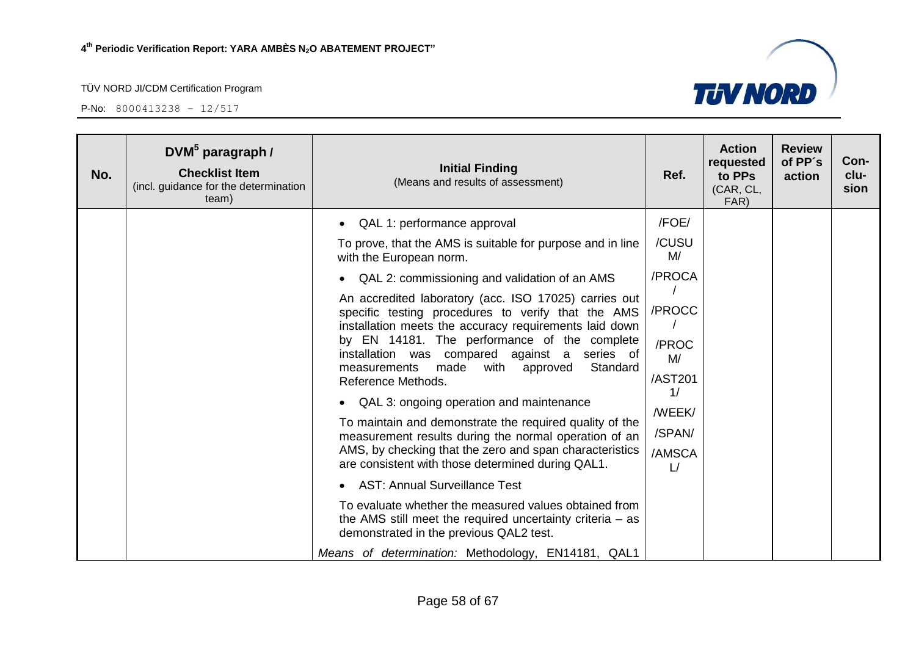| No. | DVM[5] paragraph / **Checklist Item** (incl. guidance for the determination team) | **Initial Finding** (Means and results of assessment) | Ref. | Action requested to PPs (CAR, CL, FAR) | Review of PP´s action | Con-clu-sion |
|---|---|---|---|---|---|---|
| | | • QAL 1: performance approval<br>To prove, that the AMS is suitable for purpose and in line with the European norm.<br>• QAL 2: commissioning and validation of an AMS<br>An accredited laboratory (acc. ISO 17025) carries out specific testing procedures to verify that the AMS installation meets the accuracy requirements laid down by EN 14181. The performance of the complete installation was compared against a series of measurements made with approved Standard Reference Methods.<br>• QAL 3: ongoing operation and maintenance<br>To maintain and demonstrate the required quality of the measurement results during the normal operation of an AMS, by checking that the zero and span characteristics are consistent with those determined during QAL1.<br>• AST: Annual Surveillance Test<br>To evaluate whether the measured values obtained from the AMS still meet the required uncertainty criteria – as demonstrated in the previous QAL2 test.<br>*Means of determination:* Methodology, EN14181, QAL1 | /FOE/<br>/CUSUM/<br>/PROCA/<br>/PROCC/<br>/PROCM/<br>/AST2011/<br>/WEEK/<br>/SPAN/<br>/AMSCAL/ | | | |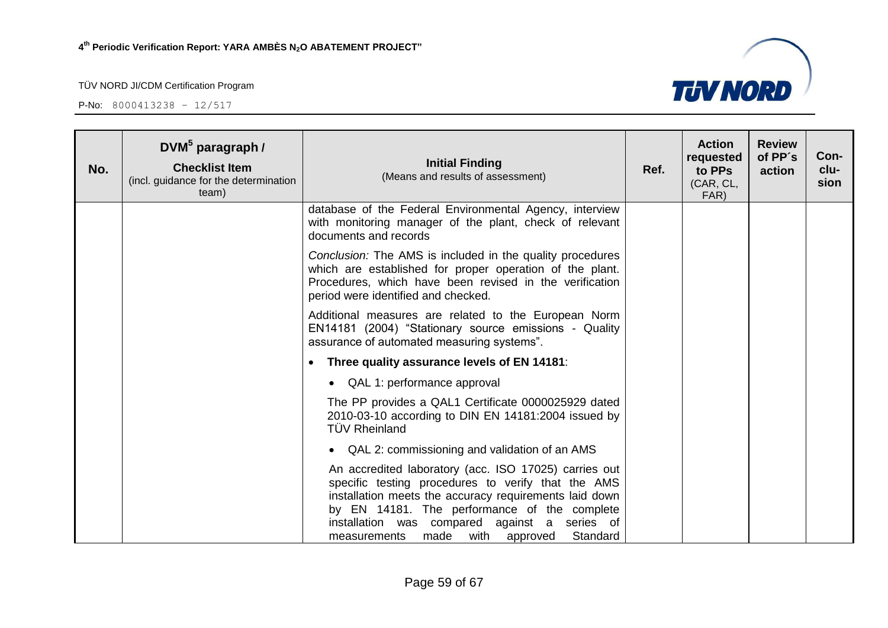| No. | DVM[5] paragraph / **Checklist Item** (incl. guidance for the determination team) | **Initial Finding** (Means and results of assessment) | Ref. | Action requested to PPs (CAR, CL, FAR) | Review of PP´s action | Con-clu-sion |
|---|---|---|---|---|---|---|
| | | database of the Federal Environmental Agency, interview with monitoring manager of the plant, check of relevant documents and records<br><br>*Conclusion:* The AMS is included in the quality procedures which are established for proper operation of the plant. Procedures, which have been revised in the verification period were identified and checked.<br><br>Additional measures are related to the European Norm EN14181 (2004) "Stationary source emissions - Quality assurance of automated measuring systems".<br><br>• **Three quality assurance levels of EN 14181**:<br><br>• QAL 1: performance approval<br><br>The PP provides a QAL1 Certificate 0000025929 dated 2010-03-10 according to DIN EN 14181:2004 issued by TÜV Rheinland<br><br>• QAL 2: commissioning and validation of an AMS<br><br>An accredited laboratory (acc. ISO 17025) carries out specific testing procedures to verify that the AMS installation meets the accuracy requirements laid down by EN 14181. The performance of the complete installation was compared against a series of measurements made with approved Standard | | | | |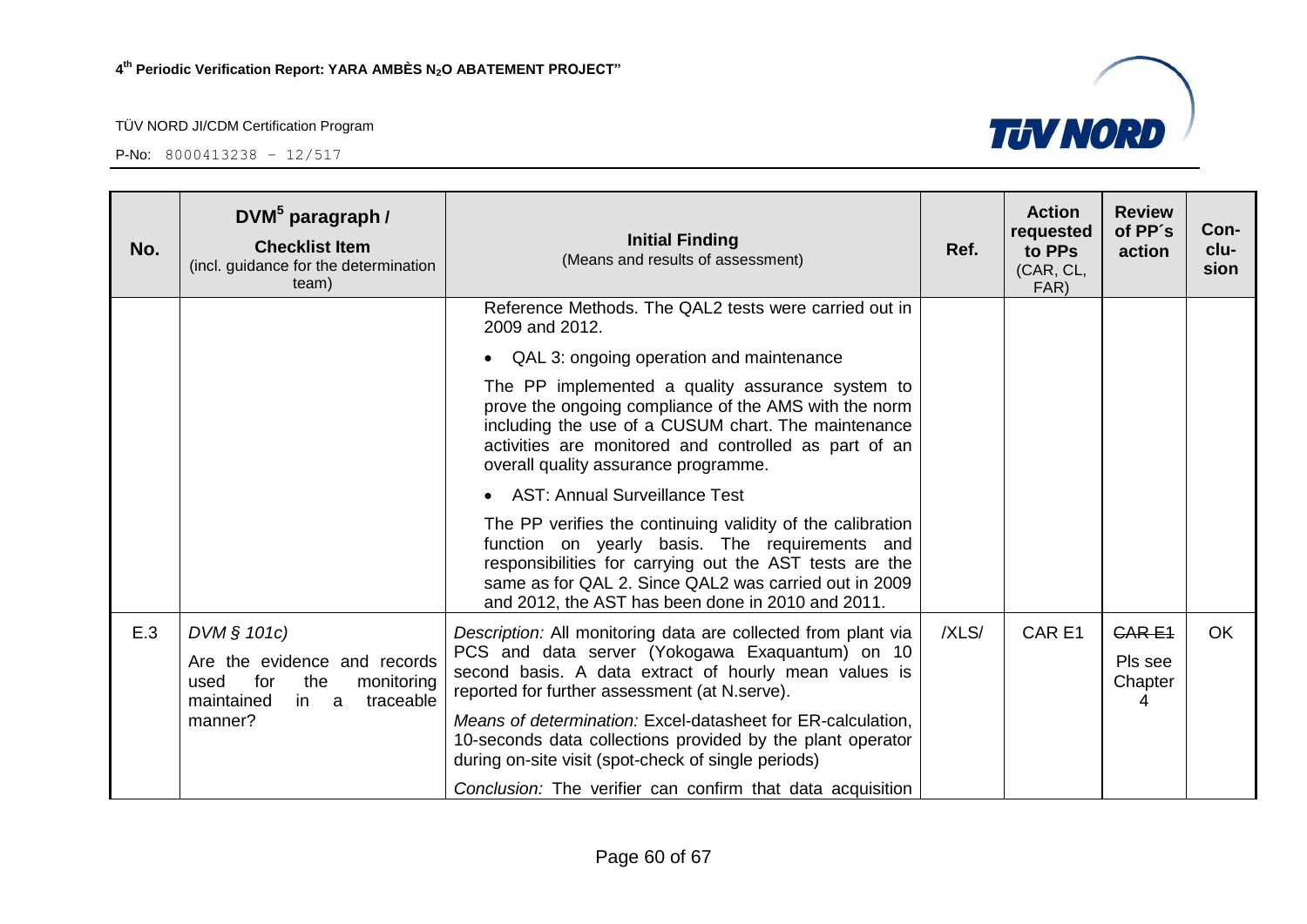| No. | DVM[5] paragraph / **Checklist Item** (incl. guidance for the determination team) | **Initial Finding** (Means and results of assessment) | Ref. | Action requested to PPs (CAR, CL, FAR) | Review of PP´s action | Con-clu-sion |
|---|---|---|---|---|---|---|
| | | Reference Methods. The QAL2 tests were carried out in 2009 and 2012.<br>• QAL 3: ongoing operation and maintenance<br>The PP implemented a quality assurance system to prove the ongoing compliance of the AMS with the norm including the use of a CUSUM chart. The maintenance activities are monitored and controlled as part of an overall quality assurance programme.<br>• AST: Annual Surveillance Test<br>The PP verifies the continuing validity of the calibration function on yearly basis. The requirements and responsibilities for carrying out the AST tests are the same as for QAL 2. Since QAL2 was carried out in 2009 and 2012, the AST has been done in 2010 and 2011. | | | | |
| E.3 | *DVM § 101c)*<br>Are the evidence and records used for the monitoring maintained in a traceable manner? | *Description:* All monitoring data are collected from plant via PCS and data server (Yokogawa Exaquantum) on 10 second basis. A data extract of hourly mean values is reported for further assessment (at N.serve).<br>*Means of determination:* Excel-datasheet for ER-calculation, 10-seconds data collections provided by the plant operator during on-site visit (spot-check of single periods)<br>*Conclusion:* The verifier can confirm that data acquisition | /XLS/ | CAR E1 | ~~CAR E1~~<br>Pls see Chapter 4 | OK |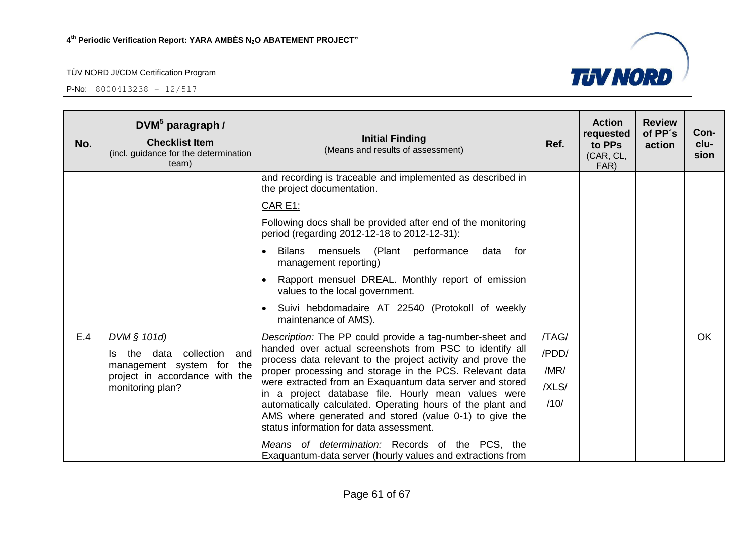| No. | DVM[5] paragraph / Checklist Item (incl. guidance for the determination team) | Initial Finding (Means and results of assessment) | Ref. | Action requested to PPs (CAR, CL, FAR) | Review of PP´s action | Con-clu-sion |
|---|---|---|---|---|---|---|
| | | and recording is traceable and implemented as described in the project documentation.<br><br>CAR E1:<br><br>Following docs shall be provided after end of the monitoring period (regarding 2012-12-18 to 2012-12-31):<br><br>• Bilans mensuels (Plant performance data for management reporting)<br>• Rapport mensuel DREAL. Monthly report of emission values to the local government.<br>• Suivi hebdomadaire AT 22540 (Protokoll of weekly maintenance of AMS). | | | | |
| E.4 | *DVM § 101d)*<br><br>Is the data collection and management system for the project in accordance with the monitoring plan? | *Description:* The PP could provide a tag-number-sheet and handed over actual screenshots from PSC to identify all process data relevant to the project activity and prove the proper processing and storage in the PCS. Relevant data were extracted from an Exaquantum data server and stored in a project database file. Hourly mean values were automatically calculated. Operating hours of the plant and AMS where generated and stored (value 0-1) to give the status information for data assessment.<br><br>*Means of determination:* Records of the PCS, the Exaquantum-data server (hourly values and extractions from | /TAG/<br>/PDD/<br>/MR/<br>/XLS/<br>/10/ | | | OK |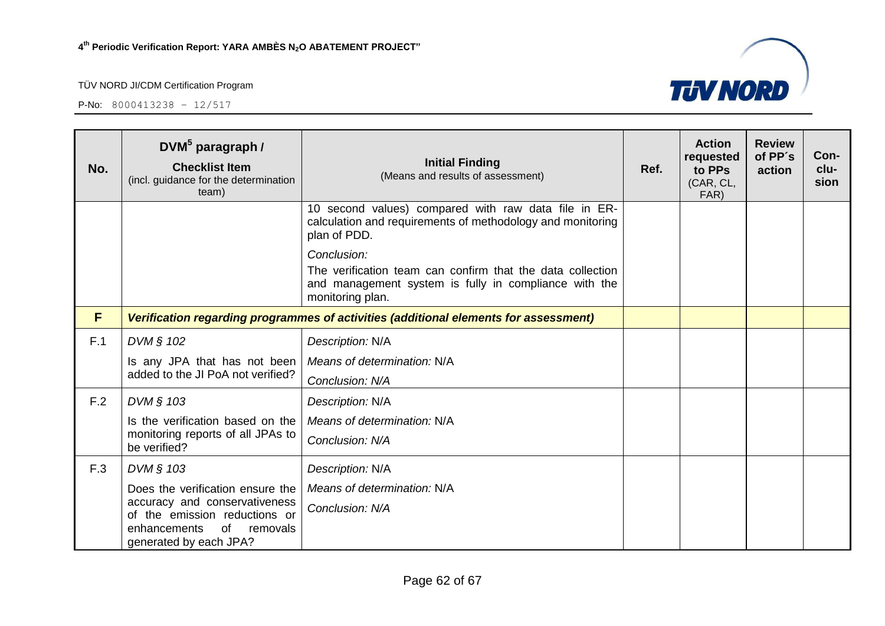| No. | DVM[5] paragraph / **Checklist Item** (incl. guidance for the determination team) | **Initial Finding** (Means and results of assessment) | Ref. | Action requested to PPs (CAR, CL, FAR) | Review of PP´s action | Con-clu-sion |
|---|---|---|---|---|---|---|
| | | 10 second values) compared with raw data file in ER-calculation and requirements of methodology and monitoring plan of PDD.<br><br>*Conclusion:*<br>The verification team can confirm that the data collection and management system is fully in compliance with the monitoring plan. | | | | |
| **F** | ***Verification regarding programmes of activities (additional elements for assessment)*** | | | | | |
| F.1 | *DVM § 102*<br><br>Is any JPA that has not been added to the JI PoA not verified? | *Description:* N/A<br><br>*Means of determination:* N/A<br><br>*Conclusion: N/A* | | | | |
| F.2 | *DVM § 103*<br><br>Is the verification based on the monitoring reports of all JPAs to be verified? | *Description:* N/A<br><br>*Means of determination:* N/A<br><br>*Conclusion: N/A* | | | | |
| F.3 | *DVM § 103*<br><br>Does the verification ensure the accuracy and conservativeness of the emission reductions or enhancements of removals generated by each JPA? | *Description:* N/A<br><br>*Means of determination:* N/A<br><br>*Conclusion: N/A* | | | | |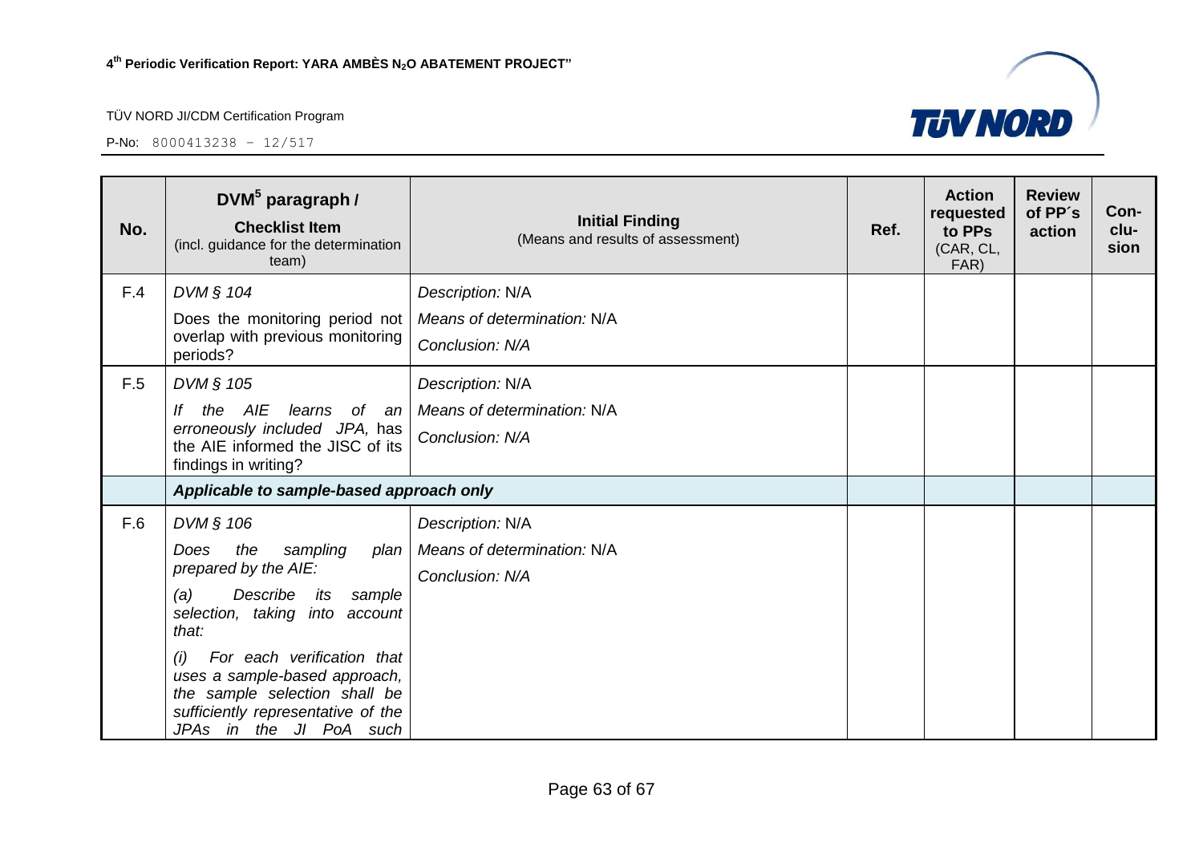| No. | DVM[5] paragraph / **Checklist Item** (incl. guidance for the determination team) | **Initial Finding** (Means and results of assessment) | Ref. | Action requested to PPs (CAR, CL, FAR) | Review of PP´s action | Con-clu-sion |
|---|---|---|---|---|---|---|
| F.4 | *DVM § 104*<br>Does the monitoring period not overlap with previous monitoring periods? | *Description:* N/A<br>*Means of determination:* N/A<br>*Conclusion: N/A* | | | | |
| F.5 | *DVM § 105*<br>*If the AIE learns of an erroneously included JPA,* has the AIE informed the JISC of its findings in writing? | *Description:* N/A<br>*Means of determination:* N/A<br>*Conclusion: N/A* | | | | |
| | ***Applicable to sample-based approach only*** | | | | | |
| F.6 | *DVM § 106*<br>*Does the sampling plan prepared by the AIE:*<br>*(a) Describe its sample selection, taking into account that:*<br>*(i) For each verification that uses a sample-based approach, the sample selection shall be sufficiently representative of the JPAs in the JI PoA such* | *Description:* N/A<br>*Means of determination:* N/A<br>*Conclusion: N/A* | | | | |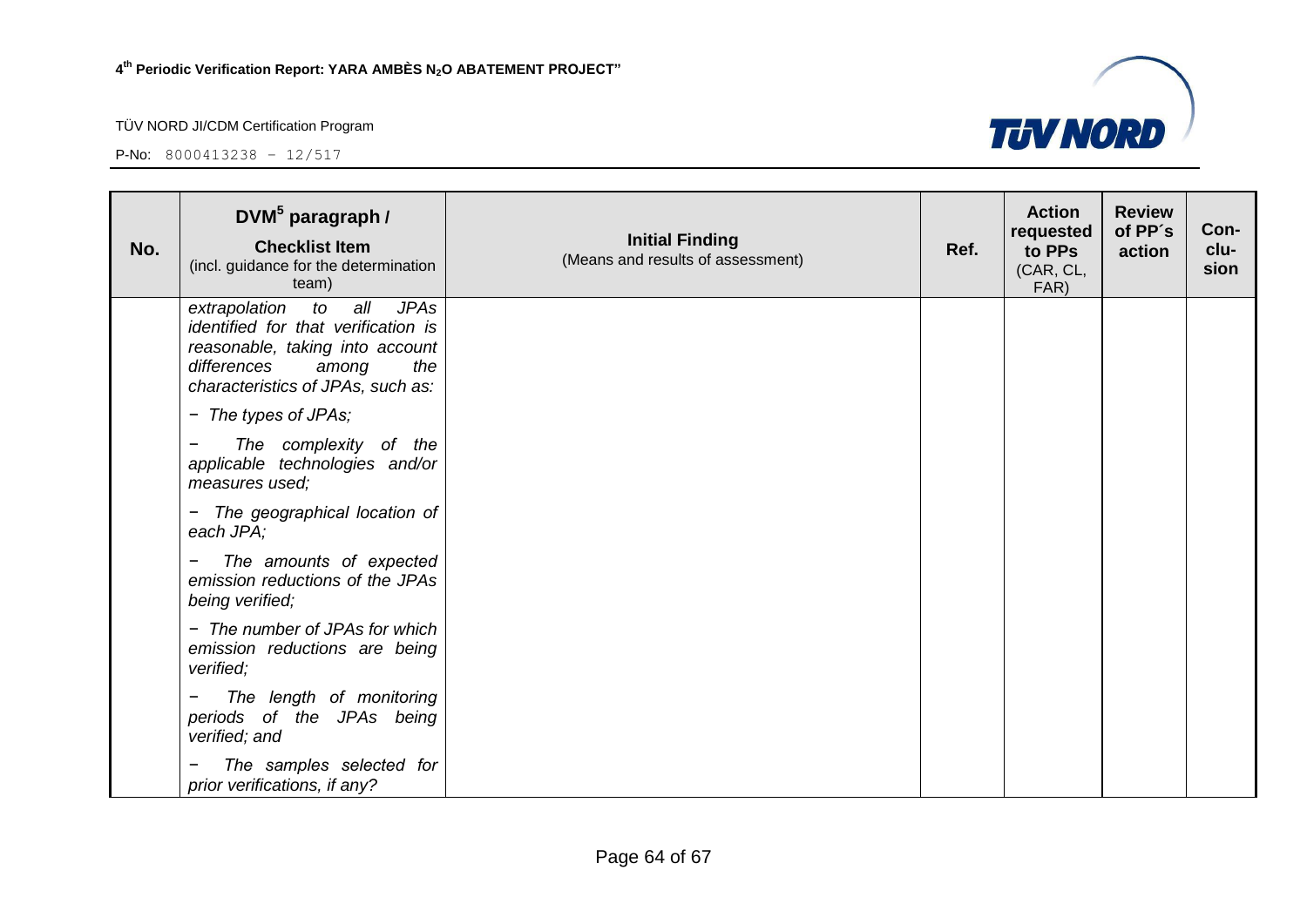| No. | DVM[5] paragraph / **Checklist Item** (incl. guidance for the determination team) | **Initial Finding** (Means and results of assessment) | Ref. | Action requested to PPs (CAR, CL, FAR) | Review of PP´s action | Con-clu-sion |
|---|---|---|---|---|---|---|
| | *extrapolation to all JPAs identified for that verification is reasonable, taking into account differences among the characteristics of JPAs, such as:* | | | | | |
| | *− The types of JPAs;* | | | | | |
| | *− The complexity of the applicable technologies and/or measures used;* | | | | | |
| | *− The geographical location of each JPA;* | | | | | |
| | *− The amounts of expected emission reductions of the JPAs being verified;* | | | | | |
| | *− The number of JPAs for which emission reductions are being verified;* | | | | | |
| | *− The length of monitoring periods of the JPAs being verified; and* | | | | | |
| | *− The samples selected for prior verifications, if any?* | | | | | |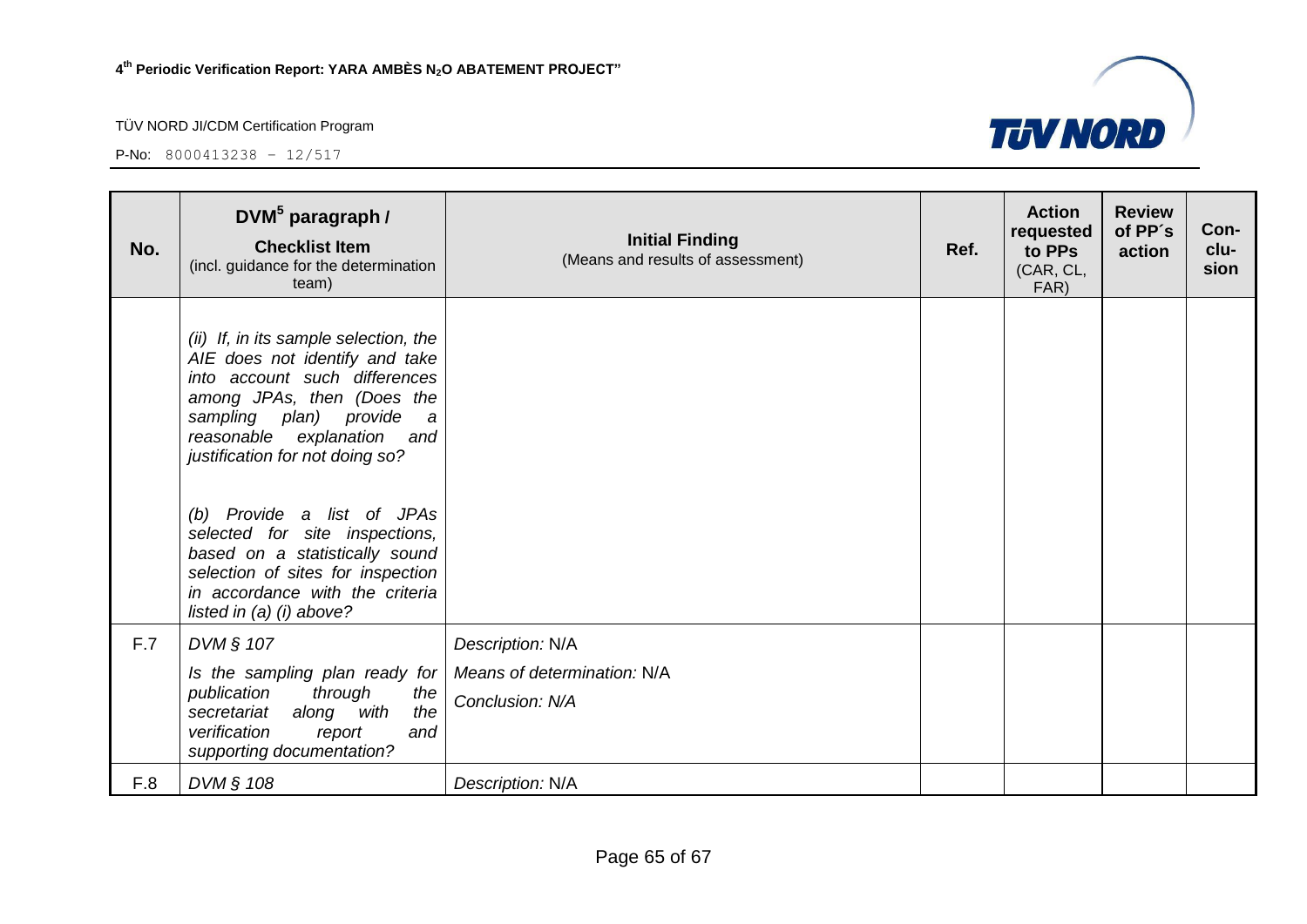| No. | DVM[5] paragraph / **Checklist Item** (incl. guidance for the determination team) | **Initial Finding** (Means and results of assessment) | Ref. | Action requested to PPs (CAR, CL, FAR) | Review of PP´s action | Con-clu-sion |
|---|---|---|---|---|---|---|
| | *(ii) If, in its sample selection, the AIE does not identify and take into account such differences among JPAs, then (Does the sampling plan) provide a reasonable explanation and justification for not doing so?* <br><br> *(b) Provide a list of JPAs selected for site inspections, based on a statistically sound selection of sites for inspection in accordance with the criteria listed in (a) (i) above?* | | | | | |
| F.7 | *DVM § 107* <br> *Is the sampling plan ready for publication through the secretariat along with the verification report and supporting documentation?* | *Description:* N/A <br> *Means of determination:* N/A <br> *Conclusion: N/A* | | | | |
| F.8 | *DVM § 108* | *Description:* N/A | | | | |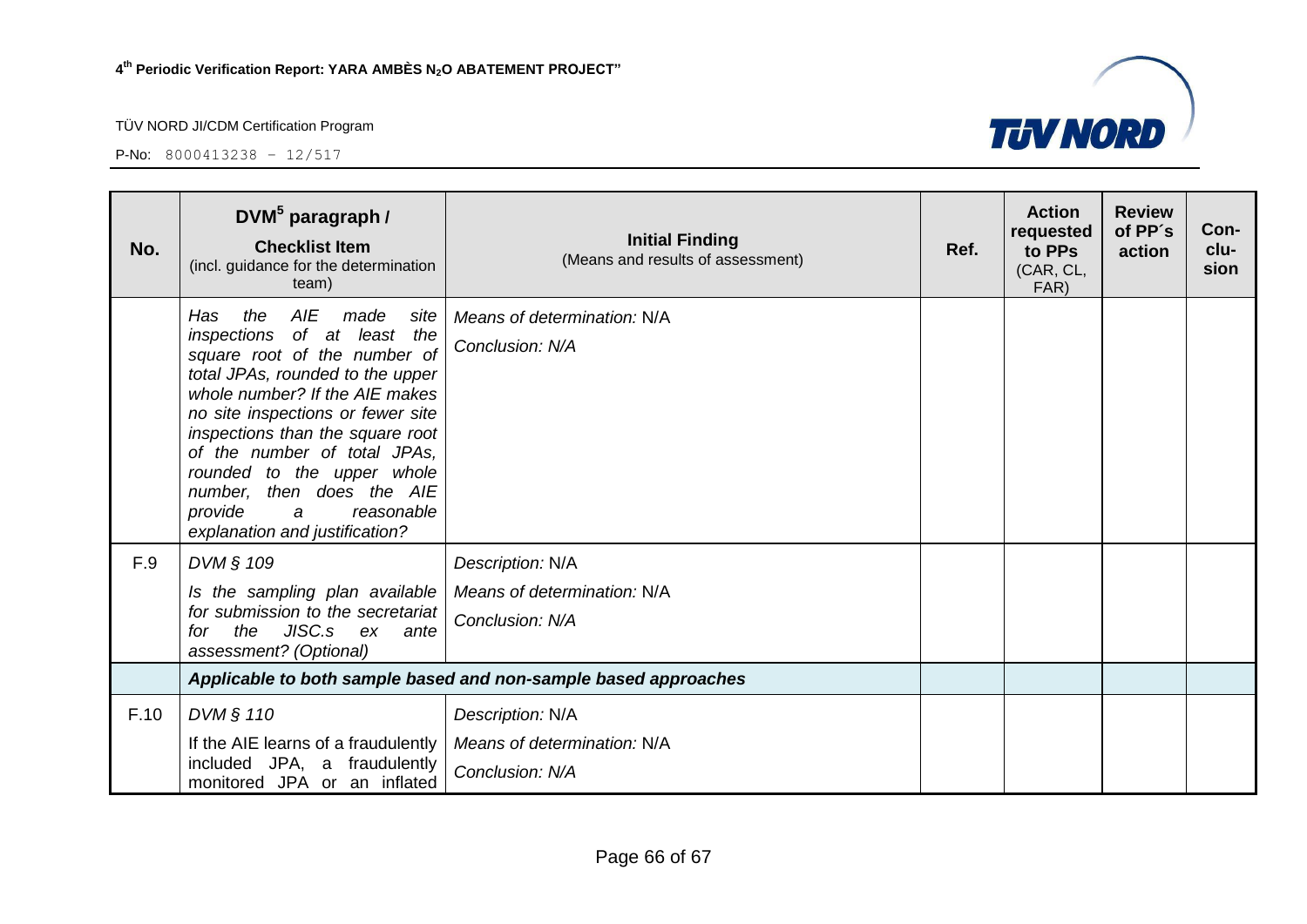| No. | DVM[5] paragraph / **Checklist Item** (incl. guidance for the determination team) | **Initial Finding** (Means and results of assessment) | Ref. | Action requested to PPs (CAR, CL, FAR) | Review of PP´s action | Con-clu-sion |
|---|---|---|---|---|---|---|
| | *Has the AIE made site inspections of at least the square root of the number of total JPAs, rounded to the upper whole number? If the AIE makes no site inspections or fewer site inspections than the square root of the number of total JPAs, rounded to the upper whole number, then does the AIE provide a reasonable explanation and justification?* | *Means of determination:* N/A<br>*Conclusion: N/A* | | | | |
| F.9 | *DVM § 109*<br>*Is the sampling plan available for submission to the secretariat for the JISC.s ex ante assessment? (Optional)* | *Description:* N/A<br>*Means of determination:* N/A<br>*Conclusion: N/A* | | | | |
| | ***Applicable to both sample based and non-sample based approaches*** | | | | | |
| F.10 | *DVM § 110*<br>If the AIE learns of a fraudulently included JPA, a fraudulently monitored JPA or an inflated | *Description:* N/A<br>*Means of determination:* N/A<br>*Conclusion: N/A* | | | | |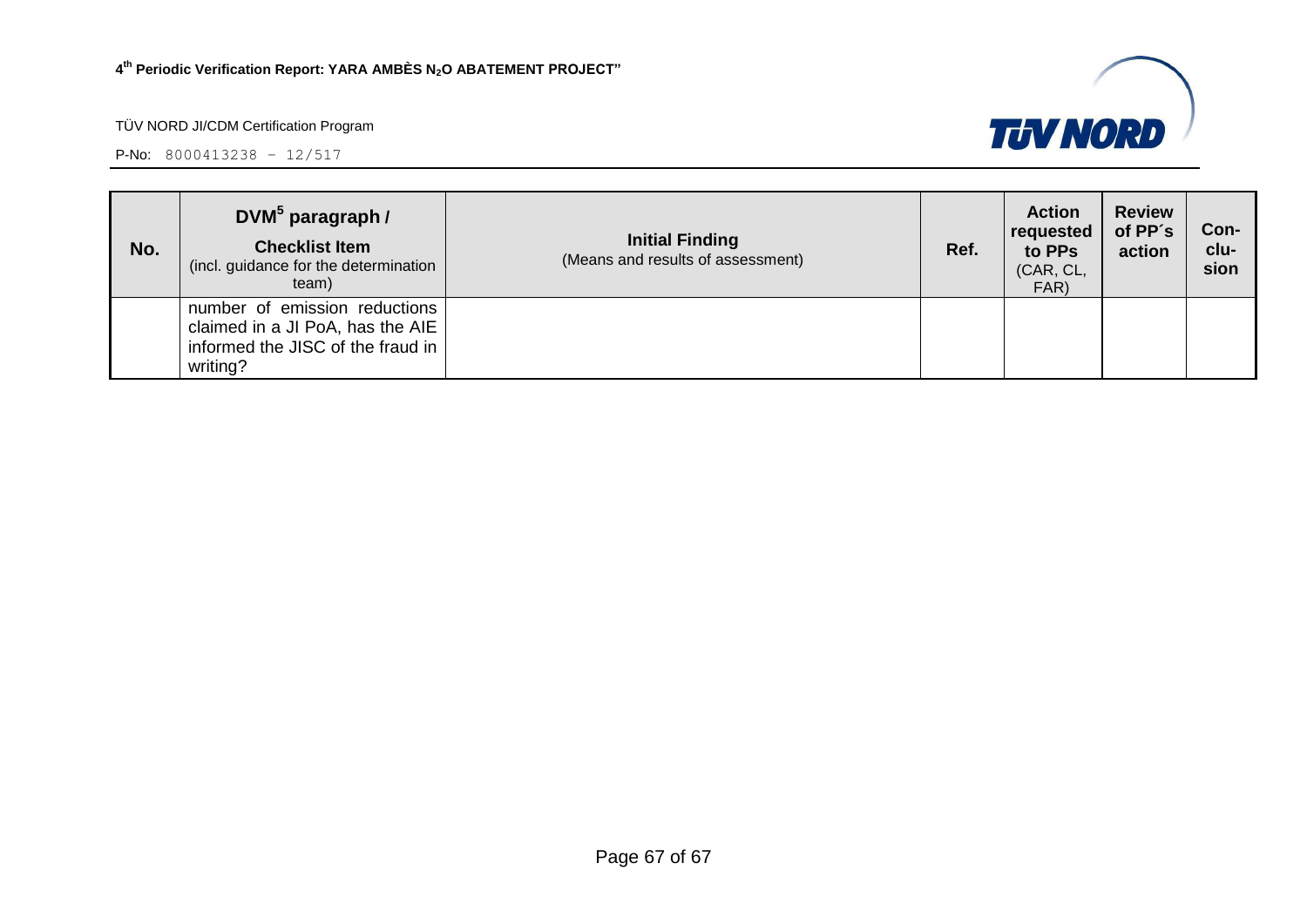| No. | DVM[5] paragraph / **Checklist Item** (incl. guidance for the determination team) | **Initial Finding** (Means and results of assessment) | Ref. | Action requested to PPs (CAR, CL, FAR) | Review of PP´s action | Con-clu-sion |
|---|---|---|---|---|---|---|
| | number of emission reductions claimed in a JI PoA, has the AIE informed the JISC of the fraud in writing? | | | | | |